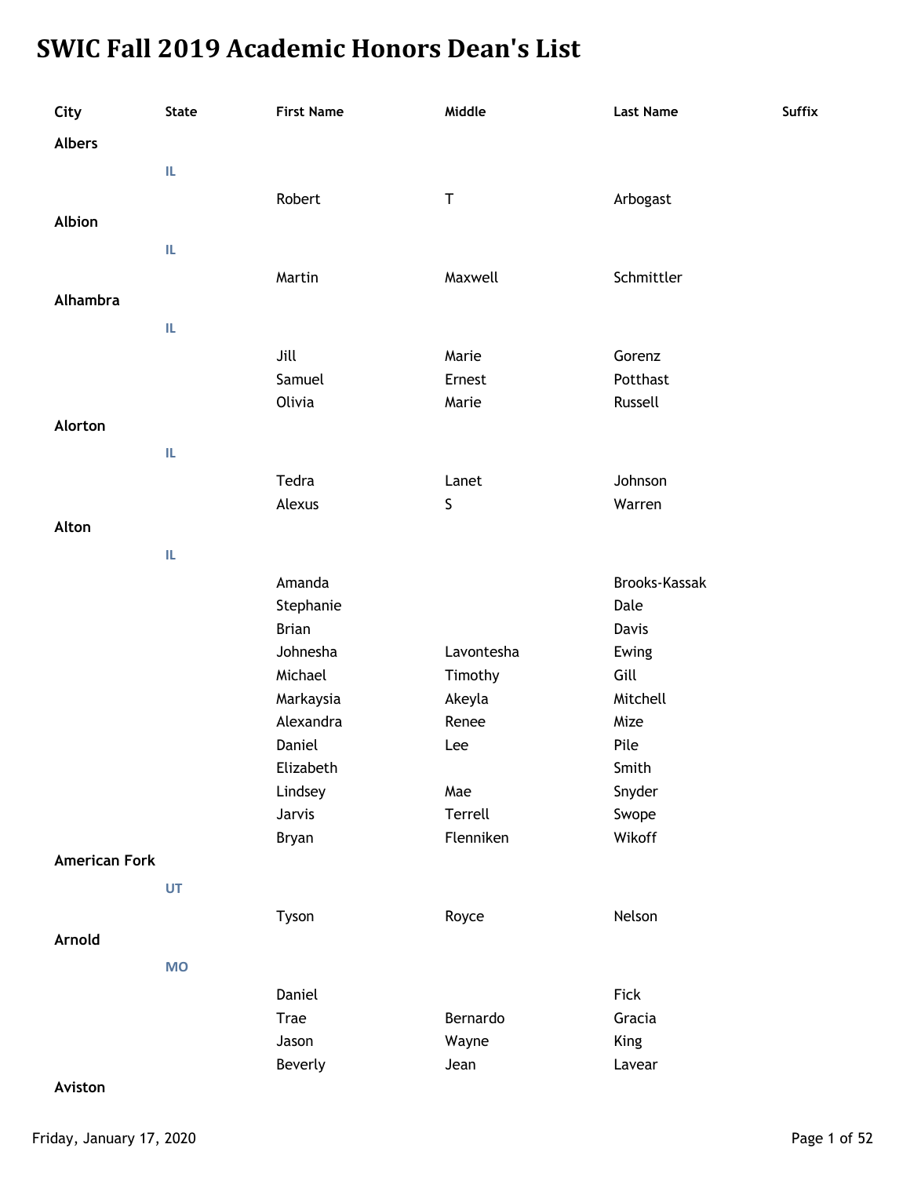# SWIC Fall 2019 Academic Honors Dean's List

| City | State | First Name | Middle | Last Name | Suffix |
| --- | --- | --- | --- | --- | --- |
| Albers | | | | | |
| | IL | | | | |
| | | Robert | T | Arbogast | |
| Albion | | | | | |
| | IL | | | | |
| | | Martin | Maxwell | Schmittler | |
| Alhambra | | | | | |
| | IL | | | | |
| | | Jill | Marie | Gorenz | |
| | | Samuel | Ernest | Potthast | |
| | | Olivia | Marie | Russell | |
| Alorton | | | | | |
| | IL | | | | |
| | | Tedra | Lanet | Johnson | |
| | | Alexus | S | Warren | |
| Alton | | | | | |
| | IL | | | | |
| | | Amanda | | Brooks-Kassak | |
| | | Stephanie | | Dale | |
| | | Brian | | Davis | |
| | | Johnesha | Lavontesha | Ewing | |
| | | Michael | Timothy | Gill | |
| | | Markaysia | Akeyla | Mitchell | |
| | | Alexandra | Renee | Mize | |
| | | Daniel | Lee | Pile | |
| | | Elizabeth | | Smith | |
| | | Lindsey | Mae | Snyder | |
| | | Jarvis | Terrell | Swope | |
| | | Bryan | Flenniken | Wikoff | |
| American Fork | | | | | |
| | UT | | | | |
| | | Tyson | Royce | Nelson | |
| Arnold | | | | | |
| | MO | | | | |
| | | Daniel | | Fick | |
| | | Trae | Bernardo | Gracia | |
| | | Jason | Wayne | King | |
| | | Beverly | Jean | Lavear | |
| Aviston | | | | | |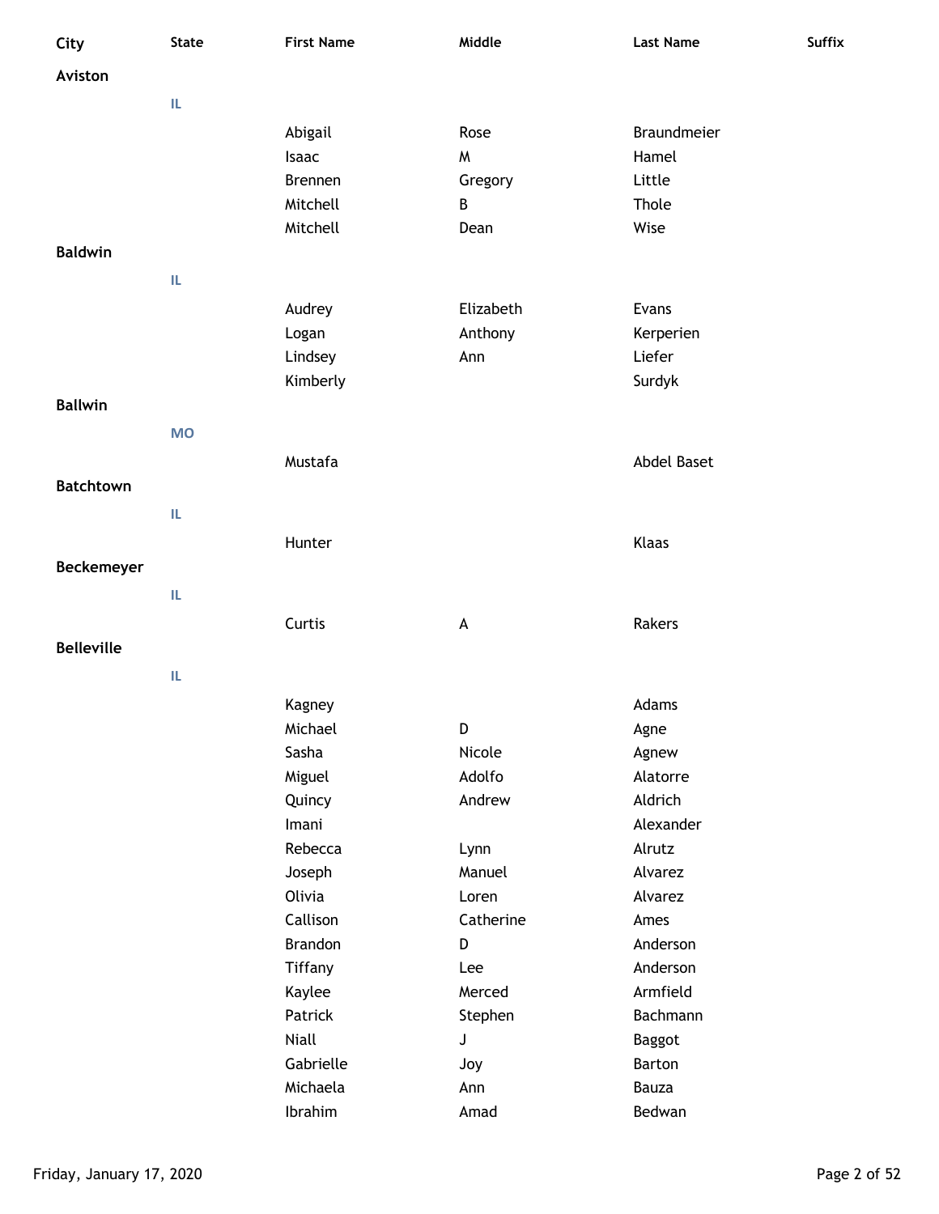| City | State | First Name | Middle | Last Name | Suffix |
|---|---|---|---|---|---|
| **Aviston** | | | | | |
| | IL | | | | |
| | | Abigail | Rose | Braundmeier | |
| | | Isaac | M | Hamel | |
| | | Brennen | Gregory | Little | |
| | | Mitchell | B | Thole | |
| | | Mitchell | Dean | Wise | |
| **Baldwin** | | | | | |
| | IL | | | | |
| | | Audrey | Elizabeth | Evans | |
| | | Logan | Anthony | Kerperien | |
| | | Lindsey | Ann | Liefer | |
| | | Kimberly | | Surdyk | |
| **Ballwin** | | | | | |
| | MO | | | | |
| | | Mustafa | | Abdel Baset | |
| **Batchtown** | | | | | |
| | IL | | | | |
| | | Hunter | | Klaas | |
| **Beckemeyer** | | | | | |
| | IL | | | | |
| | | Curtis | A | Rakers | |
| **Belleville** | | | | | |
| | IL | | | | |
| | | Kagney | | Adams | |
| | | Michael | D | Agne | |
| | | Sasha | Nicole | Agnew | |
| | | Miguel | Adolfo | Alatorre | |
| | | Quincy | Andrew | Aldrich | |
| | | Imani | | Alexander | |
| | | Rebecca | Lynn | Alrutz | |
| | | Joseph | Manuel | Alvarez | |
| | | Olivia | Loren | Alvarez | |
| | | Callison | Catherine | Ames | |
| | | Brandon | D | Anderson | |
| | | Tiffany | Lee | Anderson | |
| | | Kaylee | Merced | Armfield | |
| | | Patrick | Stephen | Bachmann | |
| | | Niall | J | Baggot | |
| | | Gabrielle | Joy | Barton | |
| | | Michaela | Ann | Bauza | |
| | | Ibrahim | Amad | Bedwan | |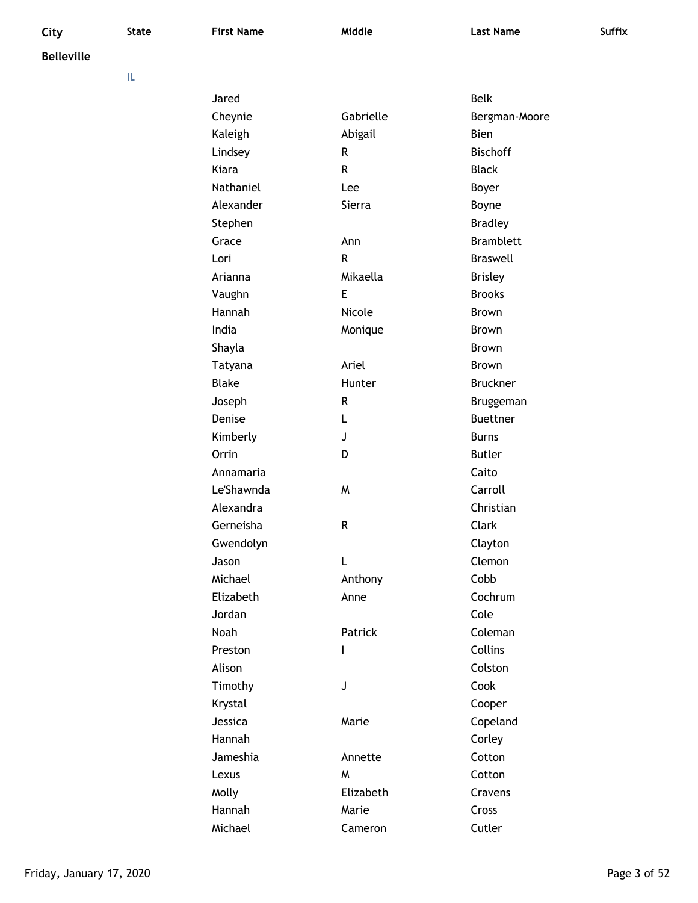| City | State | First Name | Middle | Last Name | Suffix |
|---|---|---|---|---|---|
| **Belleville** | | | | | |
| | IL | | | | |
| | | Jared | | Belk | |
| | | Cheynie | Gabrielle | Bergman-Moore | |
| | | Kaleigh | Abigail | Bien | |
| | | Lindsey | R | Bischoff | |
| | | Kiara | R | Black | |
| | | Nathaniel | Lee | Boyer | |
| | | Alexander | Sierra | Boyne | |
| | | Stephen | | Bradley | |
| | | Grace | Ann | Bramblett | |
| | | Lori | R | Braswell | |
| | | Arianna | Mikaella | Brisley | |
| | | Vaughn | E | Brooks | |
| | | Hannah | Nicole | Brown | |
| | | India | Monique | Brown | |
| | | Shayla | | Brown | |
| | | Tatyana | Ariel | Brown | |
| | | Blake | Hunter | Bruckner | |
| | | Joseph | R | Bruggeman | |
| | | Denise | L | Buettner | |
| | | Kimberly | J | Burns | |
| | | Orrin | D | Butler | |
| | | Annamaria | | Caito | |
| | | Le'Shawnda | M | Carroll | |
| | | Alexandra | | Christian | |
| | | Gerneisha | R | Clark | |
| | | Gwendolyn | | Clayton | |
| | | Jason | L | Clemon | |
| | | Michael | Anthony | Cobb | |
| | | Elizabeth | Anne | Cochrum | |
| | | Jordan | | Cole | |
| | | Noah | Patrick | Coleman | |
| | | Preston | I | Collins | |
| | | Alison | | Colston | |
| | | Timothy | J | Cook | |
| | | Krystal | | Cooper | |
| | | Jessica | Marie | Copeland | |
| | | Hannah | | Corley | |
| | | Jameshia | Annette | Cotton | |
| | | Lexus | M | Cotton | |
| | | Molly | Elizabeth | Cravens | |
| | | Hannah | Marie | Cross | |
| | | Michael | Cameron | Cutler | |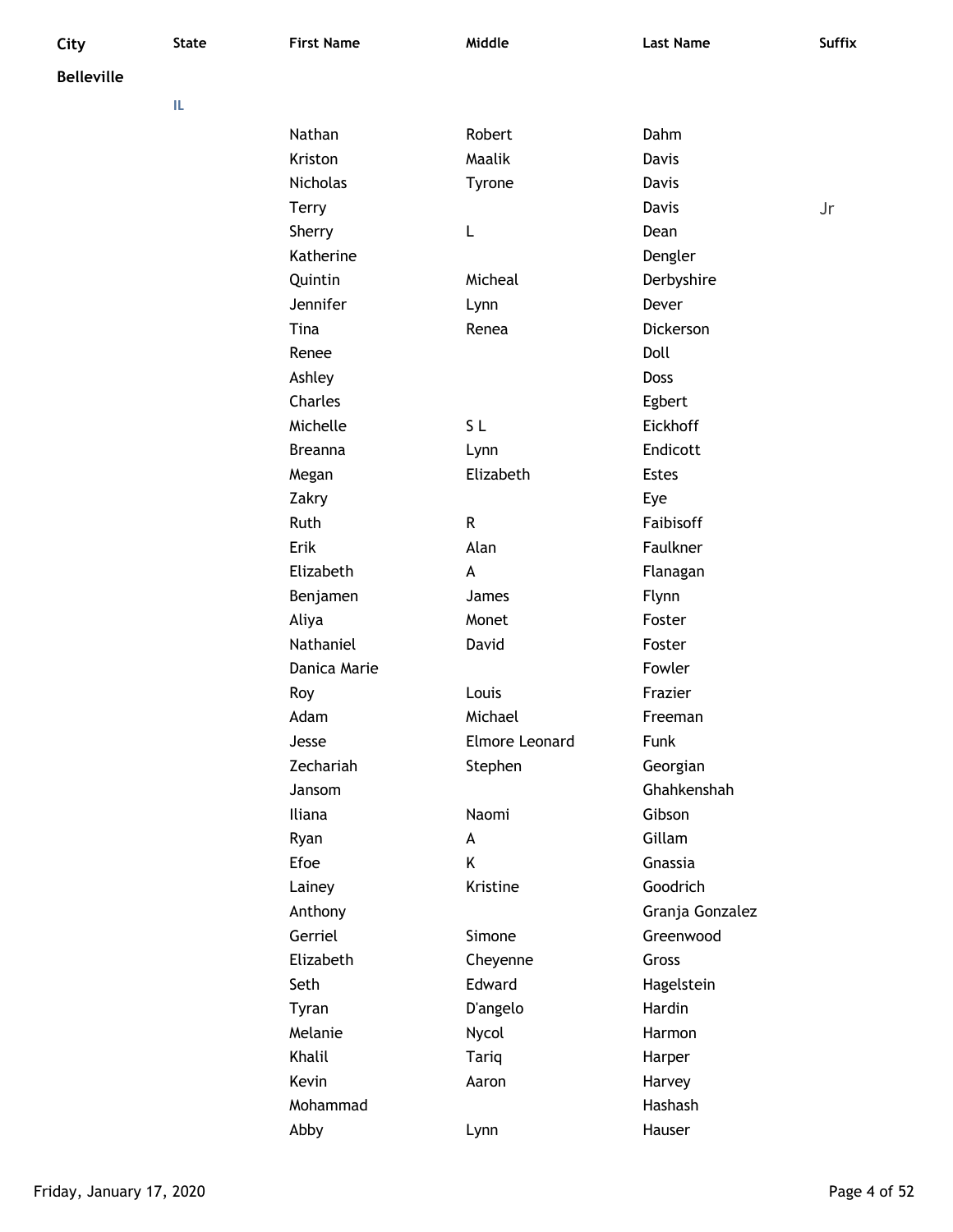| City | State | First Name | Middle | Last Name | Suffix |
|---|---|---|---|---|---|
| Belleville | | | | | |
| | IL | | | | |
| | | Nathan | Robert | Dahm | |
| | | Kriston | Maalik | Davis | |
| | | Nicholas | Tyrone | Davis | |
| | | Terry | | Davis | Jr |
| | | Sherry | L | Dean | |
| | | Katherine | | Dengler | |
| | | Quintin | Micheal | Derbyshire | |
| | | Jennifer | Lynn | Dever | |
| | | Tina | Renea | Dickerson | |
| | | Renee | | Doll | |
| | | Ashley | | Doss | |
| | | Charles | | Egbert | |
| | | Michelle | S L | Eickhoff | |
| | | Breanna | Lynn | Endicott | |
| | | Megan | Elizabeth | Estes | |
| | | Zakry | | Eye | |
| | | Ruth | R | Faibisoff | |
| | | Erik | Alan | Faulkner | |
| | | Elizabeth | A | Flanagan | |
| | | Benjamen | James | Flynn | |
| | | Aliya | Monet | Foster | |
| | | Nathaniel | David | Foster | |
| | | Danica Marie | | Fowler | |
| | | Roy | Louis | Frazier | |
| | | Adam | Michael | Freeman | |
| | | Jesse | Elmore Leonard | Funk | |
| | | Zechariah | Stephen | Georgian | |
| | | Jansom | | Ghahkenshah | |
| | | Iliana | Naomi | Gibson | |
| | | Ryan | A | Gillam | |
| | | Efoe | K | Gnassia | |
| | | Lainey | Kristine | Goodrich | |
| | | Anthony | | Granja Gonzalez | |
| | | Gerriel | Simone | Greenwood | |
| | | Elizabeth | Cheyenne | Gross | |
| | | Seth | Edward | Hagelstein | |
| | | Tyran | D'angelo | Hardin | |
| | | Melanie | Nycol | Harmon | |
| | | Khalil | Tariq | Harper | |
| | | Kevin | Aaron | Harvey | |
| | | Mohammad | | Hashash | |
| | | Abby | Lynn | Hauser | |

Friday, January 17, 2020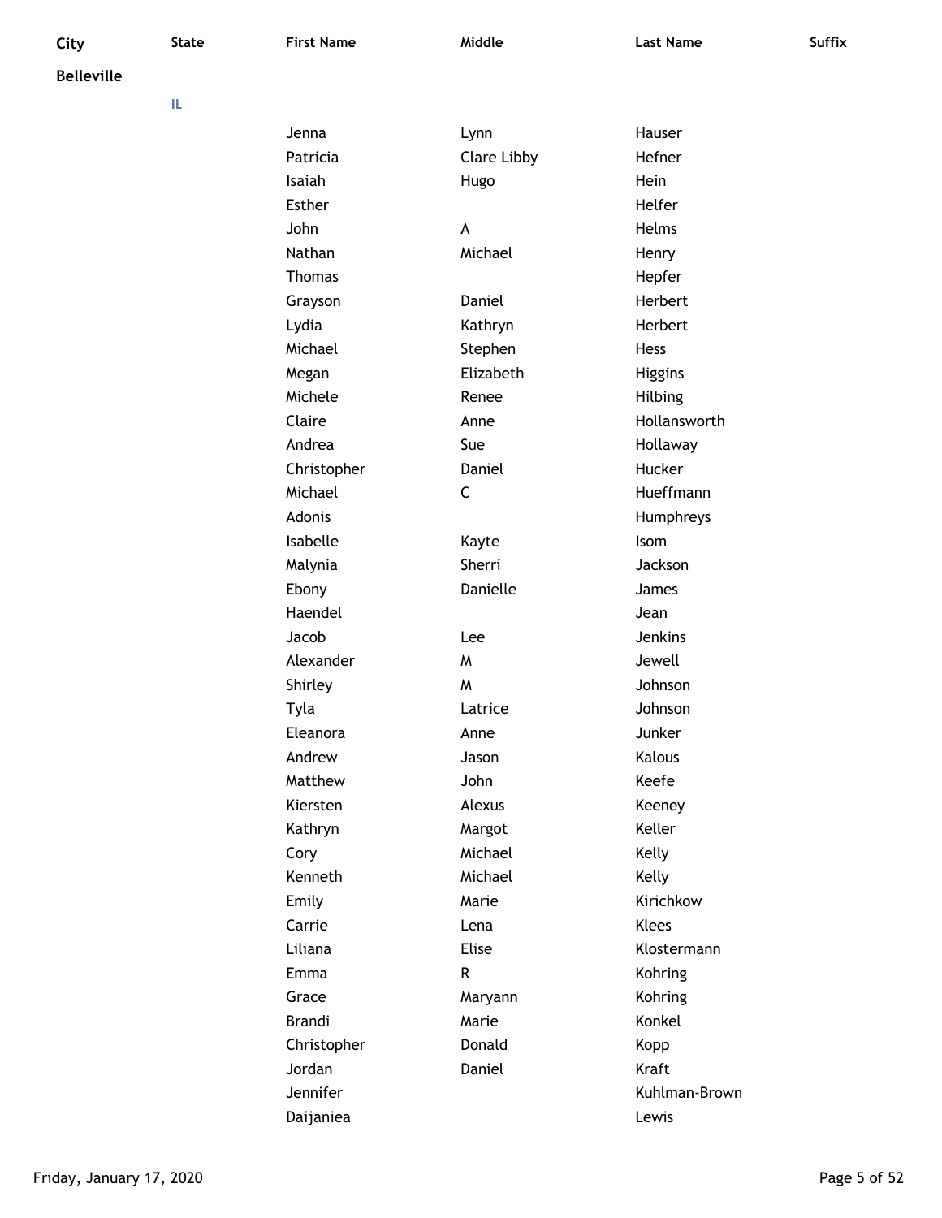| City | State | First Name | Middle | Last Name | Suffix |
| --- | --- | --- | --- | --- | --- |
| **Belleville** | | | | | |
| | IL | | | | |
| | | Jenna | Lynn | Hauser | |
| | | Patricia | Clare Libby | Hefner | |
| | | Isaiah | Hugo | Hein | |
| | | Esther | | Helfer | |
| | | John | A | Helms | |
| | | Nathan | Michael | Henry | |
| | | Thomas | | Hepfer | |
| | | Grayson | Daniel | Herbert | |
| | | Lydia | Kathryn | Herbert | |
| | | Michael | Stephen | Hess | |
| | | Megan | Elizabeth | Higgins | |
| | | Michele | Renee | Hilbing | |
| | | Claire | Anne | Hollansworth | |
| | | Andrea | Sue | Hollaway | |
| | | Christopher | Daniel | Hucker | |
| | | Michael | C | Hueffmann | |
| | | Adonis | | Humphreys | |
| | | Isabelle | Kayte | Isom | |
| | | Malynia | Sherri | Jackson | |
| | | Ebony | Danielle | James | |
| | | Haendel | | Jean | |
| | | Jacob | Lee | Jenkins | |
| | | Alexander | M | Jewell | |
| | | Shirley | M | Johnson | |
| | | Tyla | Latrice | Johnson | |
| | | Eleanora | Anne | Junker | |
| | | Andrew | Jason | Kalous | |
| | | Matthew | John | Keefe | |
| | | Kiersten | Alexus | Keeney | |
| | | Kathryn | Margot | Keller | |
| | | Cory | Michael | Kelly | |
| | | Kenneth | Michael | Kelly | |
| | | Emily | Marie | Kirichkow | |
| | | Carrie | Lena | Klees | |
| | | Liliana | Elise | Klostermann | |
| | | Emma | R | Kohring | |
| | | Grace | Maryann | Kohring | |
| | | Brandi | Marie | Konkel | |
| | | Christopher | Donald | Kopp | |
| | | Jordan | Daniel | Kraft | |
| | | Jennifer | | Kuhlman-Brown | |
| | | Daijaniea | | Lewis | |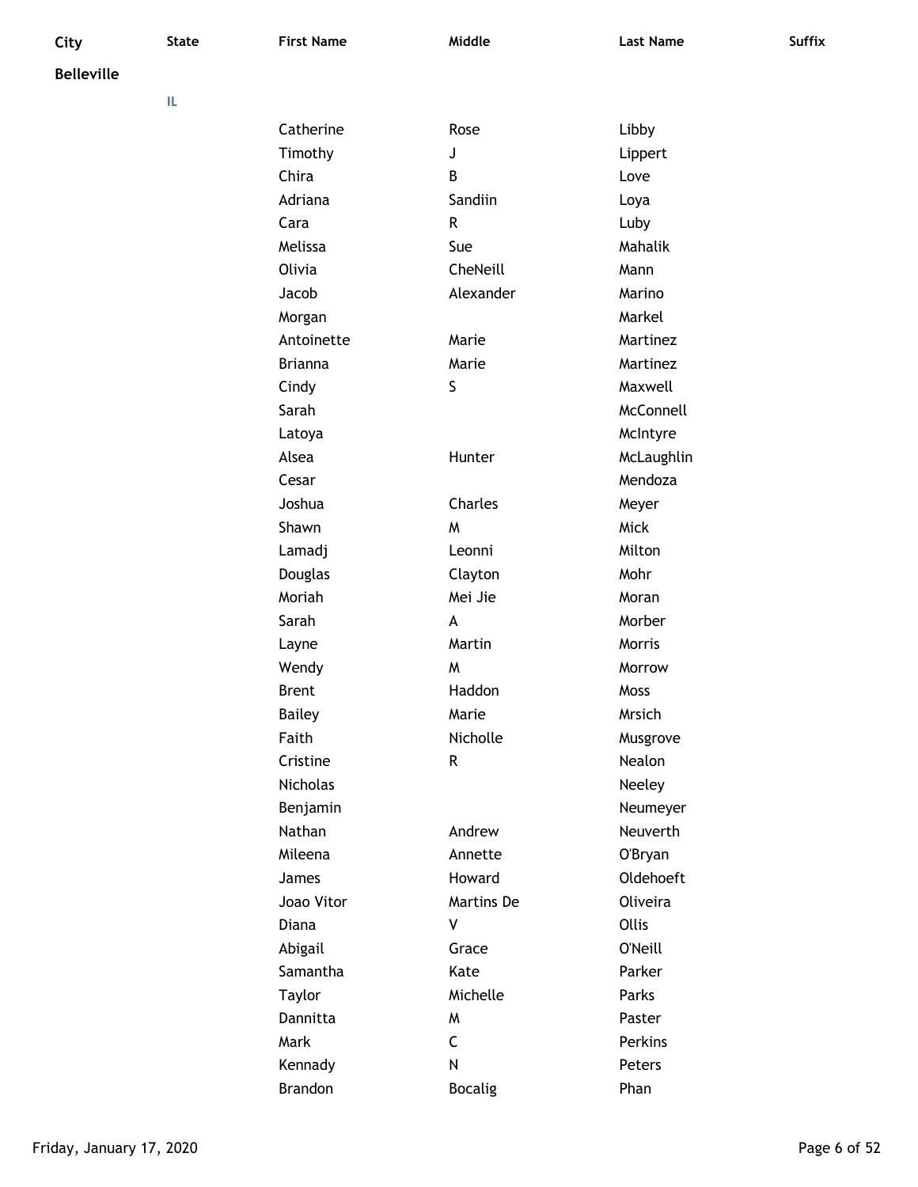| City | State | First Name | Middle | Last Name | Suffix |
| --- | --- | --- | --- | --- | --- |
| Belleville | | | | | |
| | IL | | | | |
| | | Catherine | Rose | Libby | |
| | | Timothy | J | Lippert | |
| | | Chira | B | Love | |
| | | Adriana | Sandiin | Loya | |
| | | Cara | R | Luby | |
| | | Melissa | Sue | Mahalik | |
| | | Olivia | CheNeill | Mann | |
| | | Jacob | Alexander | Marino | |
| | | Morgan | | Markel | |
| | | Antoinette | Marie | Martinez | |
| | | Brianna | Marie | Martinez | |
| | | Cindy | S | Maxwell | |
| | | Sarah | | McConnell | |
| | | Latoya | | McIntyre | |
| | | Alsea | Hunter | McLaughlin | |
| | | Cesar | | Mendoza | |
| | | Joshua | Charles | Meyer | |
| | | Shawn | M | Mick | |
| | | Lamadj | Leonni | Milton | |
| | | Douglas | Clayton | Mohr | |
| | | Moriah | Mei Jie | Moran | |
| | | Sarah | A | Morber | |
| | | Layne | Martin | Morris | |
| | | Wendy | M | Morrow | |
| | | Brent | Haddon | Moss | |
| | | Bailey | Marie | Mrsich | |
| | | Faith | Nicholle | Musgrove | |
| | | Cristine | R | Nealon | |
| | | Nicholas | | Neeley | |
| | | Benjamin | | Neumeyer | |
| | | Nathan | Andrew | Neuverth | |
| | | Mileena | Annette | O'Bryan | |
| | | James | Howard | Oldehoeft | |
| | | Joao Vitor | Martins De | Oliveira | |
| | | Diana | V | Ollis | |
| | | Abigail | Grace | O'Neill | |
| | | Samantha | Kate | Parker | |
| | | Taylor | Michelle | Parks | |
| | | Dannitta | M | Paster | |
| | | Mark | C | Perkins | |
| | | Kennady | N | Peters | |
| | | Brandon | Bocalig | Phan | |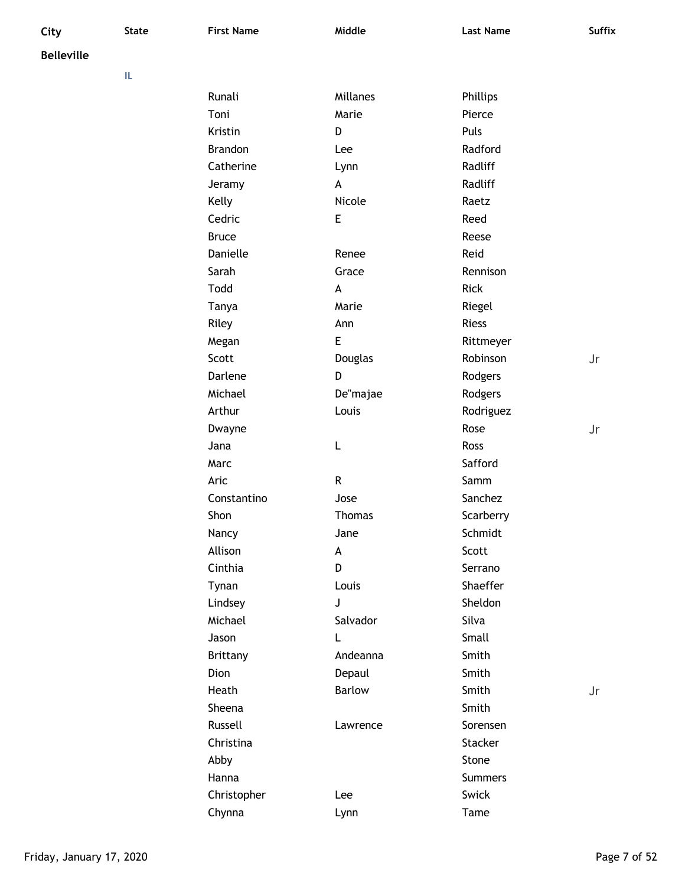| City | State | First Name | Middle | Last Name | Suffix |
|---|---|---|---|---|---|
| Belleville | | | | | |
| | IL | | | | |
| | | Runali | Millanes | Phillips | |
| | | Toni | Marie | Pierce | |
| | | Kristin | D | Puls | |
| | | Brandon | Lee | Radford | |
| | | Catherine | Lynn | Radliff | |
| | | Jeramy | A | Radliff | |
| | | Kelly | Nicole | Raetz | |
| | | Cedric | E | Reed | |
| | | Bruce | | Reese | |
| | | Danielle | Renee | Reid | |
| | | Sarah | Grace | Rennison | |
| | | Todd | A | Rick | |
| | | Tanya | Marie | Riegel | |
| | | Riley | Ann | Riess | |
| | | Megan | E | Rittmeyer | |
| | | Scott | Douglas | Robinson | Jr |
| | | Darlene | D | Rodgers | |
| | | Michael | De"majae | Rodgers | |
| | | Arthur | Louis | Rodriguez | |
| | | Dwayne | | Rose | Jr |
| | | Jana | L | Ross | |
| | | Marc | | Safford | |
| | | Aric | R | Samm | |
| | | Constantino | Jose | Sanchez | |
| | | Shon | Thomas | Scarberry | |
| | | Nancy | Jane | Schmidt | |
| | | Allison | A | Scott | |
| | | Cinthia | D | Serrano | |
| | | Tynan | Louis | Shaeffer | |
| | | Lindsey | J | Sheldon | |
| | | Michael | Salvador | Silva | |
| | | Jason | L | Small | |
| | | Brittany | Andeanna | Smith | |
| | | Dion | Depaul | Smith | |
| | | Heath | Barlow | Smith | Jr |
| | | Sheena | | Smith | |
| | | Russell | Lawrence | Sorensen | |
| | | Christina | | Stacker | |
| | | Abby | | Stone | |
| | | Hanna | | Summers | |
| | | Christopher | Lee | Swick | |
| | | Chynna | Lynn | Tame | |

Friday, January 17, 2020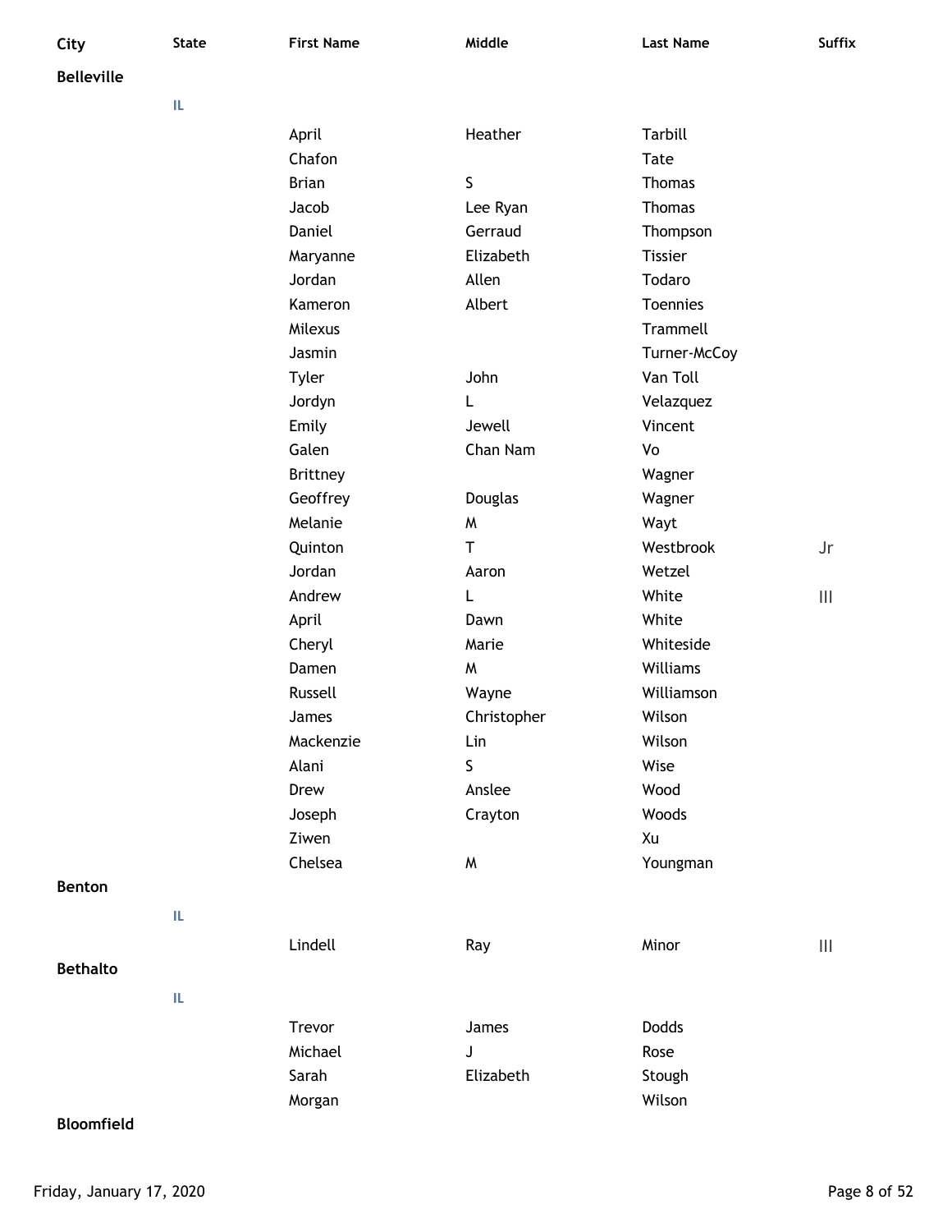| City | State | First Name | Middle | Last Name | Suffix |
| --- | --- | --- | --- | --- | --- |
| **Belleville** | | | | | |
| | IL | | | | |
| | | April | Heather | Tarbill | |
| | | Chafon | | Tate | |
| | | Brian | S | Thomas | |
| | | Jacob | Lee Ryan | Thomas | |
| | | Daniel | Gerraud | Thompson | |
| | | Maryanne | Elizabeth | Tissier | |
| | | Jordan | Allen | Todaro | |
| | | Kameron | Albert | Toennies | |
| | | Milexus | | Trammell | |
| | | Jasmin | | Turner-McCoy | |
| | | Tyler | John | Van Toll | |
| | | Jordyn | L | Velazquez | |
| | | Emily | Jewell | Vincent | |
| | | Galen | Chan Nam | Vo | |
| | | Brittney | | Wagner | |
| | | Geoffrey | Douglas | Wagner | |
| | | Melanie | M | Wayt | |
| | | Quinton | T | Westbrook | Jr |
| | | Jordan | Aaron | Wetzel | |
| | | Andrew | L | White | III |
| | | April | Dawn | White | |
| | | Cheryl | Marie | Whiteside | |
| | | Damen | M | Williams | |
| | | Russell | Wayne | Williamson | |
| | | James | Christopher | Wilson | |
| | | Mackenzie | Lin | Wilson | |
| | | Alani | S | Wise | |
| | | Drew | Anslee | Wood | |
| | | Joseph | Crayton | Woods | |
| | | Ziwen | | Xu | |
| | | Chelsea | M | Youngman | |
| **Benton** | | | | | |
| | IL | | | | |
| | | Lindell | Ray | Minor | III |
| **Bethalto** | | | | | |
| | IL | | | | |
| | | Trevor | James | Dodds | |
| | | Michael | J | Rose | |
| | | Sarah | Elizabeth | Stough | |
| | | Morgan | | Wilson | |
| **Bloomfield** | | | | | |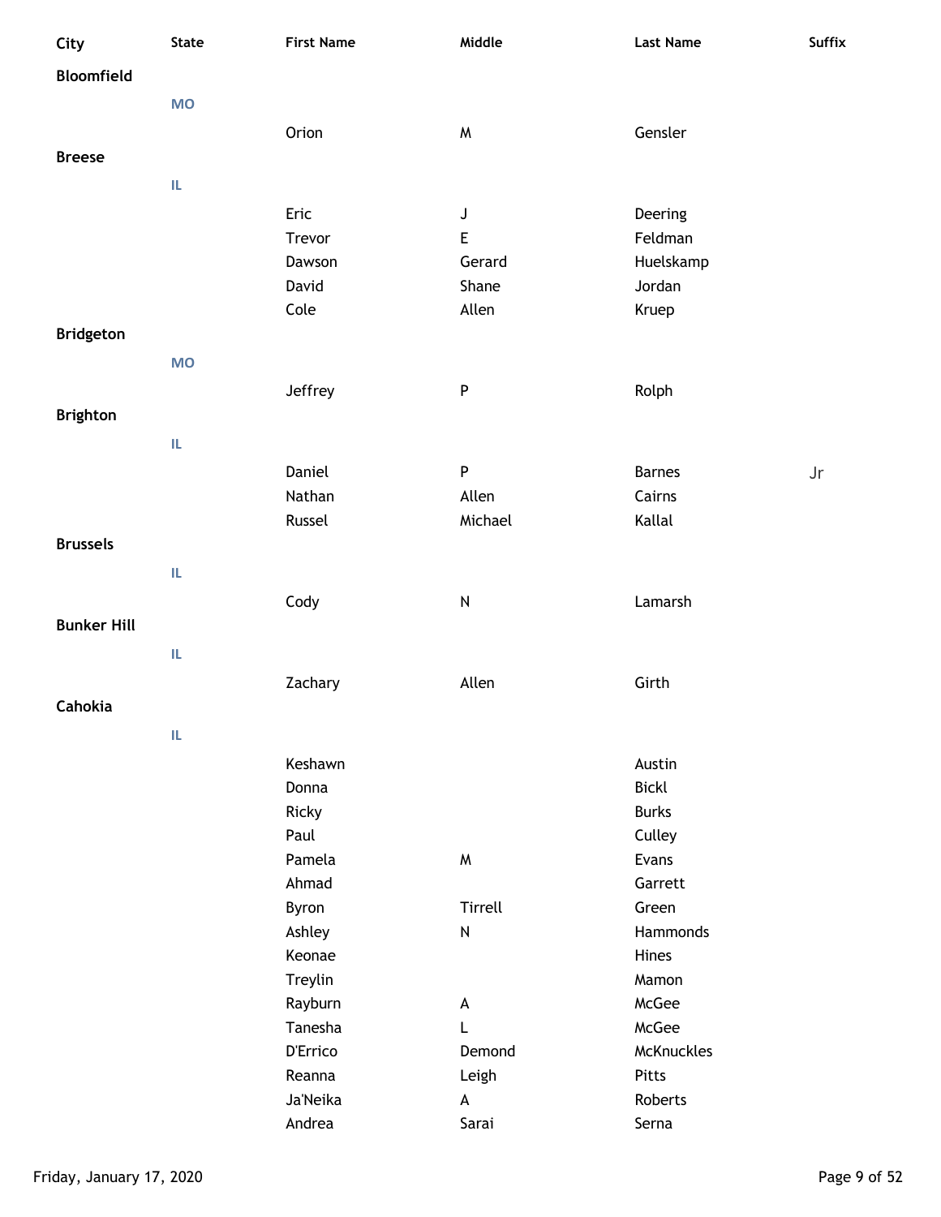| City | State | First Name | Middle | Last Name | Suffix |
|---|---|---|---|---|---|
| **Bloomfield** | | | | | |
| | **MO** | | | | |
| | | Orion | M | Gensler | |
| **Breese** | | | | | |
| | **IL** | | | | |
| | | Eric | J | Deering | |
| | | Trevor | E | Feldman | |
| | | Dawson | Gerard | Huelskamp | |
| | | David | Shane | Jordan | |
| | | Cole | Allen | Kruep | |
| **Bridgeton** | | | | | |
| | **MO** | | | | |
| | | Jeffrey | P | Rolph | |
| **Brighton** | | | | | |
| | **IL** | | | | |
| | | Daniel | P | Barnes | Jr |
| | | Nathan | Allen | Cairns | |
| | | Russel | Michael | Kallal | |
| **Brussels** | | | | | |
| | **IL** | | | | |
| | | Cody | N | Lamarsh | |
| **Bunker Hill** | | | | | |
| | **IL** | | | | |
| | | Zachary | Allen | Girth | |
| **Cahokia** | | | | | |
| | **IL** | | | | |
| | | Keshawn | | Austin | |
| | | Donna | | Bickl | |
| | | Ricky | | Burks | |
| | | Paul | | Culley | |
| | | Pamela | M | Evans | |
| | | Ahmad | | Garrett | |
| | | Byron | Tirrell | Green | |
| | | Ashley | N | Hammonds | |
| | | Keonae | | Hines | |
| | | Treylin | | Mamon | |
| | | Rayburn | A | McGee | |
| | | Tanesha | L | McGee | |
| | | D'Errico | Demond | McKnuckles | |
| | | Reanna | Leigh | Pitts | |
| | | Ja'Neika | A | Roberts | |
| | | Andrea | Sarai | Serna | |

Friday, January 17, 2020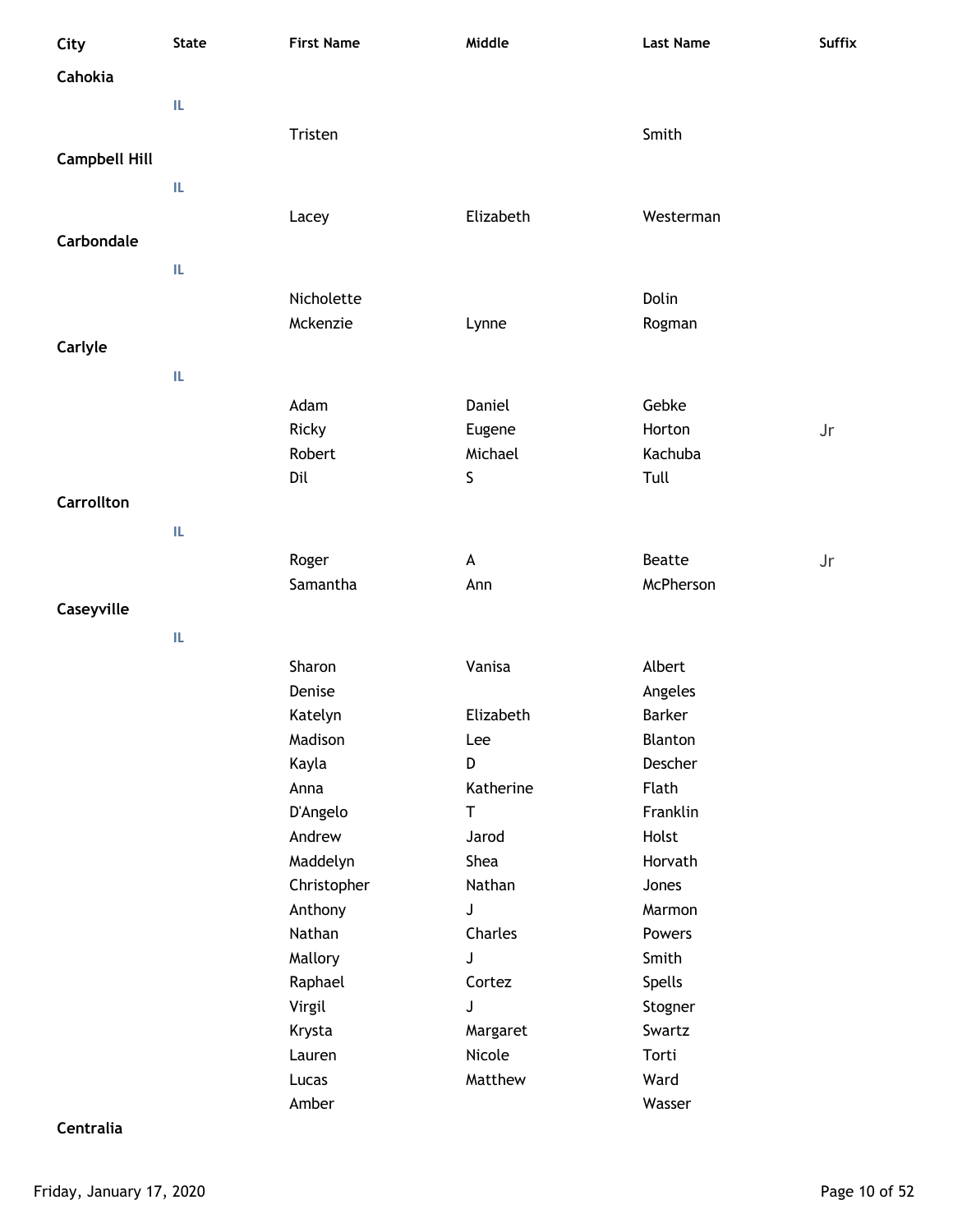| City | State | First Name | Middle | Last Name | Suffix |
|---|---|---|---|---|---|
| **Cahokia** | | | | | |
| | IL | | | | |
| | | Tristen | | Smith | |
| **Campbell Hill** | | | | | |
| | IL | | | | |
| | | Lacey | Elizabeth | Westerman | |
| **Carbondale** | | | | | |
| | IL | | | | |
| | | Nicholette | | Dolin | |
| | | Mckenzie | Lynne | Rogman | |
| **Carlyle** | | | | | |
| | IL | | | | |
| | | Adam | Daniel | Gebke | |
| | | Ricky | Eugene | Horton | Jr |
| | | Robert | Michael | Kachuba | |
| | | Dil | S | Tull | |
| **Carrollton** | | | | | |
| | IL | | | | |
| | | Roger | A | Beatte | Jr |
| | | Samantha | Ann | McPherson | |
| **Caseyville** | | | | | |
| | IL | | | | |
| | | Sharon | Vanisa | Albert | |
| | | Denise | | Angeles | |
| | | Katelyn | Elizabeth | Barker | |
| | | Madison | Lee | Blanton | |
| | | Kayla | D | Descher | |
| | | Anna | Katherine | Flath | |
| | | D'Angelo | T | Franklin | |
| | | Andrew | Jarod | Holst | |
| | | Maddelyn | Shea | Horvath | |
| | | Christopher | Nathan | Jones | |
| | | Anthony | J | Marmon | |
| | | Nathan | Charles | Powers | |
| | | Mallory | J | Smith | |
| | | Raphael | Cortez | Spells | |
| | | Virgil | J | Stogner | |
| | | Krysta | Margaret | Swartz | |
| | | Lauren | Nicole | Torti | |
| | | Lucas | Matthew | Ward | |
| | | Amber | | Wasser | |
| **Centralia** | | | | | |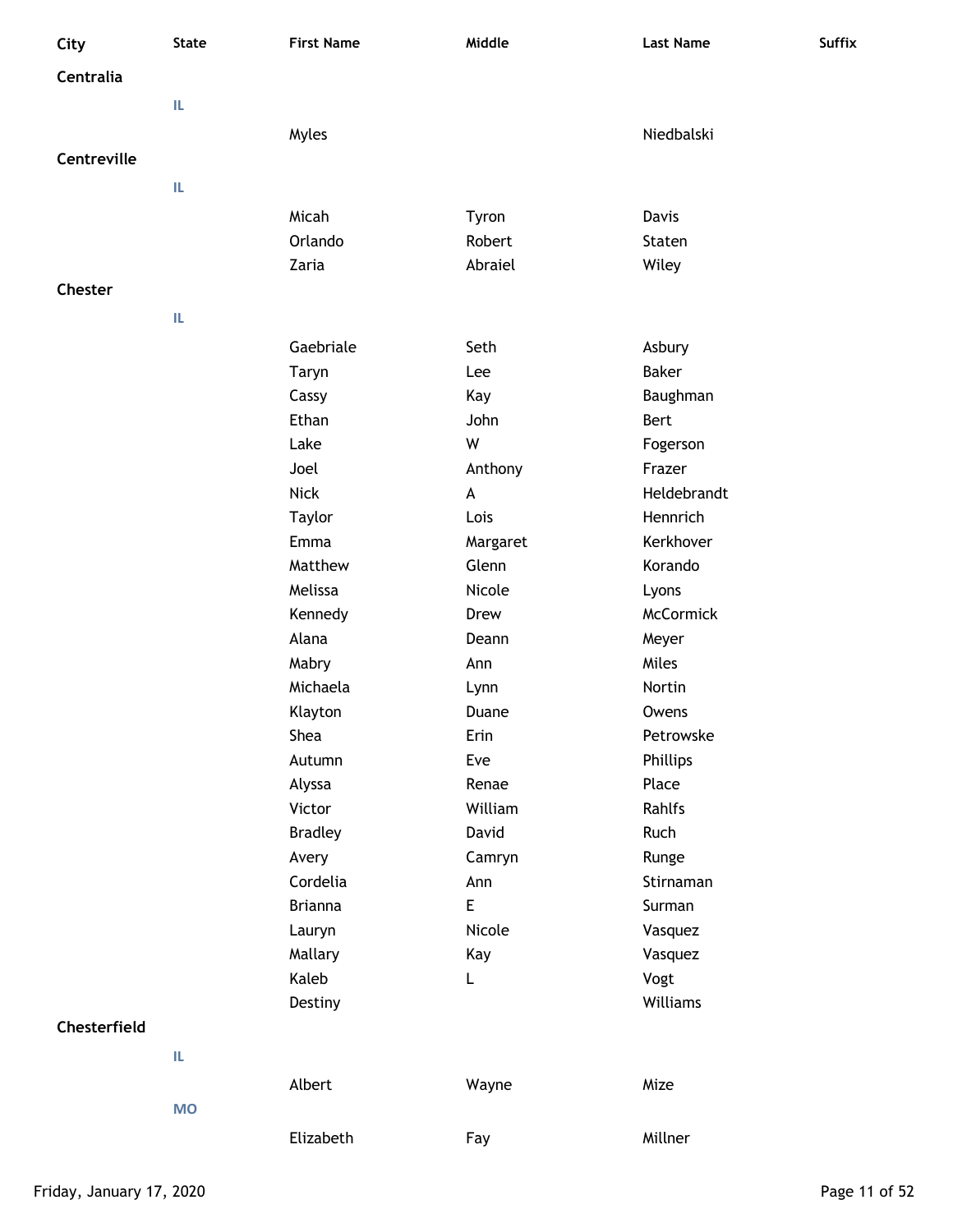| City | State | First Name | Middle | Last Name | Suffix |
| --- | --- | --- | --- | --- | --- |
| Centralia | | | | | |
| | IL | | | | |
| | | Myles | | Niedbalski | |
| Centreville | | | | | |
| | IL | | | | |
| | | Micah | Tyron | Davis | |
| | | Orlando | Robert | Staten | |
| | | Zaria | Abraiel | Wiley | |
| Chester | | | | | |
| | IL | | | | |
| | | Gaebriale | Seth | Asbury | |
| | | Taryn | Lee | Baker | |
| | | Cassy | Kay | Baughman | |
| | | Ethan | John | Bert | |
| | | Lake | W | Fogerson | |
| | | Joel | Anthony | Frazer | |
| | | Nick | A | Heldebrandt | |
| | | Taylor | Lois | Hennrich | |
| | | Emma | Margaret | Kerkhover | |
| | | Matthew | Glenn | Korando | |
| | | Melissa | Nicole | Lyons | |
| | | Kennedy | Drew | McCormick | |
| | | Alana | Deann | Meyer | |
| | | Mabry | Ann | Miles | |
| | | Michaela | Lynn | Nortin | |
| | | Klayton | Duane | Owens | |
| | | Shea | Erin | Petrowske | |
| | | Autumn | Eve | Phillips | |
| | | Alyssa | Renae | Place | |
| | | Victor | William | Rahlfs | |
| | | Bradley | David | Ruch | |
| | | Avery | Camryn | Runge | |
| | | Cordelia | Ann | Stirnaman | |
| | | Brianna | E | Surman | |
| | | Lauryn | Nicole | Vasquez | |
| | | Mallary | Kay | Vasquez | |
| | | Kaleb | L | Vogt | |
| | | Destiny | | Williams | |
| Chesterfield | | | | | |
| | IL | | | | |
| | | Albert | Wayne | Mize | |
| | MO | | | | |
| | | Elizabeth | Fay | Millner | |

Friday, January 17, 2020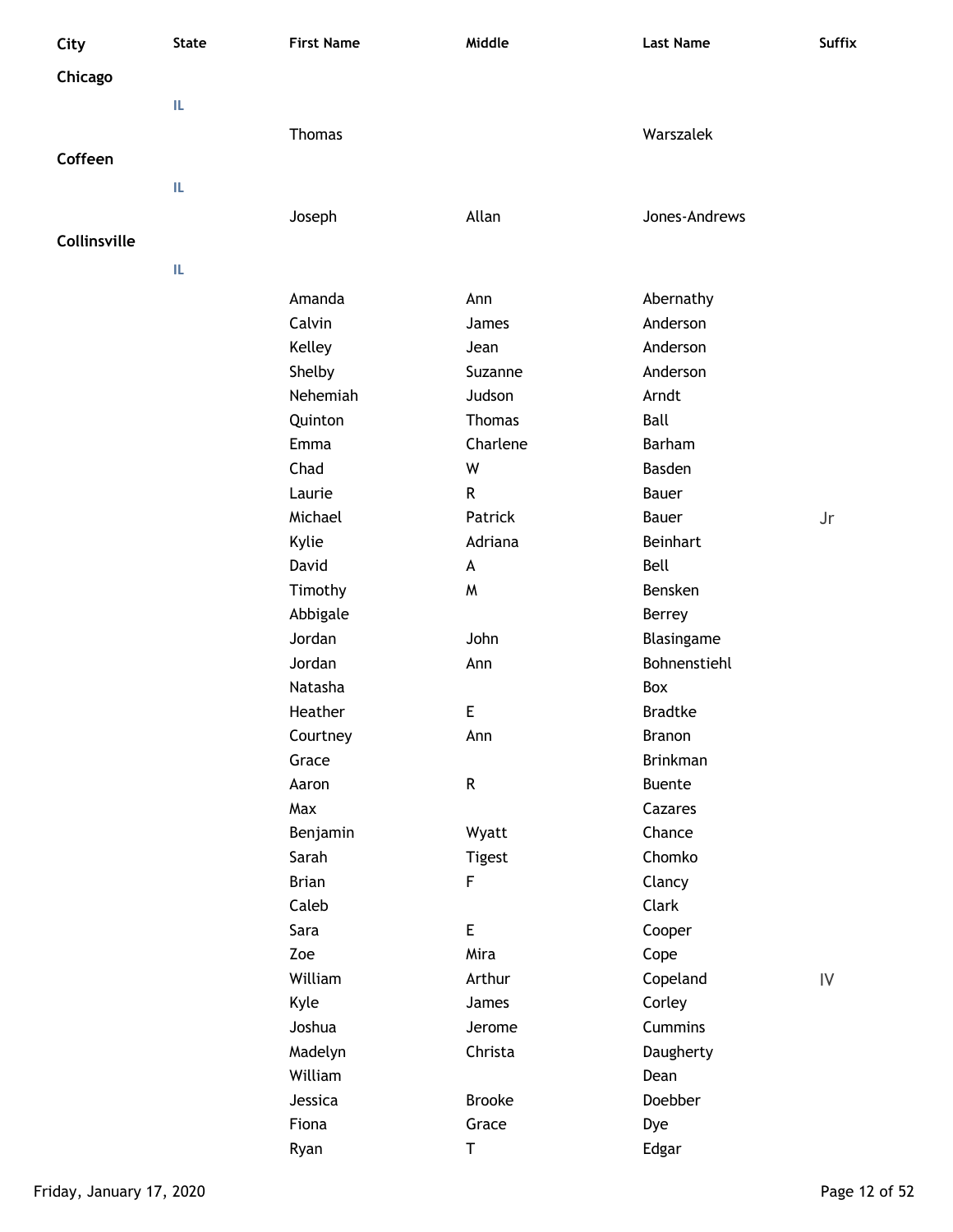| City | State | First Name | Middle | Last Name | Suffix |
|---|---|---|---|---|---|
| **Chicago** | | | | | |
| | **IL** | | | | |
| | | Thomas | | Warszalek | |
| **Coffeen** | | | | | |
| | **IL** | | | | |
| | | Joseph | Allan | Jones-Andrews | |
| **Collinsville** | | | | | |
| | **IL** | | | | |
| | | Amanda | Ann | Abernathy | |
| | | Calvin | James | Anderson | |
| | | Kelley | Jean | Anderson | |
| | | Shelby | Suzanne | Anderson | |
| | | Nehemiah | Judson | Arndt | |
| | | Quinton | Thomas | Ball | |
| | | Emma | Charlene | Barham | |
| | | Chad | W | Basden | |
| | | Laurie | R | Bauer | |
| | | Michael | Patrick | Bauer | Jr |
| | | Kylie | Adriana | Beinhart | |
| | | David | A | Bell | |
| | | Timothy | M | Bensken | |
| | | Abbigale | | Berrey | |
| | | Jordan | John | Blasingame | |
| | | Jordan | Ann | Bohnenstiehl | |
| | | Natasha | | Box | |
| | | Heather | E | Bradtke | |
| | | Courtney | Ann | Branon | |
| | | Grace | | Brinkman | |
| | | Aaron | R | Buente | |
| | | Max | | Cazares | |
| | | Benjamin | Wyatt | Chance | |
| | | Sarah | Tigest | Chomko | |
| | | Brian | F | Clancy | |
| | | Caleb | | Clark | |
| | | Sara | E | Cooper | |
| | | Zoe | Mira | Cope | |
| | | William | Arthur | Copeland | IV |
| | | Kyle | James | Corley | |
| | | Joshua | Jerome | Cummins | |
| | | Madelyn | Christa | Daugherty | |
| | | William | | Dean | |
| | | Jessica | Brooke | Doebber | |
| | | Fiona | Grace | Dye | |
| | | Ryan | T | Edgar | |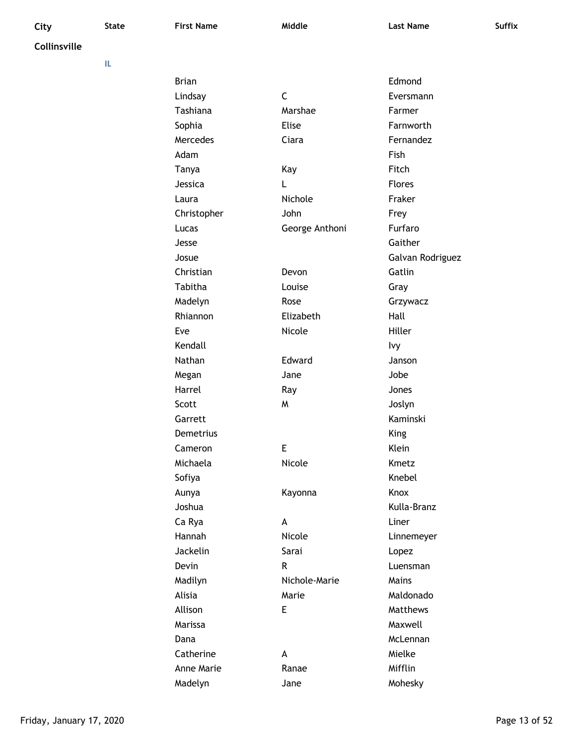| City | State | First Name | Middle | Last Name | Suffix |
| --- | --- | --- | --- | --- | --- |
| Collinsville | | | | | |
| | IL | | | | |
| | | Brian | | Edmond | |
| | | Lindsay | C | Eversmann | |
| | | Tashiana | Marshae | Farmer | |
| | | Sophia | Elise | Farnworth | |
| | | Mercedes | Ciara | Fernandez | |
| | | Adam | | Fish | |
| | | Tanya | Kay | Fitch | |
| | | Jessica | L | Flores | |
| | | Laura | Nichole | Fraker | |
| | | Christopher | John | Frey | |
| | | Lucas | George Anthoni | Furfaro | |
| | | Jesse | | Gaither | |
| | | Josue | | Galvan Rodriguez | |
| | | Christian | Devon | Gatlin | |
| | | Tabitha | Louise | Gray | |
| | | Madelyn | Rose | Grzywacz | |
| | | Rhiannon | Elizabeth | Hall | |
| | | Eve | Nicole | Hiller | |
| | | Kendall | | Ivy | |
| | | Nathan | Edward | Janson | |
| | | Megan | Jane | Jobe | |
| | | Harrel | Ray | Jones | |
| | | Scott | M | Joslyn | |
| | | Garrett | | Kaminski | |
| | | Demetrius | | King | |
| | | Cameron | E | Klein | |
| | | Michaela | Nicole | Kmetz | |
| | | Sofiya | | Knebel | |
| | | Aunya | Kayonna | Knox | |
| | | Joshua | | Kulla-Branz | |
| | | Ca Rya | A | Liner | |
| | | Hannah | Nicole | Linnemeyer | |
| | | Jackelin | Sarai | Lopez | |
| | | Devin | R | Luensman | |
| | | Madilyn | Nichole-Marie | Mains | |
| | | Alisia | Marie | Maldonado | |
| | | Allison | E | Matthews | |
| | | Marissa | | Maxwell | |
| | | Dana | | McLennan | |
| | | Catherine | A | Mielke | |
| | | Anne Marie | Ranae | Mifflin | |
| | | Madelyn | Jane | Mohesky | |

Friday, January 17, 2020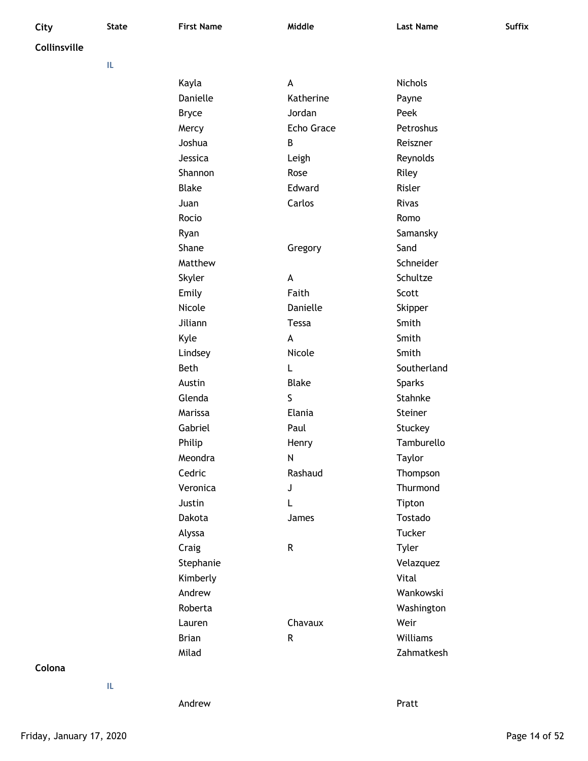| City | State | First Name | Middle | Last Name | Suffix |
| --- | --- | --- | --- | --- | --- |
| **Collinsville** | | | | | |
| | IL | | | | |
| | | Kayla | A | Nichols | |
| | | Danielle | Katherine | Payne | |
| | | Bryce | Jordan | Peek | |
| | | Mercy | Echo Grace | Petroshus | |
| | | Joshua | B | Reiszner | |
| | | Jessica | Leigh | Reynolds | |
| | | Shannon | Rose | Riley | |
| | | Blake | Edward | Risler | |
| | | Juan | Carlos | Rivas | |
| | | Rocio | | Romo | |
| | | Ryan | | Samansky | |
| | | Shane | Gregory | Sand | |
| | | Matthew | | Schneider | |
| | | Skyler | A | Schultze | |
| | | Emily | Faith | Scott | |
| | | Nicole | Danielle | Skipper | |
| | | Jiliann | Tessa | Smith | |
| | | Kyle | A | Smith | |
| | | Lindsey | Nicole | Smith | |
| | | Beth | L | Southerland | |
| | | Austin | Blake | Sparks | |
| | | Glenda | S | Stahnke | |
| | | Marissa | Elania | Steiner | |
| | | Gabriel | Paul | Stuckey | |
| | | Philip | Henry | Tamburello | |
| | | Meondra | N | Taylor | |
| | | Cedric | Rashaud | Thompson | |
| | | Veronica | J | Thurmond | |
| | | Justin | L | Tipton | |
| | | Dakota | James | Tostado | |
| | | Alyssa | | Tucker | |
| | | Craig | R | Tyler | |
| | | Stephanie | | Velazquez | |
| | | Kimberly | | Vital | |
| | | Andrew | | Wankowski | |
| | | Roberta | | Washington | |
| | | Lauren | Chavaux | Weir | |
| | | Brian | R | Williams | |
| | | Milad | | Zahmatkesh | |
| **Colona** | | | | | |
| | IL | | | | |
| | | Andrew | | Pratt | |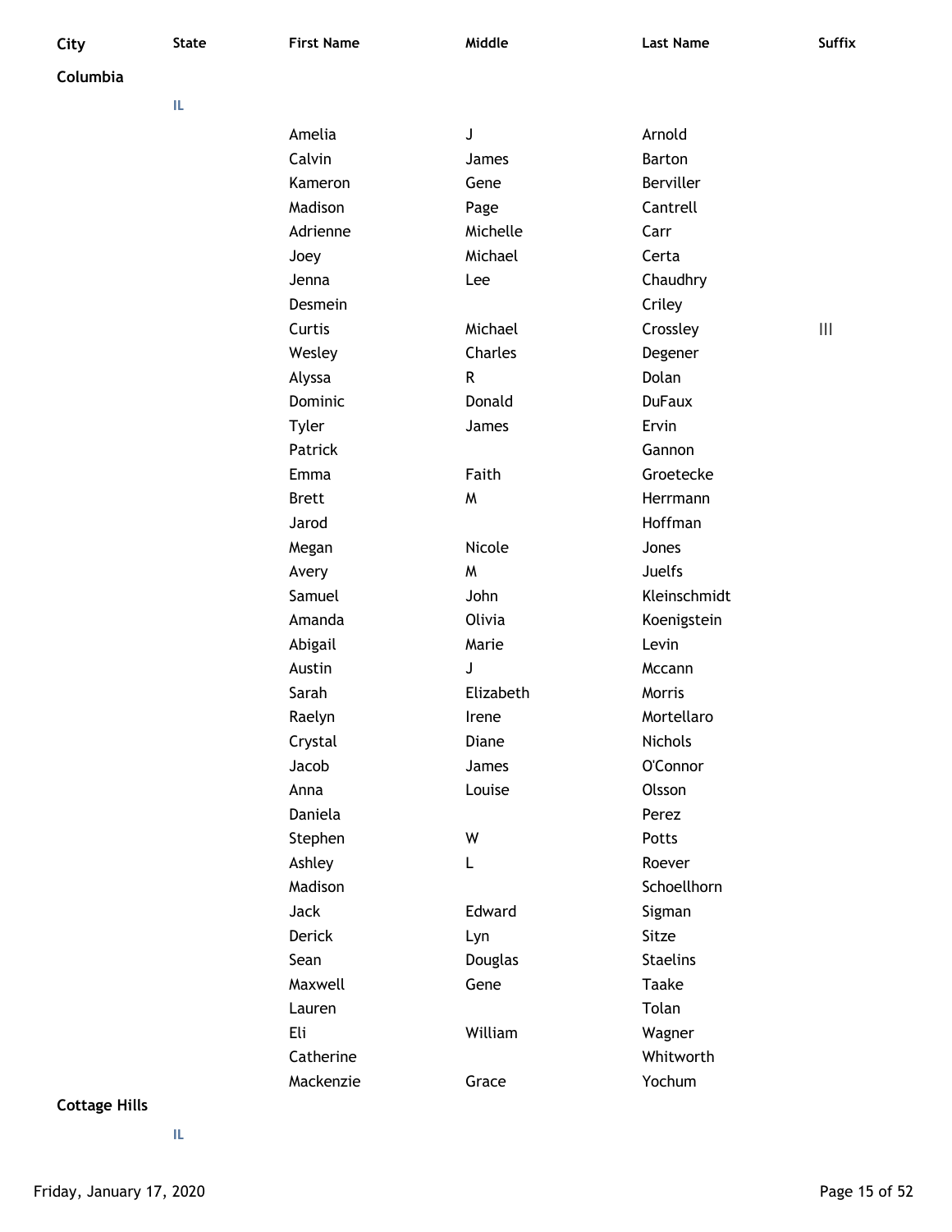| City | State | First Name | Middle | Last Name | Suffix |
| --- | --- | --- | --- | --- | --- |
| **Columbia** | | | | | |
| | **IL** | | | | |
| | | Amelia | J | Arnold | |
| | | Calvin | James | Barton | |
| | | Kameron | Gene | Berviller | |
| | | Madison | Page | Cantrell | |
| | | Adrienne | Michelle | Carr | |
| | | Joey | Michael | Certa | |
| | | Jenna | Lee | Chaudhry | |
| | | Desmein | | Criley | |
| | | Curtis | Michael | Crossley | III |
| | | Wesley | Charles | Degener | |
| | | Alyssa | R | Dolan | |
| | | Dominic | Donald | DuFaux | |
| | | Tyler | James | Ervin | |
| | | Patrick | | Gannon | |
| | | Emma | Faith | Groetecke | |
| | | Brett | M | Herrmann | |
| | | Jarod | | Hoffman | |
| | | Megan | Nicole | Jones | |
| | | Avery | M | Juelfs | |
| | | Samuel | John | Kleinschmidt | |
| | | Amanda | Olivia | Koenigstein | |
| | | Abigail | Marie | Levin | |
| | | Austin | J | Mccann | |
| | | Sarah | Elizabeth | Morris | |
| | | Raelyn | Irene | Mortellaro | |
| | | Crystal | Diane | Nichols | |
| | | Jacob | James | O'Connor | |
| | | Anna | Louise | Olsson | |
| | | Daniela | | Perez | |
| | | Stephen | W | Potts | |
| | | Ashley | L | Roever | |
| | | Madison | | Schoellhorn | |
| | | Jack | Edward | Sigman | |
| | | Derick | Lyn | Sitze | |
| | | Sean | Douglas | Staelins | |
| | | Maxwell | Gene | Taake | |
| | | Lauren | | Tolan | |
| | | Eli | William | Wagner | |
| | | Catherine | | Whitworth | |
| | | Mackenzie | Grace | Yochum | |
| **Cottage Hills** | | | | | |
| | **IL** | | | | |

Friday, January 17, 2020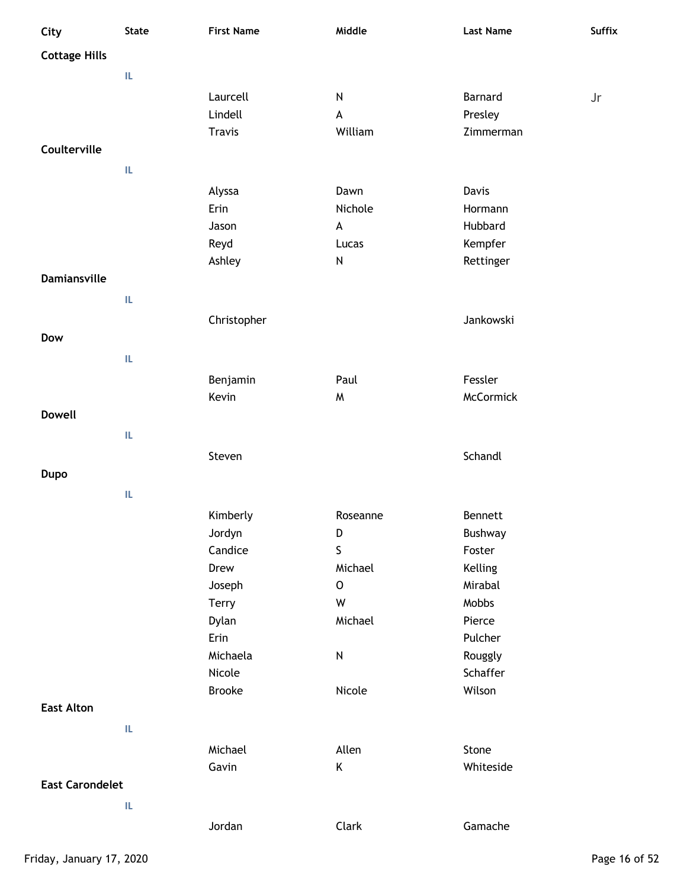| City | State | First Name | Middle | Last Name | Suffix |
| --- | --- | --- | --- | --- | --- |
| **Cottage Hills** | | | | | |
| | IL | | | | |
| | | Laurcell | N | Barnard | Jr |
| | | Lindell | A | Presley | |
| | | Travis | William | Zimmerman | |
| **Coulterville** | | | | | |
| | IL | | | | |
| | | Alyssa | Dawn | Davis | |
| | | Erin | Nichole | Hormann | |
| | | Jason | A | Hubbard | |
| | | Reyd | Lucas | Kempfer | |
| | | Ashley | N | Rettinger | |
| **Damiansville** | | | | | |
| | IL | | | | |
| | | Christopher | | Jankowski | |
| **Dow** | | | | | |
| | IL | | | | |
| | | Benjamin | Paul | Fessler | |
| | | Kevin | M | McCormick | |
| **Dowell** | | | | | |
| | IL | | | | |
| | | Steven | | Schandl | |
| **Dupo** | | | | | |
| | IL | | | | |
| | | Kimberly | Roseanne | Bennett | |
| | | Jordyn | D | Bushway | |
| | | Candice | S | Foster | |
| | | Drew | Michael | Kelling | |
| | | Joseph | O | Mirabal | |
| | | Terry | W | Mobbs | |
| | | Dylan | Michael | Pierce | |
| | | Erin | | Pulcher | |
| | | Michaela | N | Rouggly | |
| | | Nicole | | Schaffer | |
| | | Brooke | Nicole | Wilson | |
| **East Alton** | | | | | |
| | IL | | | | |
| | | Michael | Allen | Stone | |
| | | Gavin | K | Whiteside | |
| **East Carondelet** | | | | | |
| | IL | | | | |
| | | Jordan | Clark | Gamache | |

Friday, January 17, 2020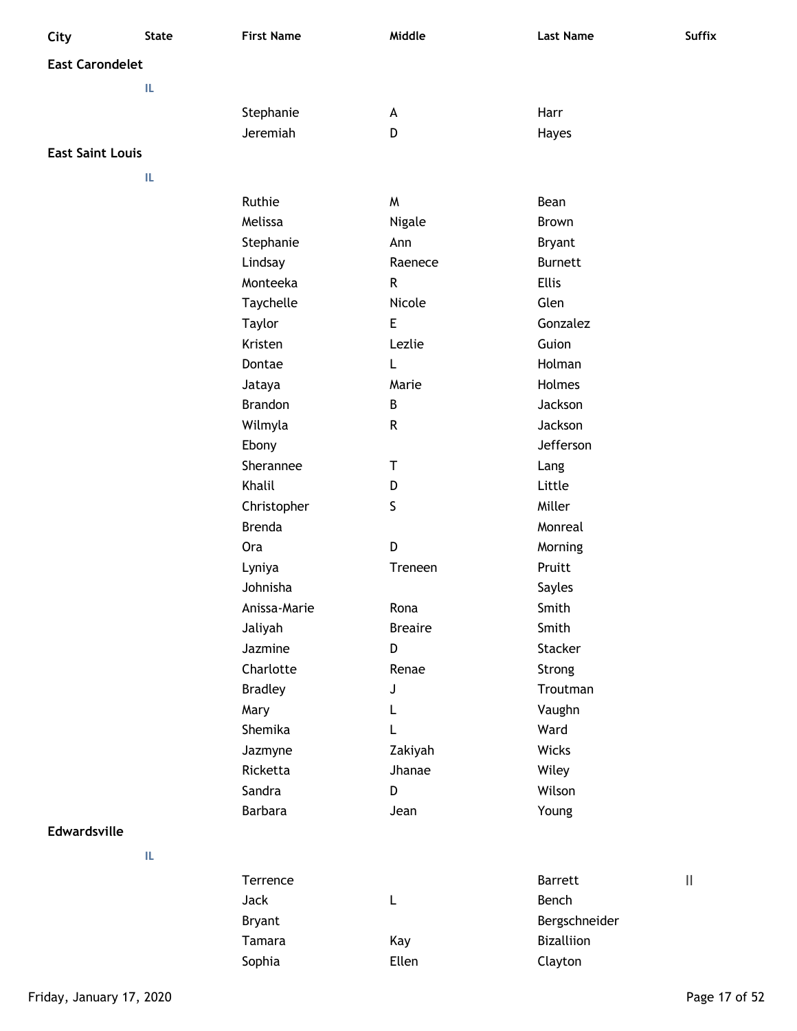| City | State | First Name | Middle | Last Name | Suffix |
|---|---|---|---|---|---|
| **East Carondelet** | | | | | |
| | IL | | | | |
| | | Stephanie | A | Harr | |
| | | Jeremiah | D | Hayes | |
| **East Saint Louis** | | | | | |
| | IL | | | | |
| | | Ruthie | M | Bean | |
| | | Melissa | Nigale | Brown | |
| | | Stephanie | Ann | Bryant | |
| | | Lindsay | Raenece | Burnett | |
| | | Monteeka | R | Ellis | |
| | | Taychelle | Nicole | Glen | |
| | | Taylor | E | Gonzalez | |
| | | Kristen | Lezlie | Guion | |
| | | Dontae | L | Holman | |
| | | Jataya | Marie | Holmes | |
| | | Brandon | B | Jackson | |
| | | Wilmyla | R | Jackson | |
| | | Ebony | | Jefferson | |
| | | Sherannee | T | Lang | |
| | | Khalil | D | Little | |
| | | Christopher | S | Miller | |
| | | Brenda | | Monreal | |
| | | Ora | D | Morning | |
| | | Lyniya | Treneen | Pruitt | |
| | | Johnisha | | Sayles | |
| | | Anissa-Marie | Rona | Smith | |
| | | Jaliyah | Breaire | Smith | |
| | | Jazmine | D | Stacker | |
| | | Charlotte | Renae | Strong | |
| | | Bradley | J | Troutman | |
| | | Mary | L | Vaughn | |
| | | Shemika | L | Ward | |
| | | Jazmyne | Zakiyah | Wicks | |
| | | Ricketta | Jhanae | Wiley | |
| | | Sandra | D | Wilson | |
| | | Barbara | Jean | Young | |
| **Edwardsville** | | | | | |
| | IL | | | | |
| | | Terrence | | Barrett | II |
| | | Jack | L | Bench | |
| | | Bryant | | Bergschneider | |
| | | Tamara | Kay | Bizalliion | |
| | | Sophia | Ellen | Clayton | |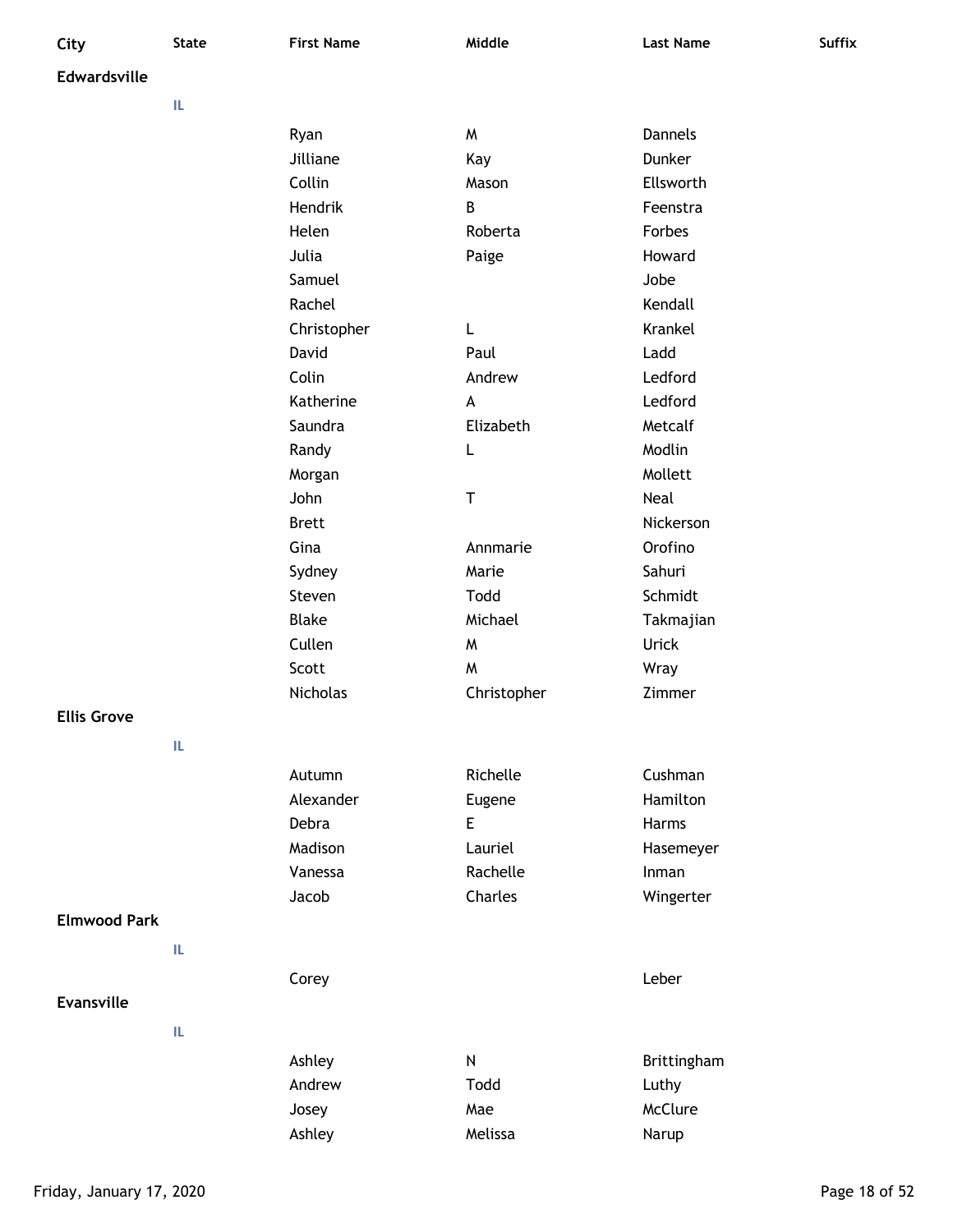| City | State | First Name | Middle | Last Name | Suffix |
| --- | --- | --- | --- | --- | --- |
| Edwardsville | | | | | |
| | IL | | | | |
| | | Ryan | M | Dannels | |
| | | Jilliane | Kay | Dunker | |
| | | Collin | Mason | Ellsworth | |
| | | Hendrik | B | Feenstra | |
| | | Helen | Roberta | Forbes | |
| | | Julia | Paige | Howard | |
| | | Samuel | | Jobe | |
| | | Rachel | | Kendall | |
| | | Christopher | L | Krankel | |
| | | David | Paul | Ladd | |
| | | Colin | Andrew | Ledford | |
| | | Katherine | A | Ledford | |
| | | Saundra | Elizabeth | Metcalf | |
| | | Randy | L | Modlin | |
| | | Morgan | | Mollett | |
| | | John | T | Neal | |
| | | Brett | | Nickerson | |
| | | Gina | Annmarie | Orofino | |
| | | Sydney | Marie | Sahuri | |
| | | Steven | Todd | Schmidt | |
| | | Blake | Michael | Takmajian | |
| | | Cullen | M | Urick | |
| | | Scott | M | Wray | |
| | | Nicholas | Christopher | Zimmer | |
| Ellis Grove | | | | | |
| | IL | | | | |
| | | Autumn | Richelle | Cushman | |
| | | Alexander | Eugene | Hamilton | |
| | | Debra | E | Harms | |
| | | Madison | Lauriel | Hasemeyer | |
| | | Vanessa | Rachelle | Inman | |
| | | Jacob | Charles | Wingerter | |
| Elmwood Park | | | | | |
| | IL | | | | |
| | | Corey | | Leber | |
| Evansville | | | | | |
| | IL | | | | |
| | | Ashley | N | Brittingham | |
| | | Andrew | Todd | Luthy | |
| | | Josey | Mae | McClure | |
| | | Ashley | Melissa | Narup | |

Friday, January 17, 2020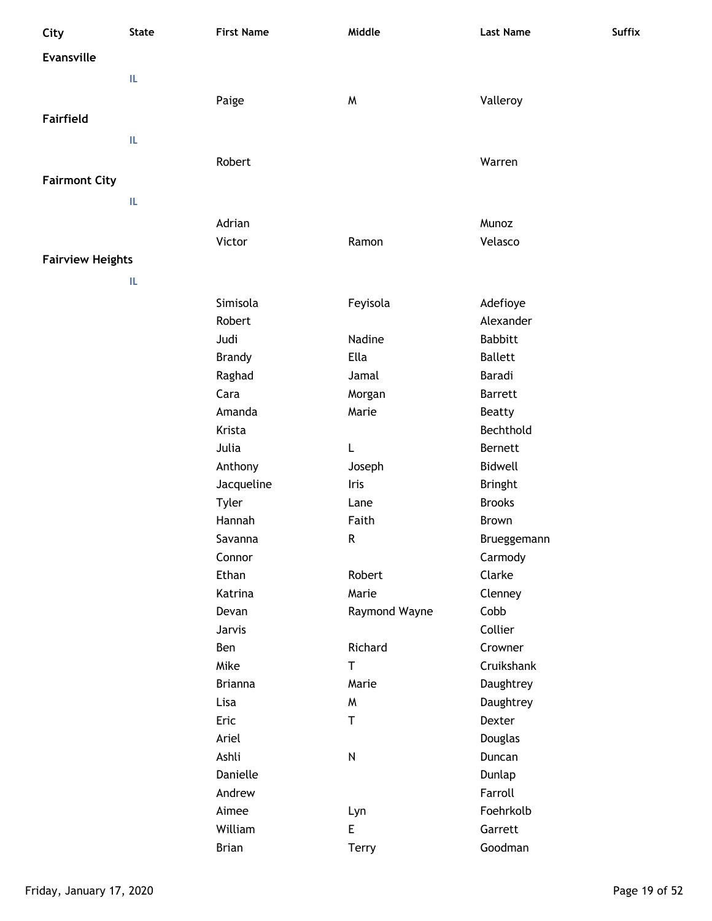| City | State | First Name | Middle | Last Name | Suffix |
| --- | --- | --- | --- | --- | --- |
| **Evansville** | | | | | |
| | IL | | | | |
| | | Paige | M | Valleroy | |
| **Fairfield** | | | | | |
| | IL | | | | |
| | | Robert | | Warren | |
| **Fairmont City** | | | | | |
| | IL | | | | |
| | | Adrian | | Munoz | |
| | | Victor | Ramon | Velasco | |
| **Fairview Heights** | | | | | |
| | IL | | | | |
| | | Simisola | Feyisola | Adefioye | |
| | | Robert | | Alexander | |
| | | Judi | Nadine | Babbitt | |
| | | Brandy | Ella | Ballett | |
| | | Raghad | Jamal | Baradi | |
| | | Cara | Morgan | Barrett | |
| | | Amanda | Marie | Beatty | |
| | | Krista | | Bechthold | |
| | | Julia | L | Bernett | |
| | | Anthony | Joseph | Bidwell | |
| | | Jacqueline | Iris | Bringht | |
| | | Tyler | Lane | Brooks | |
| | | Hannah | Faith | Brown | |
| | | Savanna | R | Brueggemann | |
| | | Connor | | Carmody | |
| | | Ethan | Robert | Clarke | |
| | | Katrina | Marie | Clenney | |
| | | Devan | Raymond Wayne | Cobb | |
| | | Jarvis | | Collier | |
| | | Ben | Richard | Crowner | |
| | | Mike | T | Cruikshank | |
| | | Brianna | Marie | Daughtrey | |
| | | Lisa | M | Daughtrey | |
| | | Eric | T | Dexter | |
| | | Ariel | | Douglas | |
| | | Ashli | N | Duncan | |
| | | Danielle | | Dunlap | |
| | | Andrew | | Farroll | |
| | | Aimee | Lyn | Foehrkolb | |
| | | William | E | Garrett | |
| | | Brian | Terry | Goodman | |

Friday, January 17, 2020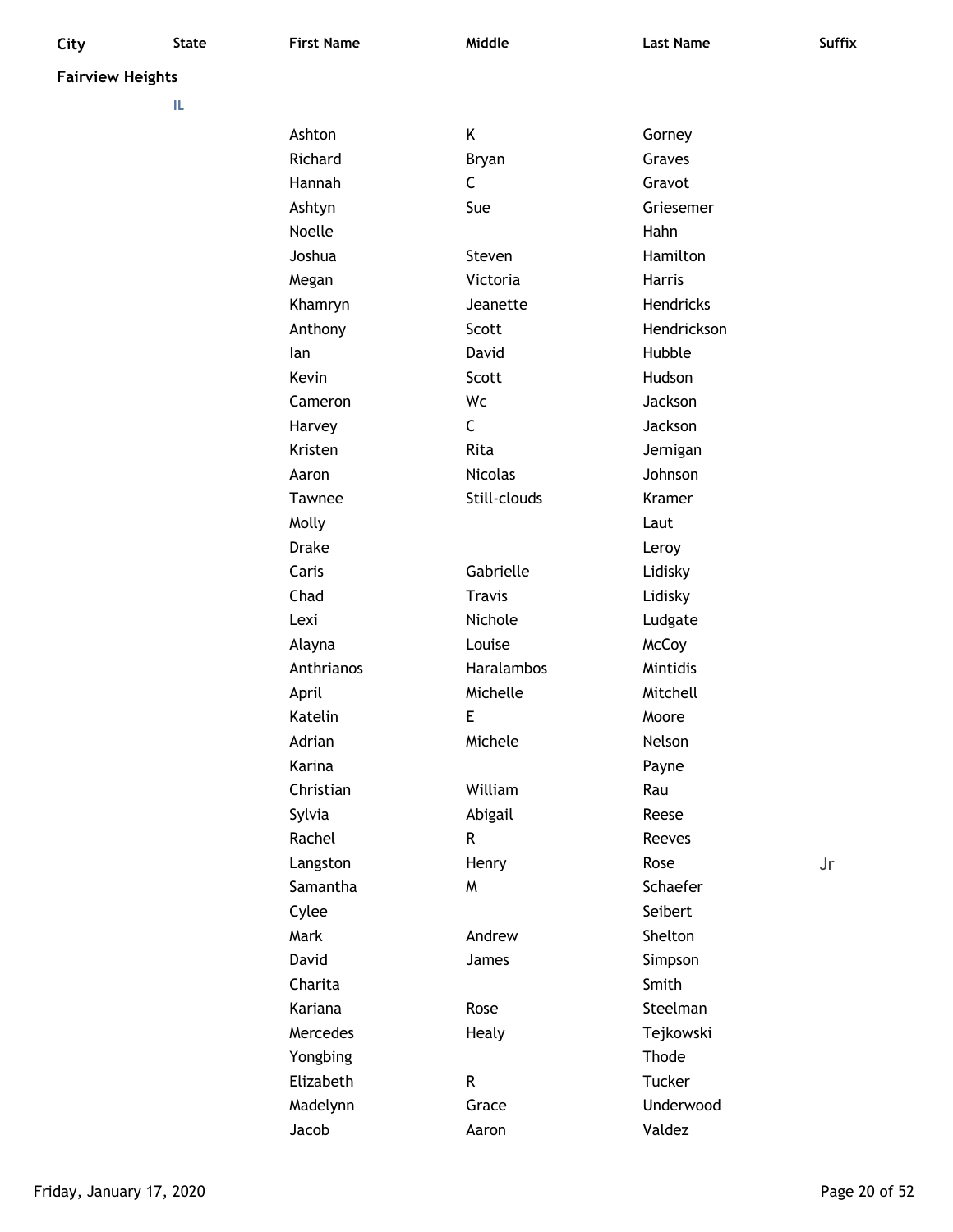| City | State | First Name | Middle | Last Name | Suffix |
|---|---|---|---|---|---|
| Fairview Heights | | | | | |
| | IL | | | | |
| | | Ashton | K | Gorney | |
| | | Richard | Bryan | Graves | |
| | | Hannah | C | Gravot | |
| | | Ashtyn | Sue | Griesemer | |
| | | Noelle | | Hahn | |
| | | Joshua | Steven | Hamilton | |
| | | Megan | Victoria | Harris | |
| | | Khamryn | Jeanette | Hendricks | |
| | | Anthony | Scott | Hendrickson | |
| | | Ian | David | Hubble | |
| | | Kevin | Scott | Hudson | |
| | | Cameron | Wc | Jackson | |
| | | Harvey | C | Jackson | |
| | | Kristen | Rita | Jernigan | |
| | | Aaron | Nicolas | Johnson | |
| | | Tawnee | Still-clouds | Kramer | |
| | | Molly | | Laut | |
| | | Drake | | Leroy | |
| | | Caris | Gabrielle | Lidisky | |
| | | Chad | Travis | Lidisky | |
| | | Lexi | Nichole | Ludgate | |
| | | Alayna | Louise | McCoy | |
| | | Anthrianos | Haralambos | Mintidis | |
| | | April | Michelle | Mitchell | |
| | | Katelin | E | Moore | |
| | | Adrian | Michele | Nelson | |
| | | Karina | | Payne | |
| | | Christian | William | Rau | |
| | | Sylvia | Abigail | Reese | |
| | | Rachel | R | Reeves | |
| | | Langston | Henry | Rose | Jr |
| | | Samantha | M | Schaefer | |
| | | Cylee | | Seibert | |
| | | Mark | Andrew | Shelton | |
| | | David | James | Simpson | |
| | | Charita | | Smith | |
| | | Kariana | Rose | Steelman | |
| | | Mercedes | Healy | Tejkowski | |
| | | Yongbing | | Thode | |
| | | Elizabeth | R | Tucker | |
| | | Madelynn | Grace | Underwood | |
| | | Jacob | Aaron | Valdez | |

Friday, January 17, 2020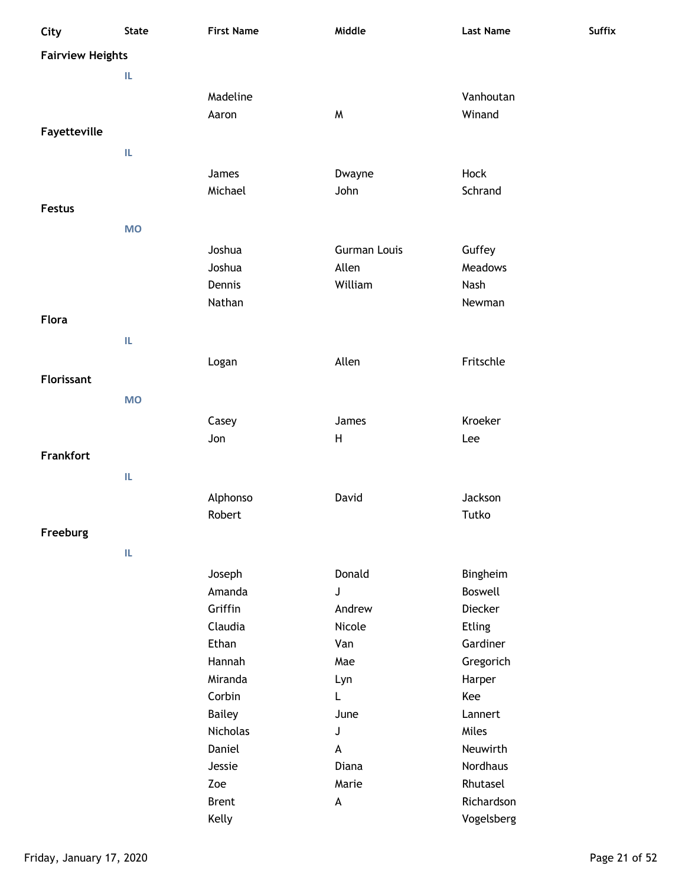| City | State | First Name | Middle | Last Name | Suffix |
| --- | --- | --- | --- | --- | --- |
| **Fairview Heights** | | | | | |
| | **IL** | | | | |
| | | Madeline | | Vanhoutan | |
| | | Aaron | M | Winand | |
| **Fayetteville** | | | | | |
| | **IL** | | | | |
| | | James | Dwayne | Hock | |
| | | Michael | John | Schrand | |
| **Festus** | | | | | |
| | **MO** | | | | |
| | | Joshua | Gurman Louis | Guffey | |
| | | Joshua | Allen | Meadows | |
| | | Dennis | William | Nash | |
| | | Nathan | | Newman | |
| **Flora** | | | | | |
| | **IL** | | | | |
| | | Logan | Allen | Fritschle | |
| **Florissant** | | | | | |
| | **MO** | | | | |
| | | Casey | James | Kroeker | |
| | | Jon | H | Lee | |
| **Frankfort** | | | | | |
| | **IL** | | | | |
| | | Alphonso | David | Jackson | |
| | | Robert | | Tutko | |
| **Freeburg** | | | | | |
| | **IL** | | | | |
| | | Joseph | Donald | Bingheim | |
| | | Amanda | J | Boswell | |
| | | Griffin | Andrew | Diecker | |
| | | Claudia | Nicole | Etling | |
| | | Ethan | Van | Gardiner | |
| | | Hannah | Mae | Gregorich | |
| | | Miranda | Lyn | Harper | |
| | | Corbin | L | Kee | |
| | | Bailey | June | Lannert | |
| | | Nicholas | J | Miles | |
| | | Daniel | A | Neuwirth | |
| | | Jessie | Diana | Nordhaus | |
| | | Zoe | Marie | Rhutasel | |
| | | Brent | A | Richardson | |
| | | Kelly | | Vogelsberg | |

Friday, January 17, 2020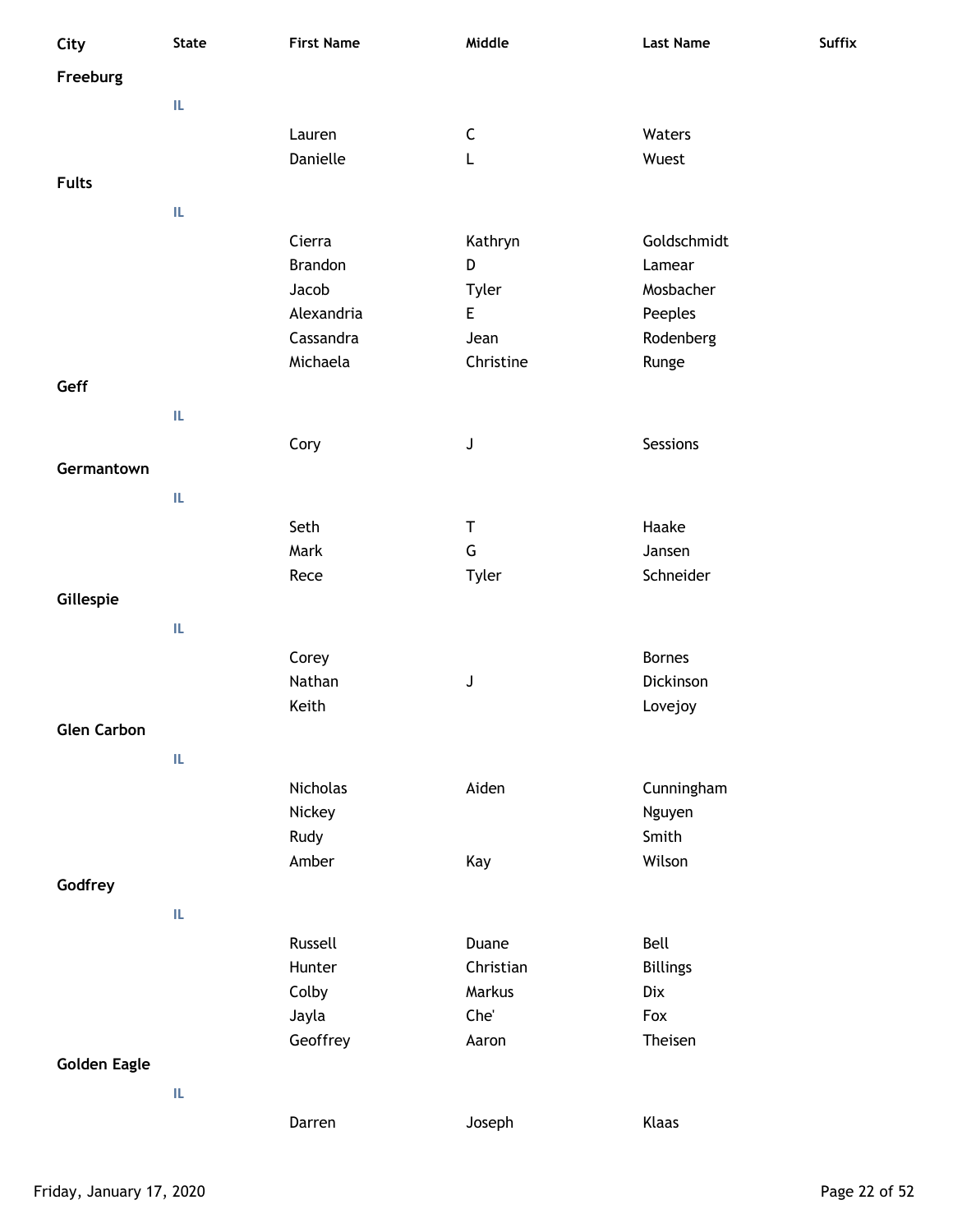| City | State | First Name | Middle | Last Name | Suffix |
|---|---|---|---|---|---|
| **Freeburg** | | | | | |
| | IL | | | | |
| | | Lauren | C | Waters | |
| | | Danielle | L | Wuest | |
| **Fults** | | | | | |
| | IL | | | | |
| | | Cierra | Kathryn | Goldschmidt | |
| | | Brandon | D | Lamear | |
| | | Jacob | Tyler | Mosbacher | |
| | | Alexandria | E | Peeples | |
| | | Cassandra | Jean | Rodenberg | |
| | | Michaela | Christine | Runge | |
| **Geff** | | | | | |
| | IL | | | | |
| | | Cory | J | Sessions | |
| **Germantown** | | | | | |
| | IL | | | | |
| | | Seth | T | Haake | |
| | | Mark | G | Jansen | |
| | | Rece | Tyler | Schneider | |
| **Gillespie** | | | | | |
| | IL | | | | |
| | | Corey | | Bornes | |
| | | Nathan | J | Dickinson | |
| | | Keith | | Lovejoy | |
| **Glen Carbon** | | | | | |
| | IL | | | | |
| | | Nicholas | Aiden | Cunningham | |
| | | Nickey | | Nguyen | |
| | | Rudy | | Smith | |
| | | Amber | Kay | Wilson | |
| **Godfrey** | | | | | |
| | IL | | | | |
| | | Russell | Duane | Bell | |
| | | Hunter | Christian | Billings | |
| | | Colby | Markus | Dix | |
| | | Jayla | Che' | Fox | |
| | | Geoffrey | Aaron | Theisen | |
| **Golden Eagle** | | | | | |
| | IL | | | | |
| | | Darren | Joseph | Klaas | |

Friday, January 17, 2020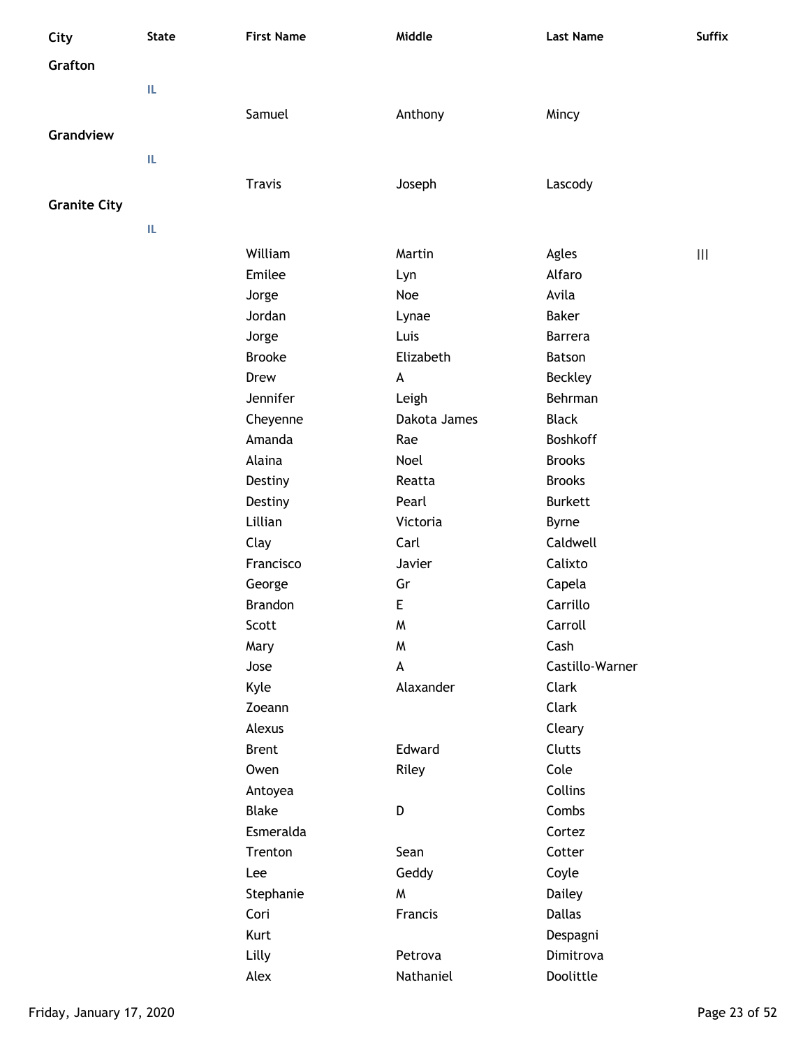| City | State | First Name | Middle | Last Name | Suffix |
|---|---|---|---|---|---|
| **Grafton** | | | | | |
| | IL | | | | |
| | | Samuel | Anthony | Mincy | |
| **Grandview** | | | | | |
| | IL | | | | |
| | | Travis | Joseph | Lascody | |
| **Granite City** | | | | | |
| | IL | | | | |
| | | William | Martin | Agles | III |
| | | Emilee | Lyn | Alfaro | |
| | | Jorge | Noe | Avila | |
| | | Jordan | Lynae | Baker | |
| | | Jorge | Luis | Barrera | |
| | | Brooke | Elizabeth | Batson | |
| | | Drew | A | Beckley | |
| | | Jennifer | Leigh | Behrman | |
| | | Cheyenne | Dakota James | Black | |
| | | Amanda | Rae | Boshkoff | |
| | | Alaina | Noel | Brooks | |
| | | Destiny | Reatta | Brooks | |
| | | Destiny | Pearl | Burkett | |
| | | Lillian | Victoria | Byrne | |
| | | Clay | Carl | Caldwell | |
| | | Francisco | Javier | Calixto | |
| | | George | Gr | Capela | |
| | | Brandon | E | Carrillo | |
| | | Scott | M | Carroll | |
| | | Mary | M | Cash | |
| | | Jose | A | Castillo-Warner | |
| | | Kyle | Alaxander | Clark | |
| | | Zoeann | | Clark | |
| | | Alexus | | Cleary | |
| | | Brent | Edward | Clutts | |
| | | Owen | Riley | Cole | |
| | | Antoyea | | Collins | |
| | | Blake | D | Combs | |
| | | Esmeralda | | Cortez | |
| | | Trenton | Sean | Cotter | |
| | | Lee | Geddy | Coyle | |
| | | Stephanie | M | Dailey | |
| | | Cori | Francis | Dallas | |
| | | Kurt | | Despagni | |
| | | Lilly | Petrova | Dimitrova | |
| | | Alex | Nathaniel | Doolittle | |

Friday, January 17, 2020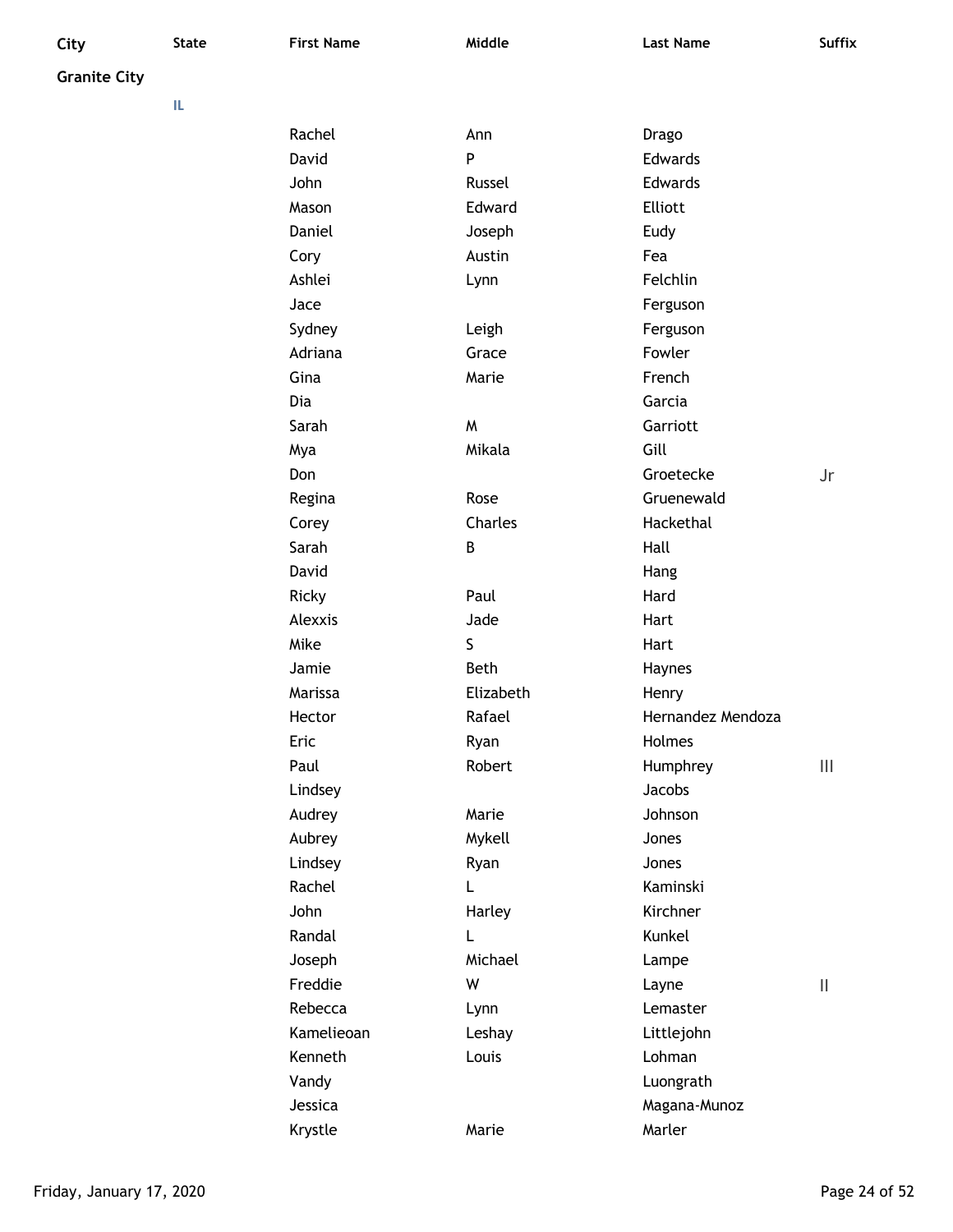| City | State | First Name | Middle | Last Name | Suffix |
|---|---|---|---|---|---|
| Granite City | | | | | |
| | IL | | | | |
| | | Rachel | Ann | Drago | |
| | | David | P | Edwards | |
| | | John | Russel | Edwards | |
| | | Mason | Edward | Elliott | |
| | | Daniel | Joseph | Eudy | |
| | | Cory | Austin | Fea | |
| | | Ashlei | Lynn | Felchlin | |
| | | Jace | | Ferguson | |
| | | Sydney | Leigh | Ferguson | |
| | | Adriana | Grace | Fowler | |
| | | Gina | Marie | French | |
| | | Dia | | Garcia | |
| | | Sarah | M | Garriott | |
| | | Mya | Mikala | Gill | |
| | | Don | | Groetecke | Jr |
| | | Regina | Rose | Gruenewald | |
| | | Corey | Charles | Hackethal | |
| | | Sarah | B | Hall | |
| | | David | | Hang | |
| | | Ricky | Paul | Hard | |
| | | Alexxis | Jade | Hart | |
| | | Mike | S | Hart | |
| | | Jamie | Beth | Haynes | |
| | | Marissa | Elizabeth | Henry | |
| | | Hector | Rafael | Hernandez Mendoza | |
| | | Eric | Ryan | Holmes | |
| | | Paul | Robert | Humphrey | III |
| | | Lindsey | | Jacobs | |
| | | Audrey | Marie | Johnson | |
| | | Aubrey | Mykell | Jones | |
| | | Lindsey | Ryan | Jones | |
| | | Rachel | L | Kaminski | |
| | | John | Harley | Kirchner | |
| | | Randal | L | Kunkel | |
| | | Joseph | Michael | Lampe | |
| | | Freddie | W | Layne | II |
| | | Rebecca | Lynn | Lemaster | |
| | | Kamelieoan | Leshay | Littlejohn | |
| | | Kenneth | Louis | Lohman | |
| | | Vandy | | Luongrath | |
| | | Jessica | | Magana-Munoz | |
| | | Krystle | Marie | Marler | |

Friday, January 17, 2020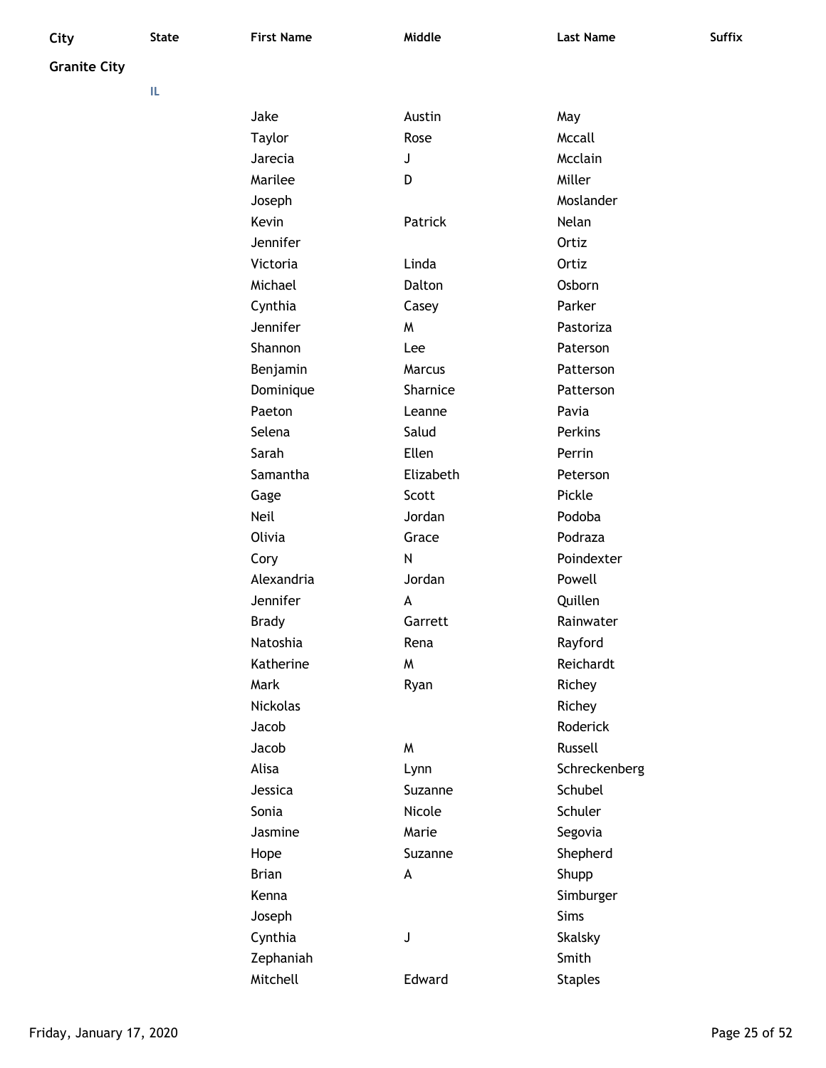| City | State | First Name | Middle | Last Name | Suffix |
|---|---|---|---|---|---|
| Granite City | | | | | |
| | IL | | | | |
| | | Jake | Austin | May | |
| | | Taylor | Rose | Mccall | |
| | | Jarecia | J | Mcclain | |
| | | Marilee | D | Miller | |
| | | Joseph | | Moslander | |
| | | Kevin | Patrick | Nelan | |
| | | Jennifer | | Ortiz | |
| | | Victoria | Linda | Ortiz | |
| | | Michael | Dalton | Osborn | |
| | | Cynthia | Casey | Parker | |
| | | Jennifer | M | Pastoriza | |
| | | Shannon | Lee | Paterson | |
| | | Benjamin | Marcus | Patterson | |
| | | Dominique | Sharnice | Patterson | |
| | | Paeton | Leanne | Pavia | |
| | | Selena | Salud | Perkins | |
| | | Sarah | Ellen | Perrin | |
| | | Samantha | Elizabeth | Peterson | |
| | | Gage | Scott | Pickle | |
| | | Neil | Jordan | Podoba | |
| | | Olivia | Grace | Podraza | |
| | | Cory | N | Poindexter | |
| | | Alexandria | Jordan | Powell | |
| | | Jennifer | A | Quillen | |
| | | Brady | Garrett | Rainwater | |
| | | Natoshia | Rena | Rayford | |
| | | Katherine | M | Reichardt | |
| | | Mark | Ryan | Richey | |
| | | Nickolas | | Richey | |
| | | Jacob | | Roderick | |
| | | Jacob | M | Russell | |
| | | Alisa | Lynn | Schreckenberg | |
| | | Jessica | Suzanne | Schubel | |
| | | Sonia | Nicole | Schuler | |
| | | Jasmine | Marie | Segovia | |
| | | Hope | Suzanne | Shepherd | |
| | | Brian | A | Shupp | |
| | | Kenna | | Simburger | |
| | | Joseph | | Sims | |
| | | Cynthia | J | Skalsky | |
| | | Zephaniah | | Smith | |
| | | Mitchell | Edward | Staples | |

Friday, January 17, 2020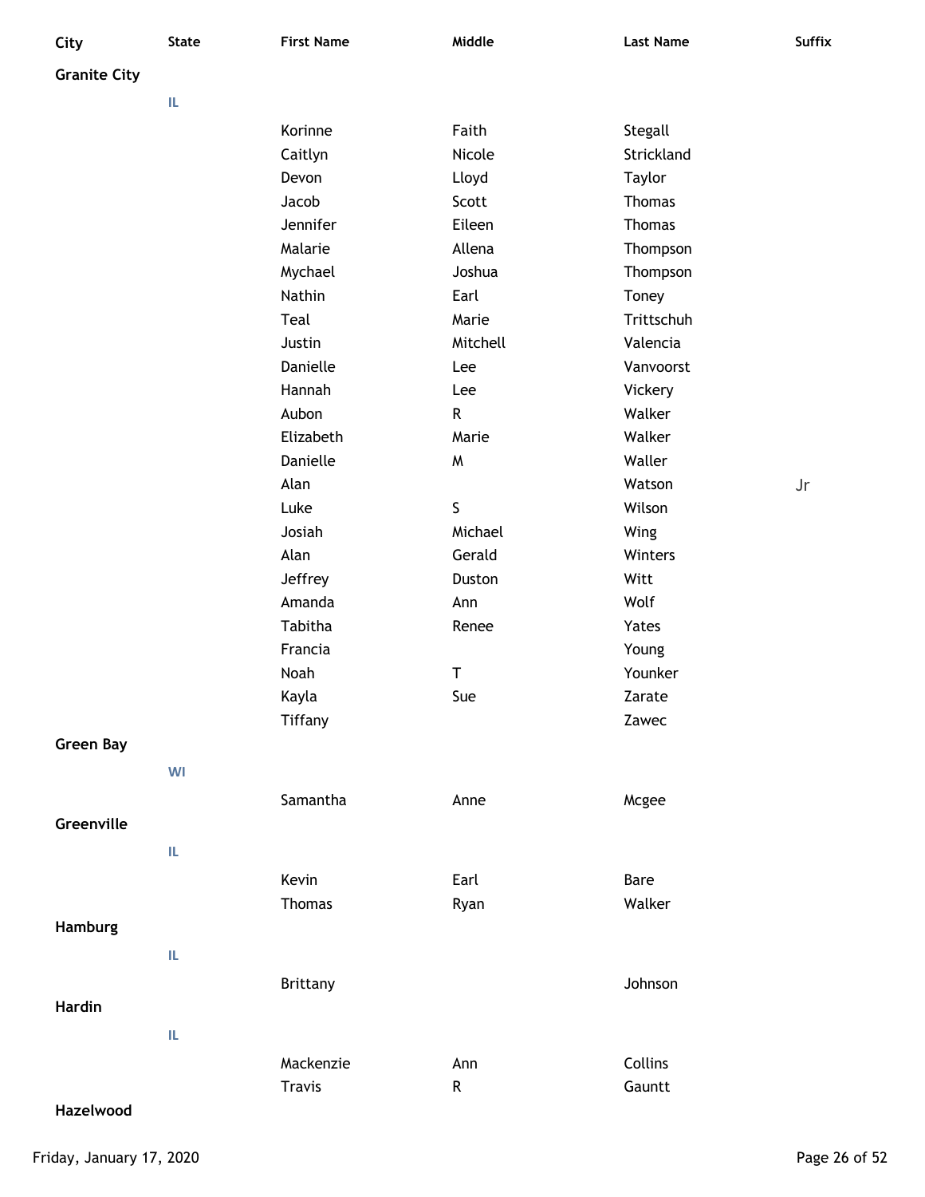| City | State | First Name | Middle | Last Name | Suffix |
|---|---|---|---|---|---|
| **Granite City** | | | | | |
| | IL | | | | |
| | | Korinne | Faith | Stegall | |
| | | Caitlyn | Nicole | Strickland | |
| | | Devon | Lloyd | Taylor | |
| | | Jacob | Scott | Thomas | |
| | | Jennifer | Eileen | Thomas | |
| | | Malarie | Allena | Thompson | |
| | | Mychael | Joshua | Thompson | |
| | | Nathin | Earl | Toney | |
| | | Teal | Marie | Trittschuh | |
| | | Justin | Mitchell | Valencia | |
| | | Danielle | Lee | Vanvoorst | |
| | | Hannah | Lee | Vickery | |
| | | Aubon | R | Walker | |
| | | Elizabeth | Marie | Walker | |
| | | Danielle | M | Waller | |
| | | Alan | | Watson | Jr |
| | | Luke | S | Wilson | |
| | | Josiah | Michael | Wing | |
| | | Alan | Gerald | Winters | |
| | | Jeffrey | Duston | Witt | |
| | | Amanda | Ann | Wolf | |
| | | Tabitha | Renee | Yates | |
| | | Francia | | Young | |
| | | Noah | T | Younker | |
| | | Kayla | Sue | Zarate | |
| | | Tiffany | | Zawec | |
| **Green Bay** | | | | | |
| | WI | | | | |
| | | Samantha | Anne | Mcgee | |
| **Greenville** | | | | | |
| | IL | | | | |
| | | Kevin | Earl | Bare | |
| | | Thomas | Ryan | Walker | |
| **Hamburg** | | | | | |
| | IL | | | | |
| | | Brittany | | Johnson | |
| **Hardin** | | | | | |
| | IL | | | | |
| | | Mackenzie | Ann | Collins | |
| | | Travis | R | Gauntt | |
| **Hazelwood** | | | | | |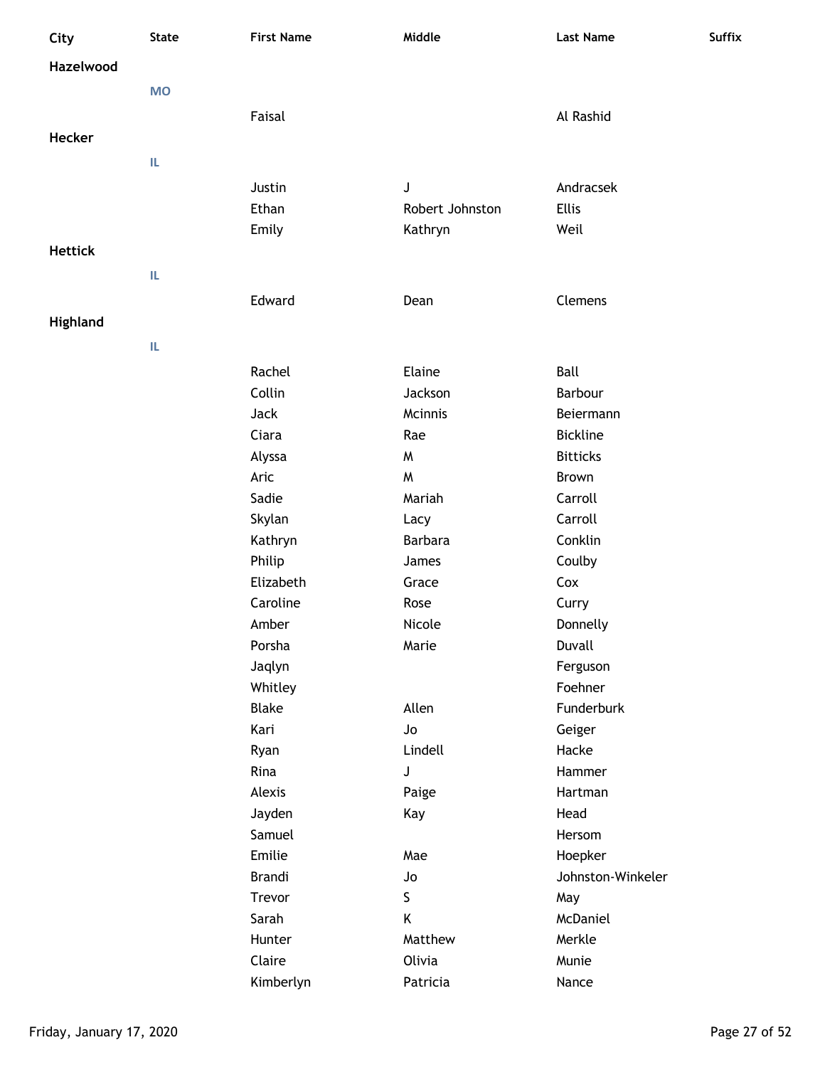| City | State | First Name | Middle | Last Name | Suffix |
| --- | --- | --- | --- | --- | --- |
| **Hazelwood** | | | | | |
| | **MO** | | | | |
| | | Faisal | | Al Rashid | |
| **Hecker** | | | | | |
| | **IL** | | | | |
| | | Justin | J | Andracsek | |
| | | Ethan | Robert Johnston | Ellis | |
| | | Emily | Kathryn | Weil | |
| **Hettick** | | | | | |
| | **IL** | | | | |
| | | Edward | Dean | Clemens | |
| **Highland** | | | | | |
| | **IL** | | | | |
| | | Rachel | Elaine | Ball | |
| | | Collin | Jackson | Barbour | |
| | | Jack | Mcinnis | Beiermann | |
| | | Ciara | Rae | Bickline | |
| | | Alyssa | M | Bitticks | |
| | | Aric | M | Brown | |
| | | Sadie | Mariah | Carroll | |
| | | Skylan | Lacy | Carroll | |
| | | Kathryn | Barbara | Conklin | |
| | | Philip | James | Coulby | |
| | | Elizabeth | Grace | Cox | |
| | | Caroline | Rose | Curry | |
| | | Amber | Nicole | Donnelly | |
| | | Porsha | Marie | Duvall | |
| | | Jaqlyn | | Ferguson | |
| | | Whitley | | Foehner | |
| | | Blake | Allen | Funderburk | |
| | | Kari | Jo | Geiger | |
| | | Ryan | Lindell | Hacke | |
| | | Rina | J | Hammer | |
| | | Alexis | Paige | Hartman | |
| | | Jayden | Kay | Head | |
| | | Samuel | | Hersom | |
| | | Emilie | Mae | Hoepker | |
| | | Brandi | Jo | Johnston-Winkeler | |
| | | Trevor | S | May | |
| | | Sarah | K | McDaniel | |
| | | Hunter | Matthew | Merkle | |
| | | Claire | Olivia | Munie | |
| | | Kimberlyn | Patricia | Nance | |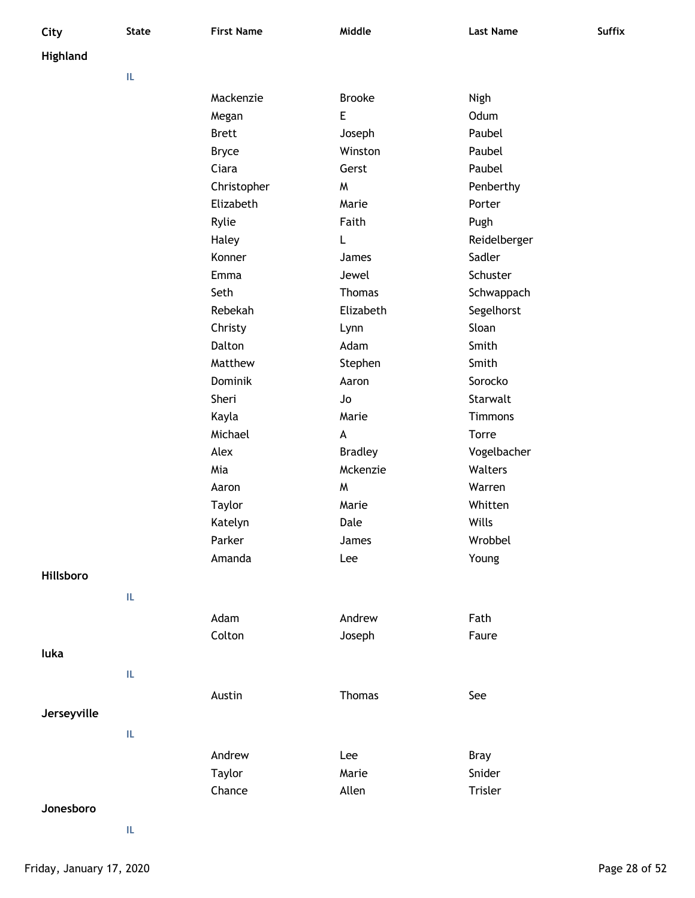| City | State | First Name | Middle | Last Name | Suffix |
|---|---|---|---|---|---|
| **Highland** | | | | | |
| | IL | | | | |
| | | Mackenzie | Brooke | Nigh | |
| | | Megan | E | Odum | |
| | | Brett | Joseph | Paubel | |
| | | Bryce | Winston | Paubel | |
| | | Ciara | Gerst | Paubel | |
| | | Christopher | M | Penberthy | |
| | | Elizabeth | Marie | Porter | |
| | | Rylie | Faith | Pugh | |
| | | Haley | L | Reidelberger | |
| | | Konner | James | Sadler | |
| | | Emma | Jewel | Schuster | |
| | | Seth | Thomas | Schwappach | |
| | | Rebekah | Elizabeth | Segelhorst | |
| | | Christy | Lynn | Sloan | |
| | | Dalton | Adam | Smith | |
| | | Matthew | Stephen | Smith | |
| | | Dominik | Aaron | Sorocko | |
| | | Sheri | Jo | Starwalt | |
| | | Kayla | Marie | Timmons | |
| | | Michael | A | Torre | |
| | | Alex | Bradley | Vogelbacher | |
| | | Mia | Mckenzie | Walters | |
| | | Aaron | M | Warren | |
| | | Taylor | Marie | Whitten | |
| | | Katelyn | Dale | Wills | |
| | | Parker | James | Wrobbel | |
| | | Amanda | Lee | Young | |
| **Hillsboro** | | | | | |
| | IL | | | | |
| | | Adam | Andrew | Fath | |
| | | Colton | Joseph | Faure | |
| **Iuka** | | | | | |
| | IL | | | | |
| | | Austin | Thomas | See | |
| **Jerseyville** | | | | | |
| | IL | | | | |
| | | Andrew | Lee | Bray | |
| | | Taylor | Marie | Snider | |
| | | Chance | Allen | Trisler | |
| **Jonesboro** | | | | | |
| | IL | | | | |

Friday, January 17, 2020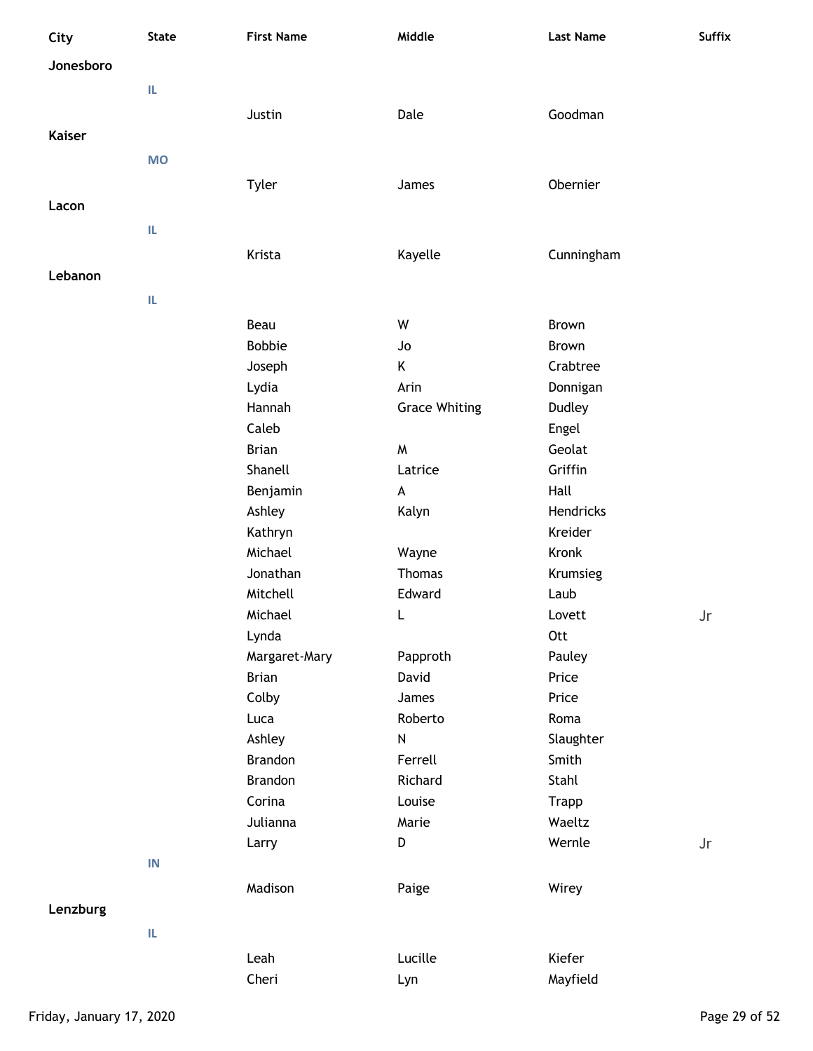| City | State | First Name | Middle | Last Name | Suffix |
| --- | --- | --- | --- | --- | --- |
| Jonesboro | | | | | |
| | IL | | | | |
| | | Justin | Dale | Goodman | |
| Kaiser | | | | | |
| | MO | | | | |
| | | Tyler | James | Obernier | |
| Lacon | | | | | |
| | IL | | | | |
| | | Krista | Kayelle | Cunningham | |
| Lebanon | | | | | |
| | IL | | | | |
| | | Beau | W | Brown | |
| | | Bobbie | Jo | Brown | |
| | | Joseph | K | Crabtree | |
| | | Lydia | Arin | Donnigan | |
| | | Hannah | Grace Whiting | Dudley | |
| | | Caleb | | Engel | |
| | | Brian | M | Geolat | |
| | | Shanell | Latrice | Griffin | |
| | | Benjamin | A | Hall | |
| | | Ashley | Kalyn | Hendricks | |
| | | Kathryn | | Kreider | |
| | | Michael | Wayne | Kronk | |
| | | Jonathan | Thomas | Krumsieg | |
| | | Mitchell | Edward | Laub | |
| | | Michael | L | Lovett | Jr |
| | | Lynda | | Ott | |
| | | Margaret-Mary | Papproth | Pauley | |
| | | Brian | David | Price | |
| | | Colby | James | Price | |
| | | Luca | Roberto | Roma | |
| | | Ashley | N | Slaughter | |
| | | Brandon | Ferrell | Smith | |
| | | Brandon | Richard | Stahl | |
| | | Corina | Louise | Trapp | |
| | | Julianna | Marie | Waeltz | |
| | | Larry | D | Wernle | Jr |
| | IN | | | | |
| | | Madison | Paige | Wirey | |
| Lenzburg | | | | | |
| | IL | | | | |
| | | Leah | Lucille | Kiefer | |
| | | Cheri | Lyn | Mayfield | |

Friday, January 17, 2020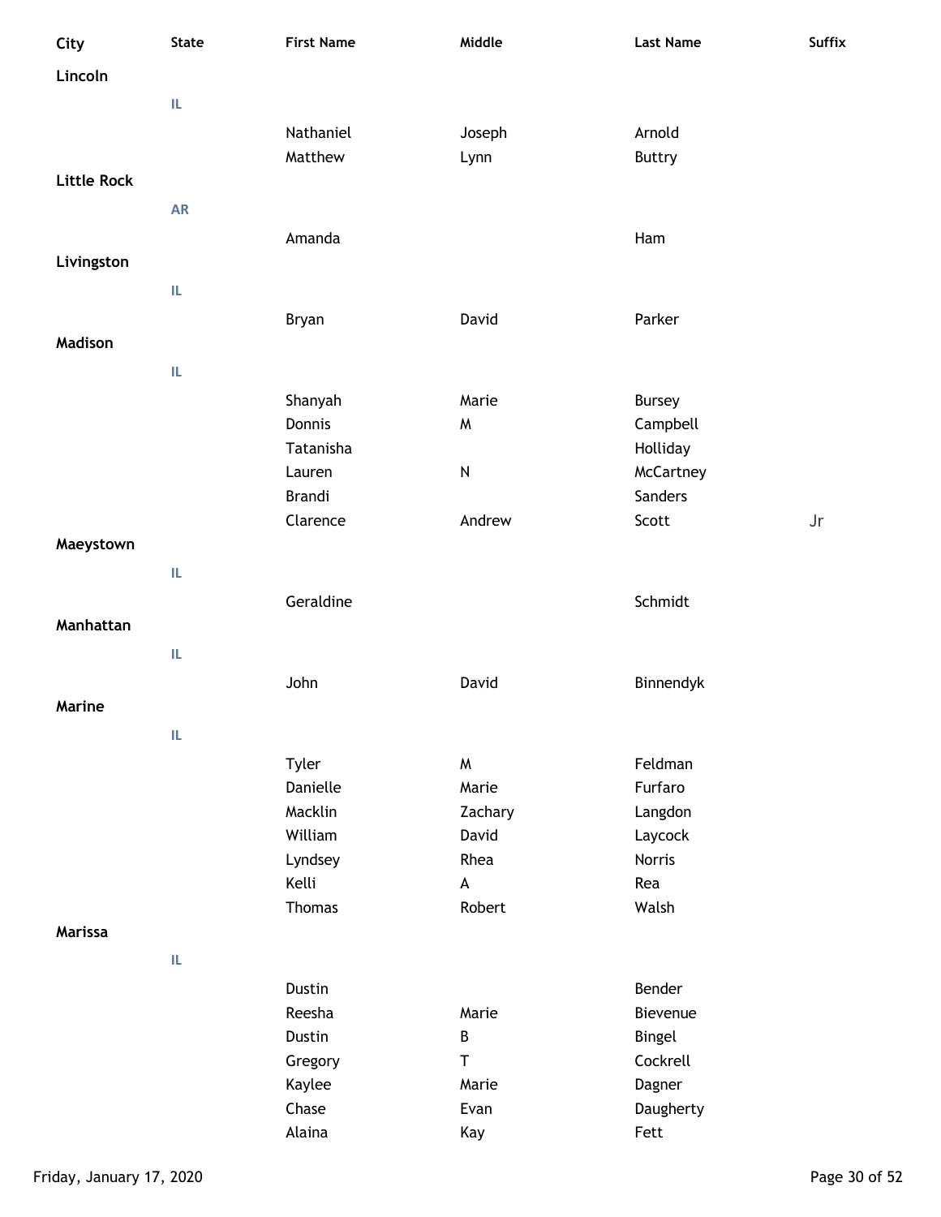| City | State | First Name | Middle | Last Name | Suffix |
|---|---|---|---|---|---|
| **Lincoln** | | | | | |
| | **IL** | | | | |
| | | Nathaniel | Joseph | Arnold | |
| | | Matthew | Lynn | Buttry | |
| **Little Rock** | | | | | |
| | **AR** | | | | |
| | | Amanda | | Ham | |
| **Livingston** | | | | | |
| | **IL** | | | | |
| | | Bryan | David | Parker | |
| **Madison** | | | | | |
| | **IL** | | | | |
| | | Shanyah | Marie | Bursey | |
| | | Donnis | M | Campbell | |
| | | Tatanisha | | Holliday | |
| | | Lauren | N | McCartney | |
| | | Brandi | | Sanders | |
| | | Clarence | Andrew | Scott | Jr |
| **Maeystown** | | | | | |
| | **IL** | | | | |
| | | Geraldine | | Schmidt | |
| **Manhattan** | | | | | |
| | **IL** | | | | |
| | | John | David | Binnendyk | |
| **Marine** | | | | | |
| | **IL** | | | | |
| | | Tyler | M | Feldman | |
| | | Danielle | Marie | Furfaro | |
| | | Macklin | Zachary | Langdon | |
| | | William | David | Laycock | |
| | | Lyndsey | Rhea | Norris | |
| | | Kelli | A | Rea | |
| | | Thomas | Robert | Walsh | |
| **Marissa** | | | | | |
| | **IL** | | | | |
| | | Dustin | | Bender | |
| | | Reesha | Marie | Bievenue | |
| | | Dustin | B | Bingel | |
| | | Gregory | T | Cockrell | |
| | | Kaylee | Marie | Dagner | |
| | | Chase | Evan | Daugherty | |
| | | Alaina | Kay | Fett | |

Friday, January 17, 2020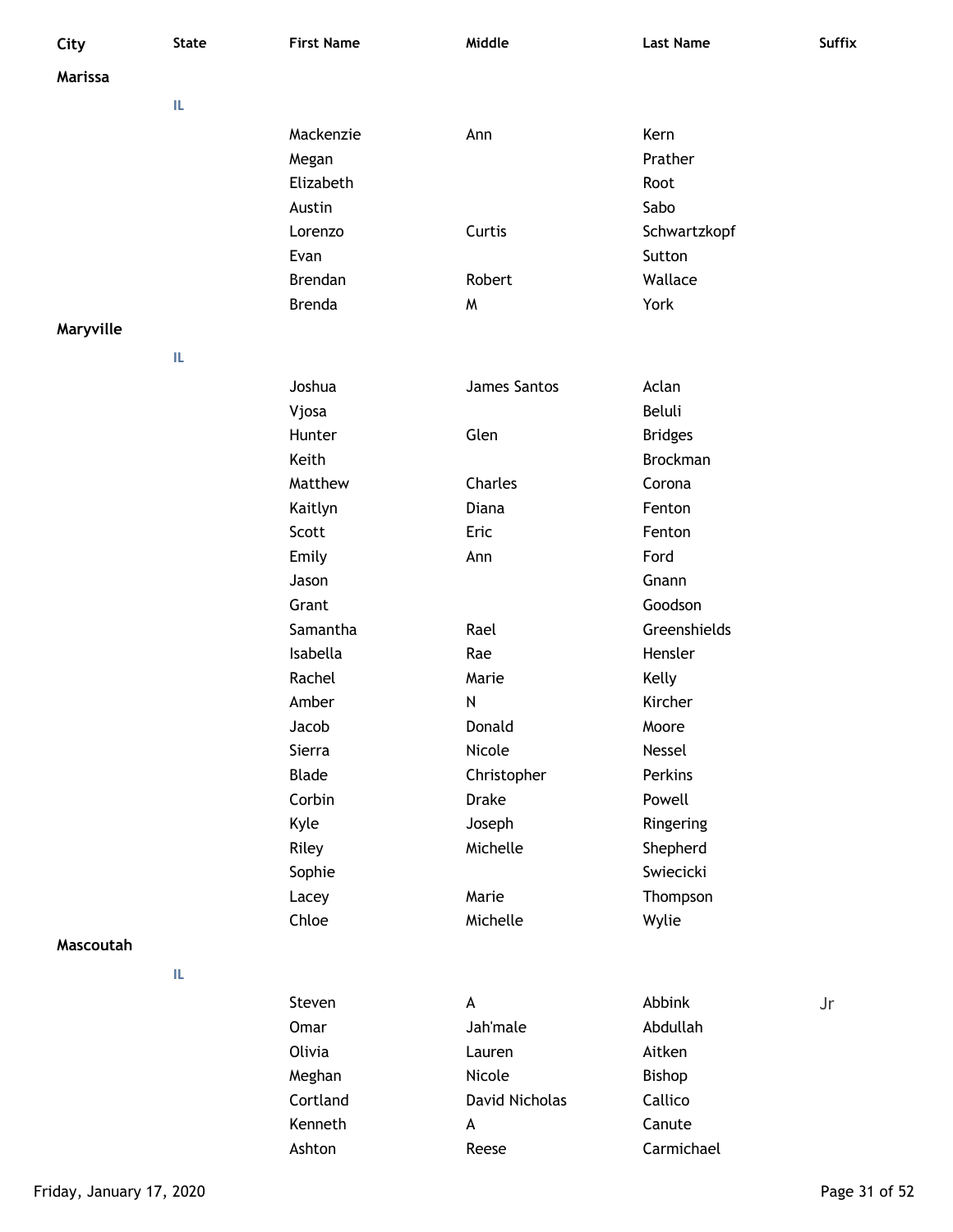| City | State | First Name | Middle | Last Name | Suffix |
| --- | --- | --- | --- | --- | --- |
| **Marissa** | | | | | |
| | IL | | | | |
| | | Mackenzie | Ann | Kern | |
| | | Megan | | Prather | |
| | | Elizabeth | | Root | |
| | | Austin | | Sabo | |
| | | Lorenzo | Curtis | Schwartzkopf | |
| | | Evan | | Sutton | |
| | | Brendan | Robert | Wallace | |
| | | Brenda | M | York | |
| **Maryville** | | | | | |
| | IL | | | | |
| | | Joshua | James Santos | Aclan | |
| | | Vjosa | | Beluli | |
| | | Hunter | Glen | Bridges | |
| | | Keith | | Brockman | |
| | | Matthew | Charles | Corona | |
| | | Kaitlyn | Diana | Fenton | |
| | | Scott | Eric | Fenton | |
| | | Emily | Ann | Ford | |
| | | Jason | | Gnann | |
| | | Grant | | Goodson | |
| | | Samantha | Rael | Greenshields | |
| | | Isabella | Rae | Hensler | |
| | | Rachel | Marie | Kelly | |
| | | Amber | N | Kircher | |
| | | Jacob | Donald | Moore | |
| | | Sierra | Nicole | Nessel | |
| | | Blade | Christopher | Perkins | |
| | | Corbin | Drake | Powell | |
| | | Kyle | Joseph | Ringering | |
| | | Riley | Michelle | Shepherd | |
| | | Sophie | | Swiecicki | |
| | | Lacey | Marie | Thompson | |
| | | Chloe | Michelle | Wylie | |
| **Mascoutah** | | | | | |
| | IL | | | | |
| | | Steven | A | Abbink | Jr |
| | | Omar | Jah'male | Abdullah | |
| | | Olivia | Lauren | Aitken | |
| | | Meghan | Nicole | Bishop | |
| | | Cortland | David Nicholas | Callico | |
| | | Kenneth | A | Canute | |
| | | Ashton | Reese | Carmichael | |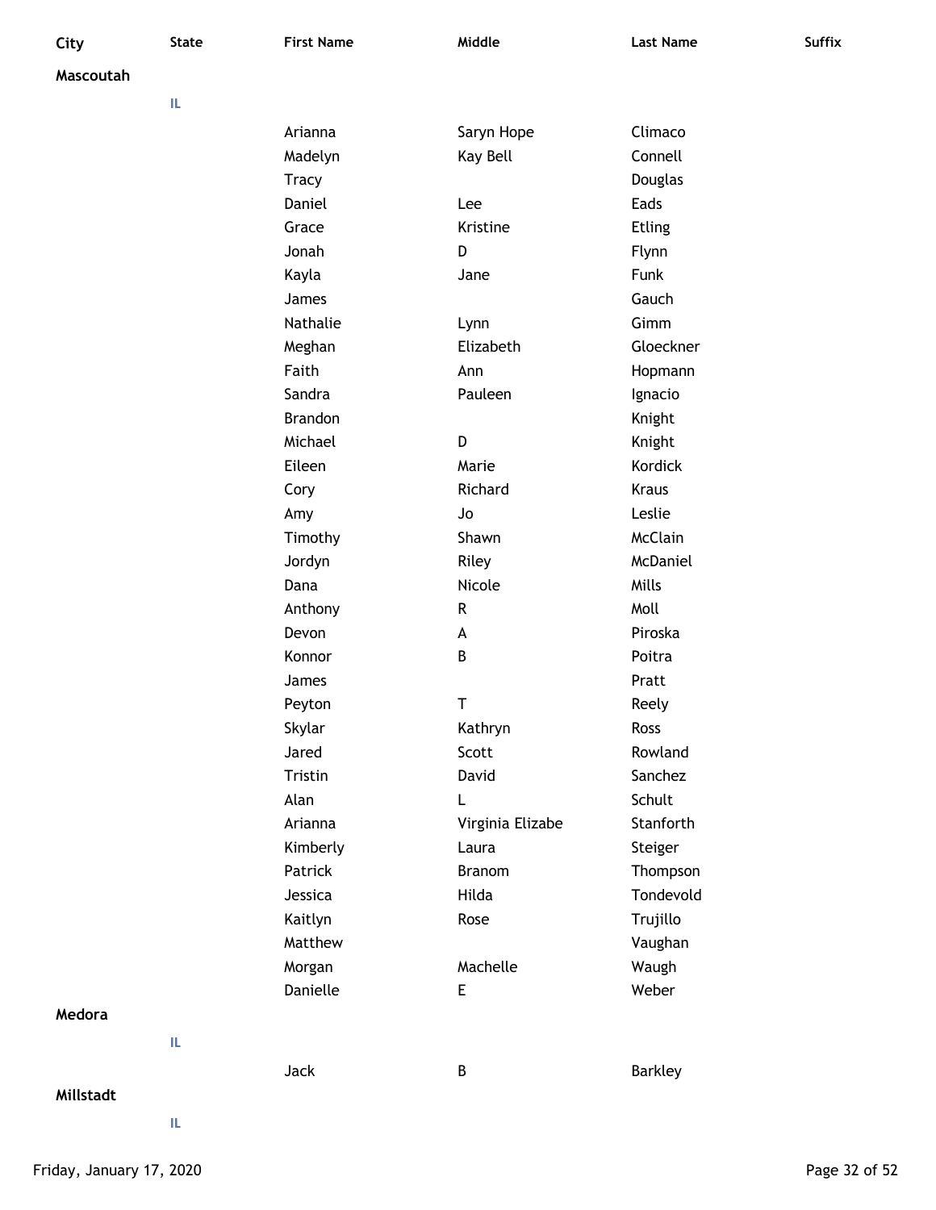| City | State | First Name | Middle | Last Name | Suffix |
| --- | --- | --- | --- | --- | --- |
| Mascoutah | | | | | |
| | IL | | | | |
| | | Arianna | Saryn Hope | Climaco | |
| | | Madelyn | Kay Bell | Connell | |
| | | Tracy | | Douglas | |
| | | Daniel | Lee | Eads | |
| | | Grace | Kristine | Etling | |
| | | Jonah | D | Flynn | |
| | | Kayla | Jane | Funk | |
| | | James | | Gauch | |
| | | Nathalie | Lynn | Gimm | |
| | | Meghan | Elizabeth | Gloeckner | |
| | | Faith | Ann | Hopmann | |
| | | Sandra | Pauleen | Ignacio | |
| | | Brandon | | Knight | |
| | | Michael | D | Knight | |
| | | Eileen | Marie | Kordick | |
| | | Cory | Richard | Kraus | |
| | | Amy | Jo | Leslie | |
| | | Timothy | Shawn | McClain | |
| | | Jordyn | Riley | McDaniel | |
| | | Dana | Nicole | Mills | |
| | | Anthony | R | Moll | |
| | | Devon | A | Piroska | |
| | | Konnor | B | Poitra | |
| | | James | | Pratt | |
| | | Peyton | T | Reely | |
| | | Skylar | Kathryn | Ross | |
| | | Jared | Scott | Rowland | |
| | | Tristin | David | Sanchez | |
| | | Alan | L | Schult | |
| | | Arianna | Virginia Elizabe | Stanforth | |
| | | Kimberly | Laura | Steiger | |
| | | Patrick | Branom | Thompson | |
| | | Jessica | Hilda | Tondevold | |
| | | Kaitlyn | Rose | Trujillo | |
| | | Matthew | | Vaughan | |
| | | Morgan | Machelle | Waugh | |
| | | Danielle | E | Weber | |
| Medora | | | | | |
| | IL | | | | |
| | | Jack | B | Barkley | |
| Millstadt | | | | | |
| | IL | | | | |

Friday, January 17, 2020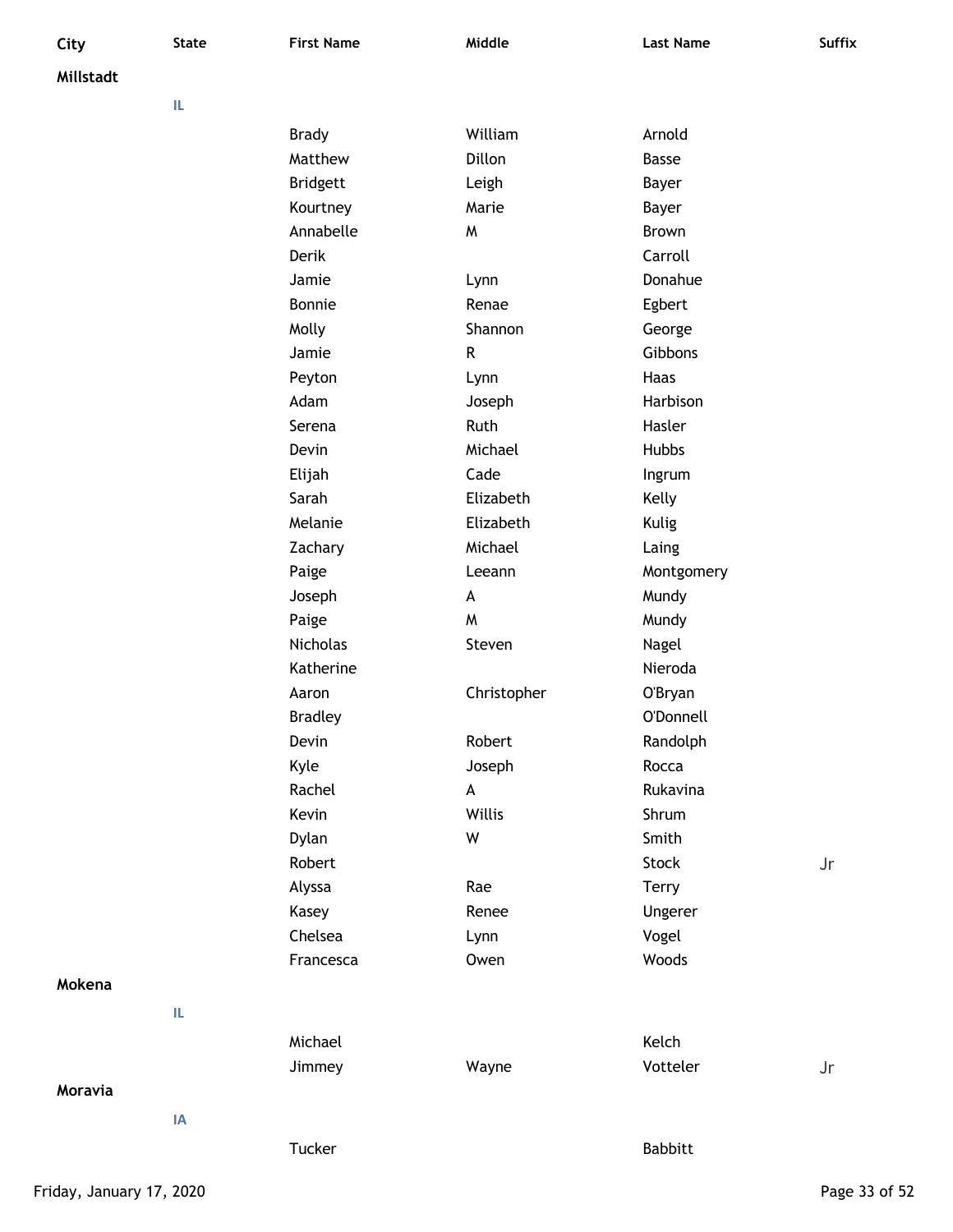| City | State | First Name | Middle | Last Name | Suffix |
|---|---|---|---|---|---|
| Millstadt | | | | | |
| | IL | | | | |
| | | Brady | William | Arnold | |
| | | Matthew | Dillon | Basse | |
| | | Bridgett | Leigh | Bayer | |
| | | Kourtney | Marie | Bayer | |
| | | Annabelle | M | Brown | |
| | | Derik | | Carroll | |
| | | Jamie | Lynn | Donahue | |
| | | Bonnie | Renae | Egbert | |
| | | Molly | Shannon | George | |
| | | Jamie | R | Gibbons | |
| | | Peyton | Lynn | Haas | |
| | | Adam | Joseph | Harbison | |
| | | Serena | Ruth | Hasler | |
| | | Devin | Michael | Hubbs | |
| | | Elijah | Cade | Ingrum | |
| | | Sarah | Elizabeth | Kelly | |
| | | Melanie | Elizabeth | Kulig | |
| | | Zachary | Michael | Laing | |
| | | Paige | Leeann | Montgomery | |
| | | Joseph | A | Mundy | |
| | | Paige | M | Mundy | |
| | | Nicholas | Steven | Nagel | |
| | | Katherine | | Nieroda | |
| | | Aaron | Christopher | O'Bryan | |
| | | Bradley | | O'Donnell | |
| | | Devin | Robert | Randolph | |
| | | Kyle | Joseph | Rocca | |
| | | Rachel | A | Rukavina | |
| | | Kevin | Willis | Shrum | |
| | | Dylan | W | Smith | |
| | | Robert | | Stock | Jr |
| | | Alyssa | Rae | Terry | |
| | | Kasey | Renee | Ungerer | |
| | | Chelsea | Lynn | Vogel | |
| | | Francesca | Owen | Woods | |
| Mokena | | | | | |
| | IL | | | | |
| | | Michael | | Kelch | |
| | | Jimmey | Wayne | Votteler | Jr |
| Moravia | | | | | |
| | IA | | | | |
| | | Tucker | | Babbitt | |

Friday, January 17, 2020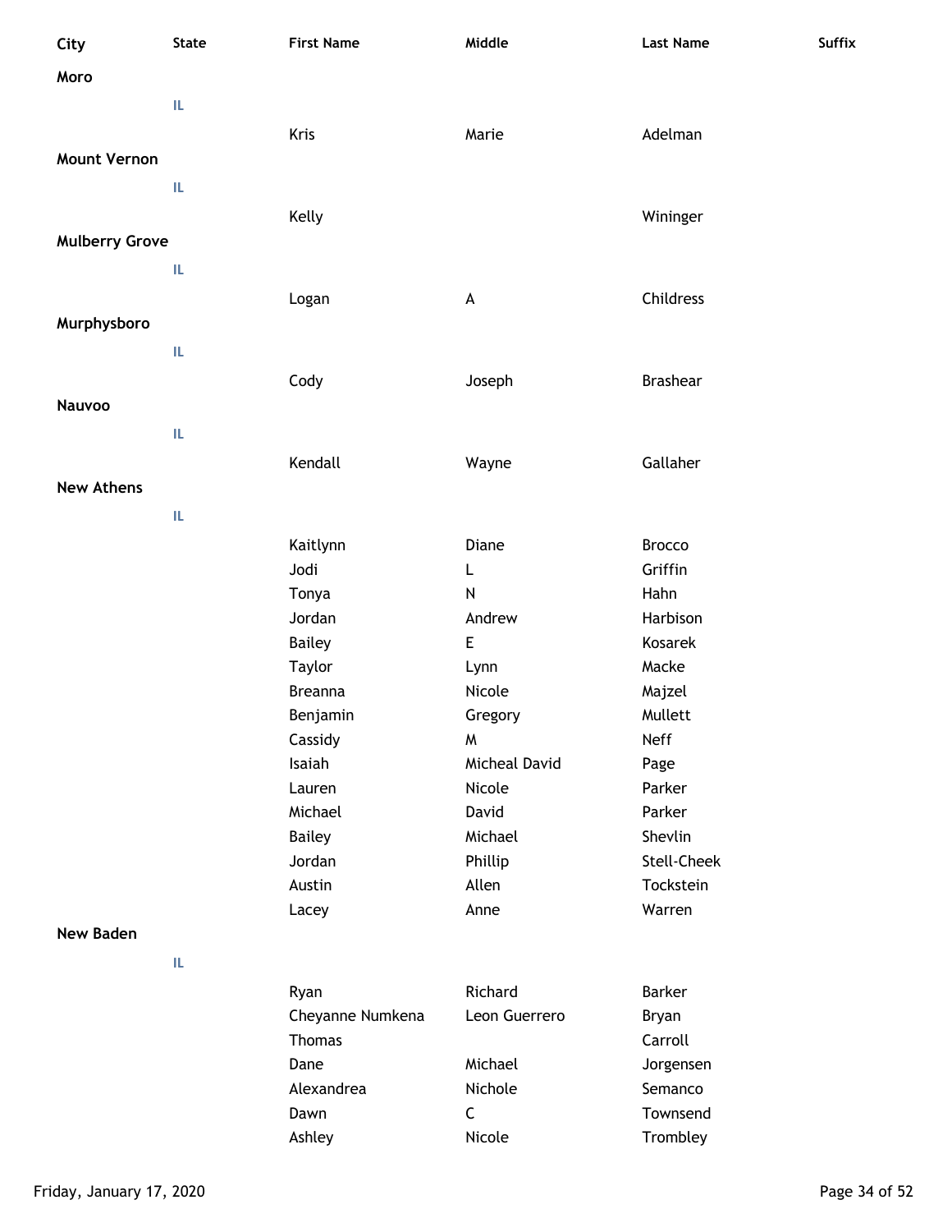| City | State | First Name | Middle | Last Name | Suffix |
| --- | --- | --- | --- | --- | --- |
| **Moro** | | | | | |
| | IL | | | | |
| | | Kris | Marie | Adelman | |
| **Mount Vernon** | | | | | |
| | IL | | | | |
| | | Kelly | | Wininger | |
| **Mulberry Grove** | | | | | |
| | IL | | | | |
| | | Logan | A | Childress | |
| **Murphysboro** | | | | | |
| | IL | | | | |
| | | Cody | Joseph | Brashear | |
| **Nauvoo** | | | | | |
| | IL | | | | |
| | | Kendall | Wayne | Gallaher | |
| **New Athens** | | | | | |
| | IL | | | | |
| | | Kaitlynn | Diane | Brocco | |
| | | Jodi | L | Griffin | |
| | | Tonya | N | Hahn | |
| | | Jordan | Andrew | Harbison | |
| | | Bailey | E | Kosarek | |
| | | Taylor | Lynn | Macke | |
| | | Breanna | Nicole | Majzel | |
| | | Benjamin | Gregory | Mullett | |
| | | Cassidy | M | Neff | |
| | | Isaiah | Micheal David | Page | |
| | | Lauren | Nicole | Parker | |
| | | Michael | David | Parker | |
| | | Bailey | Michael | Shevlin | |
| | | Jordan | Phillip | Stell-Cheek | |
| | | Austin | Allen | Tockstein | |
| | | Lacey | Anne | Warren | |
| **New Baden** | | | | | |
| | IL | | | | |
| | | Ryan | Richard | Barker | |
| | | Cheyanne Numkena | Leon Guerrero | Bryan | |
| | | Thomas | | Carroll | |
| | | Dane | Michael | Jorgensen | |
| | | Alexandrea | Nichole | Semanco | |
| | | Dawn | C | Townsend | |
| | | Ashley | Nicole | Trombley | |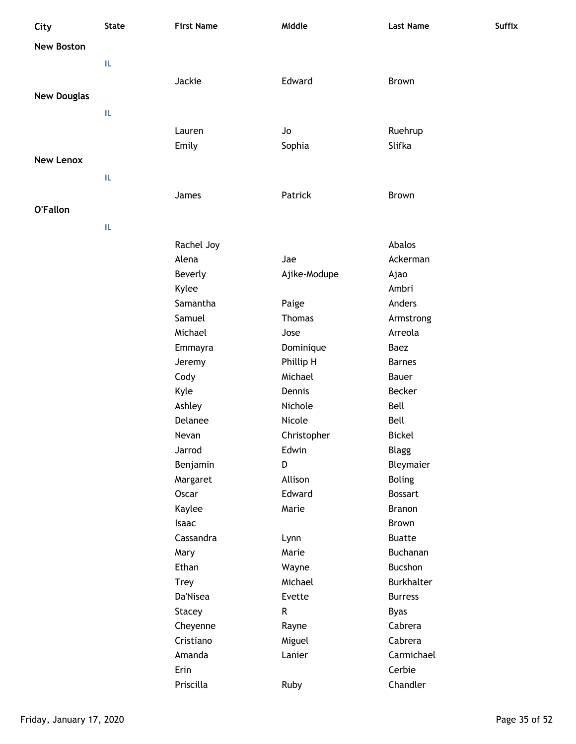| City | State | First Name | Middle | Last Name | Suffix |
|---|---|---|---|---|---|
| **New Boston** | | | | | |
| | IL | | | | |
| | | Jackie | Edward | Brown | |
| **New Douglas** | | | | | |
| | IL | | | | |
| | | Lauren | Jo | Ruehrup | |
| | | Emily | Sophia | Slifka | |
| **New Lenox** | | | | | |
| | IL | | | | |
| | | James | Patrick | Brown | |
| **O'Fallon** | | | | | |
| | IL | | | | |
| | | Rachel Joy | | Abalos | |
| | | Alena | Jae | Ackerman | |
| | | Beverly | Ajike-Modupe | Ajao | |
| | | Kylee | | Ambri | |
| | | Samantha | Paige | Anders | |
| | | Samuel | Thomas | Armstrong | |
| | | Michael | Jose | Arreola | |
| | | Emmayra | Dominique | Baez | |
| | | Jeremy | Phillip H | Barnes | |
| | | Cody | Michael | Bauer | |
| | | Kyle | Dennis | Becker | |
| | | Ashley | Nichole | Bell | |
| | | Delanee | Nicole | Bell | |
| | | Nevan | Christopher | Bickel | |
| | | Jarrod | Edwin | Blagg | |
| | | Benjamin | D | Bleymaier | |
| | | Margaret | Allison | Boling | |
| | | Oscar | Edward | Bossart | |
| | | Kaylee | Marie | Branon | |
| | | Isaac | | Brown | |
| | | Cassandra | Lynn | Buatte | |
| | | Mary | Marie | Buchanan | |
| | | Ethan | Wayne | Bucshon | |
| | | Trey | Michael | Burkhalter | |
| | | Da'Nisea | Evette | Burress | |
| | | Stacey | R | Byas | |
| | | Cheyenne | Rayne | Cabrera | |
| | | Cristiano | Miguel | Cabrera | |
| | | Amanda | Lanier | Carmichael | |
| | | Erin | | Cerbie | |
| | | Priscilla | Ruby | Chandler | |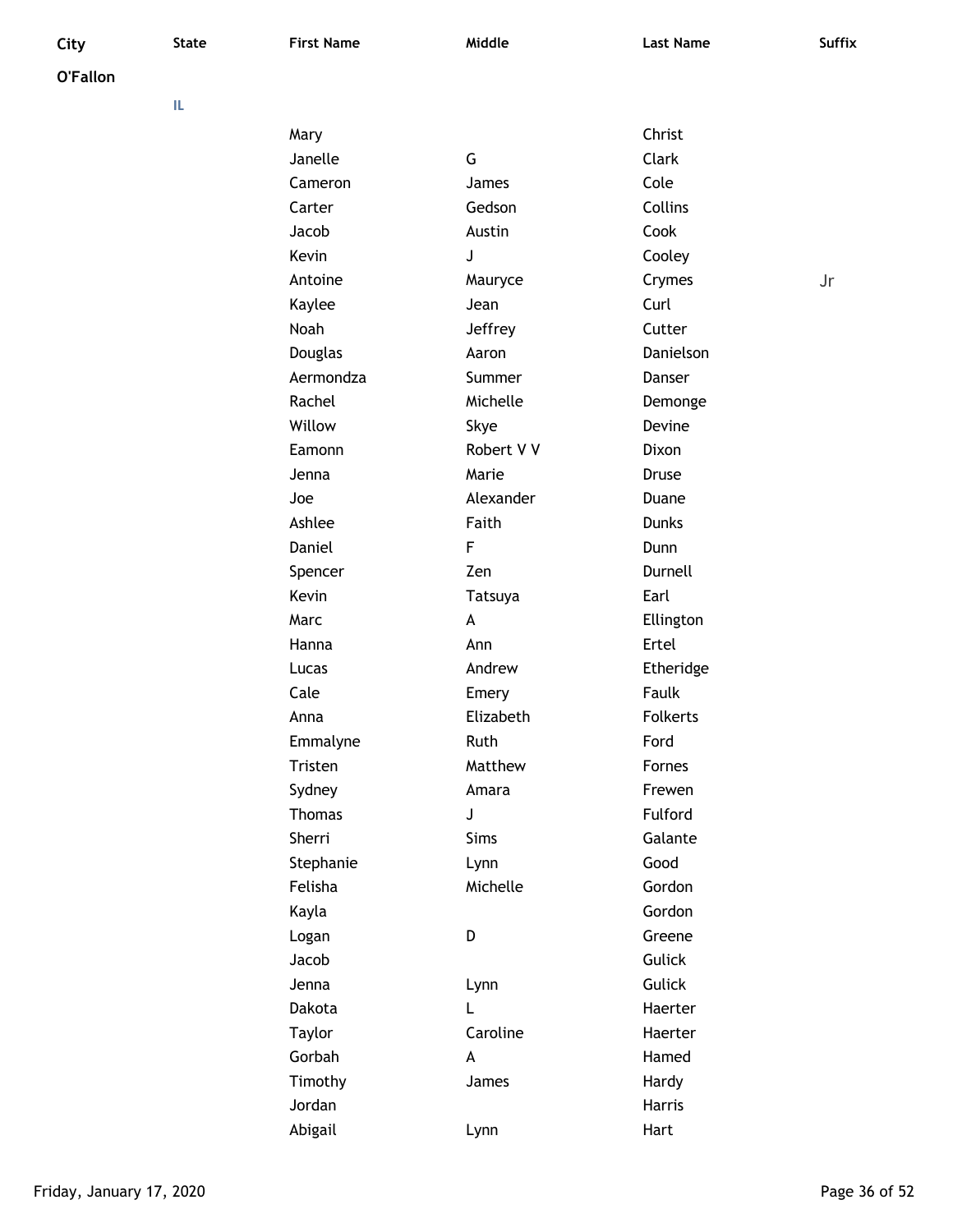| City | State | First Name | Middle | Last Name | Suffix |
| --- | --- | --- | --- | --- | --- |
| O'Fallon | | | | | |
| | IL | | | | |
| | | Mary | | Christ | |
| | | Janelle | G | Clark | |
| | | Cameron | James | Cole | |
| | | Carter | Gedson | Collins | |
| | | Jacob | Austin | Cook | |
| | | Kevin | J | Cooley | |
| | | Antoine | Mauryce | Crymes | Jr |
| | | Kaylee | Jean | Curl | |
| | | Noah | Jeffrey | Cutter | |
| | | Douglas | Aaron | Danielson | |
| | | Aermondza | Summer | Danser | |
| | | Rachel | Michelle | Demonge | |
| | | Willow | Skye | Devine | |
| | | Eamonn | Robert V V | Dixon | |
| | | Jenna | Marie | Druse | |
| | | Joe | Alexander | Duane | |
| | | Ashlee | Faith | Dunks | |
| | | Daniel | F | Dunn | |
| | | Spencer | Zen | Durnell | |
| | | Kevin | Tatsuya | Earl | |
| | | Marc | A | Ellington | |
| | | Hanna | Ann | Ertel | |
| | | Lucas | Andrew | Etheridge | |
| | | Cale | Emery | Faulk | |
| | | Anna | Elizabeth | Folkerts | |
| | | Emmalyne | Ruth | Ford | |
| | | Tristen | Matthew | Fornes | |
| | | Sydney | Amara | Frewen | |
| | | Thomas | J | Fulford | |
| | | Sherri | Sims | Galante | |
| | | Stephanie | Lynn | Good | |
| | | Felisha | Michelle | Gordon | |
| | | Kayla | | Gordon | |
| | | Logan | D | Greene | |
| | | Jacob | | Gulick | |
| | | Jenna | Lynn | Gulick | |
| | | Dakota | L | Haerter | |
| | | Taylor | Caroline | Haerter | |
| | | Gorbah | A | Hamed | |
| | | Timothy | James | Hardy | |
| | | Jordan | | Harris | |
| | | Abigail | Lynn | Hart | |

Friday, January 17, 2020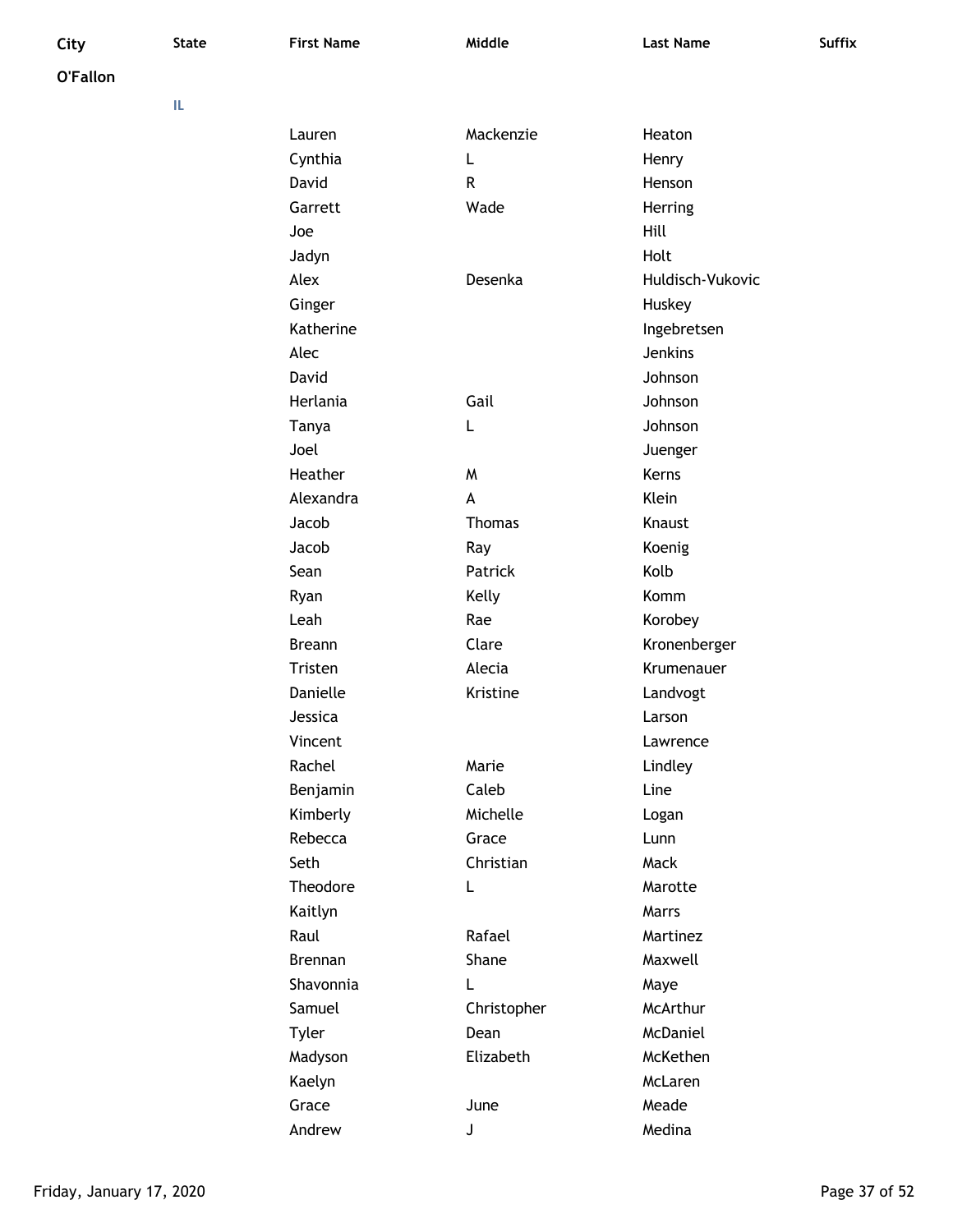| City | State | First Name | Middle | Last Name | Suffix |
|---|---|---|---|---|---|
| O'Fallon | | | | | |
| | IL | | | | |
| | | Lauren | Mackenzie | Heaton | |
| | | Cynthia | L | Henry | |
| | | David | R | Henson | |
| | | Garrett | Wade | Herring | |
| | | Joe | | Hill | |
| | | Jadyn | | Holt | |
| | | Alex | Desenka | Huldisch-Vukovic | |
| | | Ginger | | Huskey | |
| | | Katherine | | Ingebretsen | |
| | | Alec | | Jenkins | |
| | | David | | Johnson | |
| | | Herlania | Gail | Johnson | |
| | | Tanya | L | Johnson | |
| | | Joel | | Juenger | |
| | | Heather | M | Kerns | |
| | | Alexandra | A | Klein | |
| | | Jacob | Thomas | Knaust | |
| | | Jacob | Ray | Koenig | |
| | | Sean | Patrick | Kolb | |
| | | Ryan | Kelly | Komm | |
| | | Leah | Rae | Korobey | |
| | | Breann | Clare | Kronenberger | |
| | | Tristen | Alecia | Krumenauer | |
| | | Danielle | Kristine | Landvogt | |
| | | Jessica | | Larson | |
| | | Vincent | | Lawrence | |
| | | Rachel | Marie | Lindley | |
| | | Benjamin | Caleb | Line | |
| | | Kimberly | Michelle | Logan | |
| | | Rebecca | Grace | Lunn | |
| | | Seth | Christian | Mack | |
| | | Theodore | L | Marotte | |
| | | Kaitlyn | | Marrs | |
| | | Raul | Rafael | Martinez | |
| | | Brennan | Shane | Maxwell | |
| | | Shavonnia | L | Maye | |
| | | Samuel | Christopher | McArthur | |
| | | Tyler | Dean | McDaniel | |
| | | Madyson | Elizabeth | McKethen | |
| | | Kaelyn | | McLaren | |
| | | Grace | June | Meade | |
| | | Andrew | J | Medina | |

Friday, January 17, 2020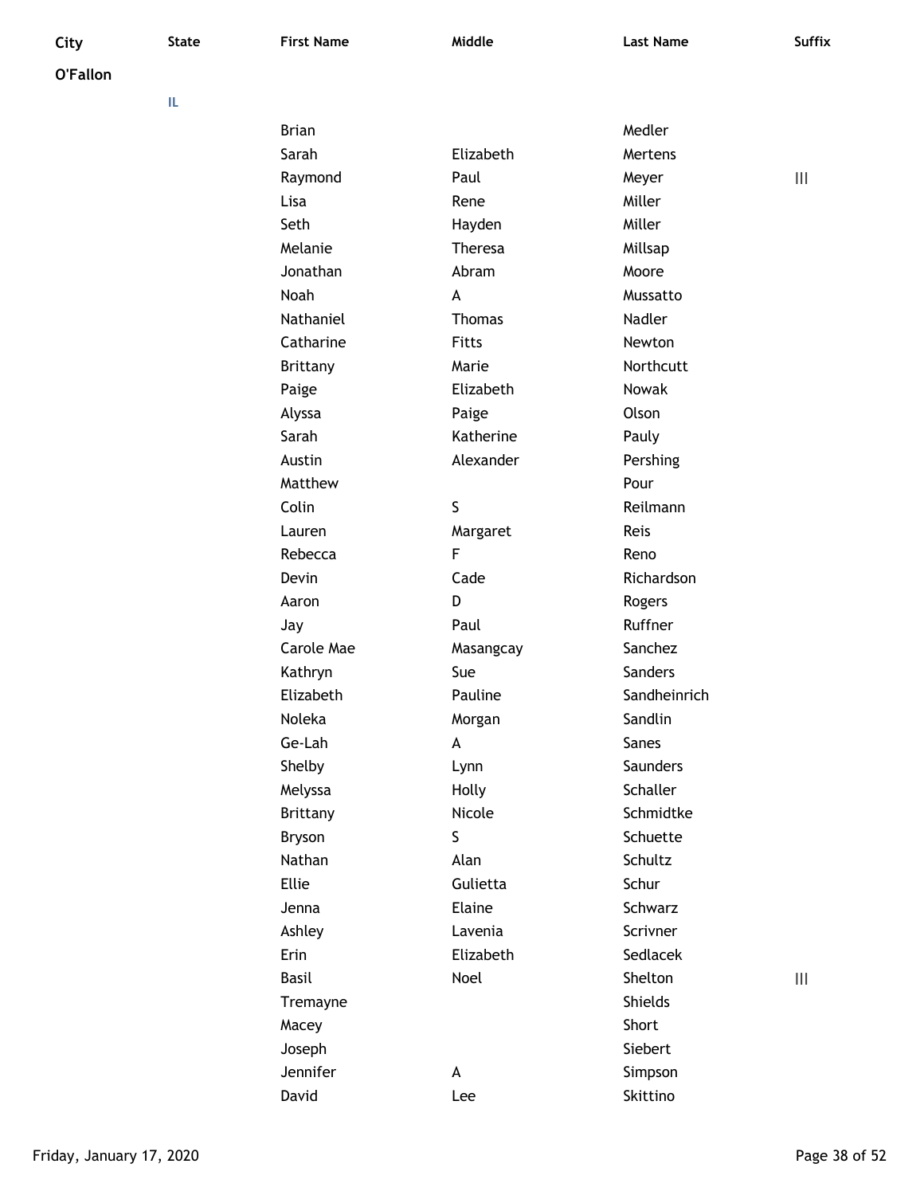| City | State | First Name | Middle | Last Name | Suffix |
|---|---|---|---|---|---|
| O'Fallon | | | | | |
| | IL | | | | |
| | | Brian | | Medler | |
| | | Sarah | Elizabeth | Mertens | |
| | | Raymond | Paul | Meyer | III |
| | | Lisa | Rene | Miller | |
| | | Seth | Hayden | Miller | |
| | | Melanie | Theresa | Millsap | |
| | | Jonathan | Abram | Moore | |
| | | Noah | A | Mussatto | |
| | | Nathaniel | Thomas | Nadler | |
| | | Catharine | Fitts | Newton | |
| | | Brittany | Marie | Northcutt | |
| | | Paige | Elizabeth | Nowak | |
| | | Alyssa | Paige | Olson | |
| | | Sarah | Katherine | Pauly | |
| | | Austin | Alexander | Pershing | |
| | | Matthew | | Pour | |
| | | Colin | S | Reilmann | |
| | | Lauren | Margaret | Reis | |
| | | Rebecca | F | Reno | |
| | | Devin | Cade | Richardson | |
| | | Aaron | D | Rogers | |
| | | Jay | Paul | Ruffner | |
| | | Carole Mae | Masangcay | Sanchez | |
| | | Kathryn | Sue | Sanders | |
| | | Elizabeth | Pauline | Sandheinrich | |
| | | Noleka | Morgan | Sandlin | |
| | | Ge-Lah | A | Sanes | |
| | | Shelby | Lynn | Saunders | |
| | | Melyssa | Holly | Schaller | |
| | | Brittany | Nicole | Schmidtke | |
| | | Bryson | S | Schuette | |
| | | Nathan | Alan | Schultz | |
| | | Ellie | Gulietta | Schur | |
| | | Jenna | Elaine | Schwarz | |
| | | Ashley | Lavenia | Scrivner | |
| | | Erin | Elizabeth | Sedlacek | |
| | | Basil | Noel | Shelton | III |
| | | Tremayne | | Shields | |
| | | Macey | | Short | |
| | | Joseph | | Siebert | |
| | | Jennifer | A | Simpson | |
| | | David | Lee | Skittino | |

Friday, January 17, 2020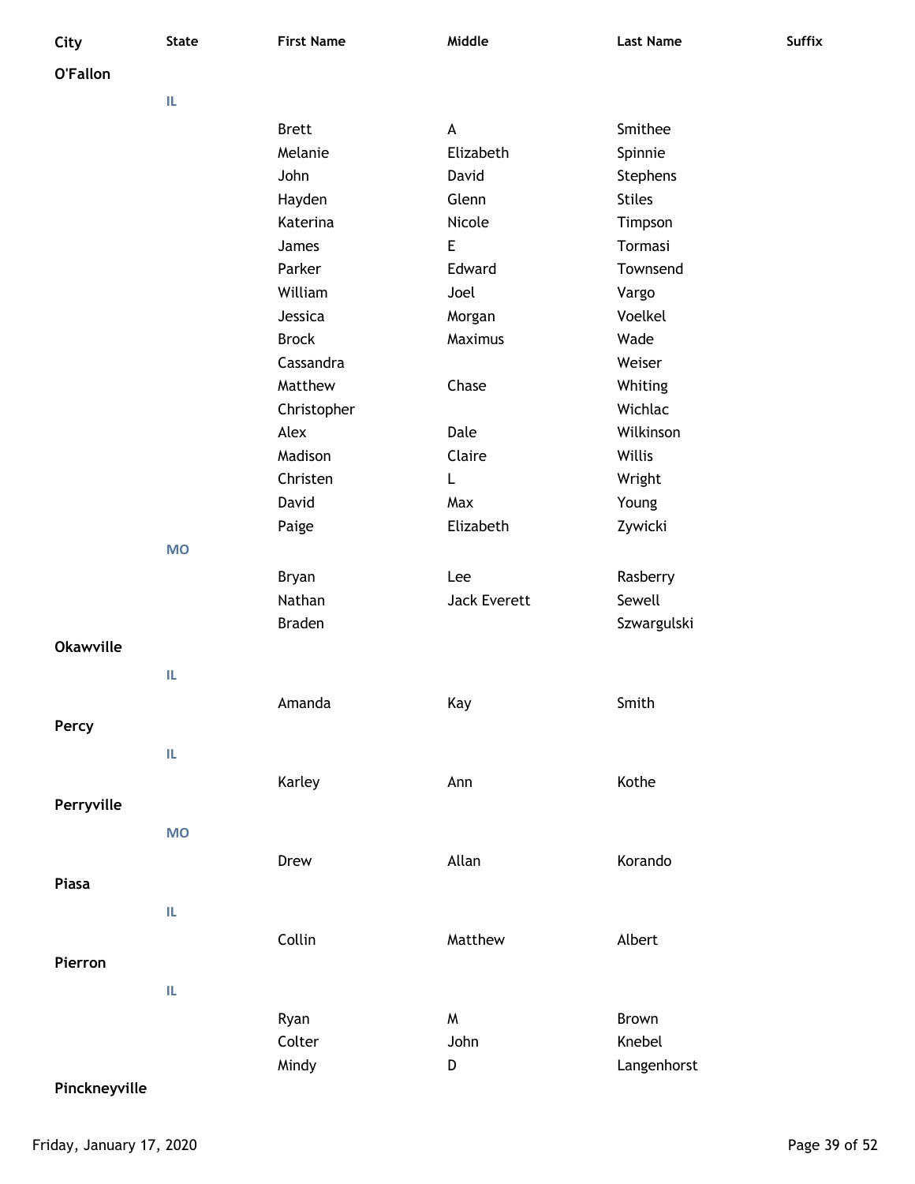| City | State | First Name | Middle | Last Name | Suffix |
| --- | --- | --- | --- | --- | --- |
| **O'Fallon** | | | | | |
| | **IL** | | | | |
| | | Brett | A | Smithee | |
| | | Melanie | Elizabeth | Spinnie | |
| | | John | David | Stephens | |
| | | Hayden | Glenn | Stiles | |
| | | Katerina | Nicole | Timpson | |
| | | James | E | Tormasi | |
| | | Parker | Edward | Townsend | |
| | | William | Joel | Vargo | |
| | | Jessica | Morgan | Voelkel | |
| | | Brock | Maximus | Wade | |
| | | Cassandra | | Weiser | |
| | | Matthew | Chase | Whiting | |
| | | Christopher | | Wichlac | |
| | | Alex | Dale | Wilkinson | |
| | | Madison | Claire | Willis | |
| | | Christen | L | Wright | |
| | | David | Max | Young | |
| | | Paige | Elizabeth | Zywicki | |
| | **MO** | | | | |
| | | Bryan | Lee | Rasberry | |
| | | Nathan | Jack Everett | Sewell | |
| | | Braden | | Szwargulski | |
| **Okawville** | | | | | |
| | **IL** | | | | |
| | | Amanda | Kay | Smith | |
| **Percy** | | | | | |
| | **IL** | | | | |
| | | Karley | Ann | Kothe | |
| **Perryville** | | | | | |
| | **MO** | | | | |
| | | Drew | Allan | Korando | |
| **Piasa** | | | | | |
| | **IL** | | | | |
| | | Collin | Matthew | Albert | |
| **Pierron** | | | | | |
| | **IL** | | | | |
| | | Ryan | M | Brown | |
| | | Colter | John | Knebel | |
| | | Mindy | D | Langenhorst | |
| **Pinckneyville** | | | | | |

Friday, January 17, 2020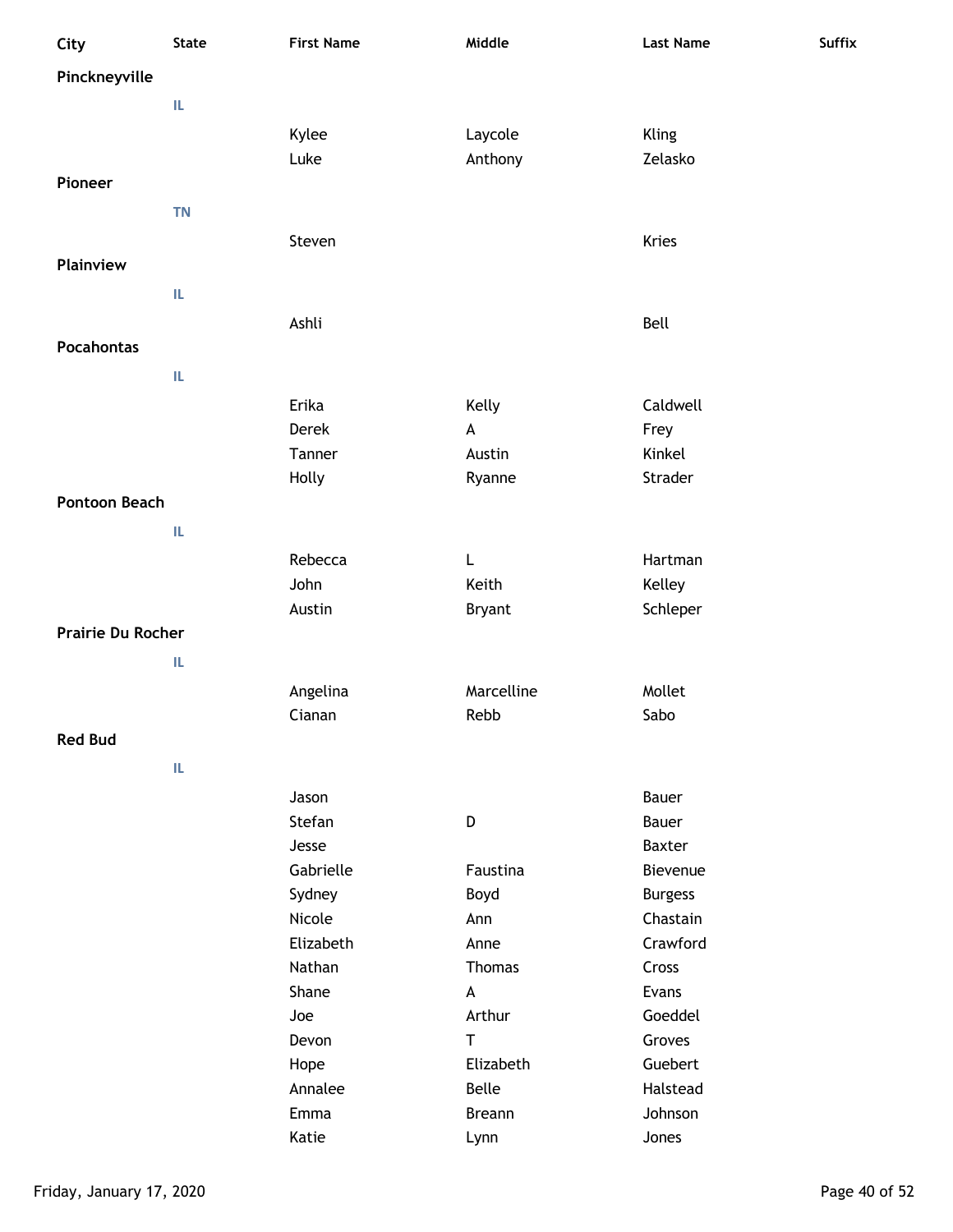| City | State | First Name | Middle | Last Name | Suffix |
|---|---|---|---|---|---|
| **Pinckneyville** | | | | | |
| | IL | | | | |
| | | Kylee | Laycole | Kling | |
| | | Luke | Anthony | Zelasko | |
| **Pioneer** | | | | | |
| | TN | | | | |
| | | Steven | | Kries | |
| **Plainview** | | | | | |
| | IL | | | | |
| | | Ashli | | Bell | |
| **Pocahontas** | | | | | |
| | IL | | | | |
| | | Erika | Kelly | Caldwell | |
| | | Derek | A | Frey | |
| | | Tanner | Austin | Kinkel | |
| | | Holly | Ryanne | Strader | |
| **Pontoon Beach** | | | | | |
| | IL | | | | |
| | | Rebecca | L | Hartman | |
| | | John | Keith | Kelley | |
| | | Austin | Bryant | Schleper | |
| **Prairie Du Rocher** | | | | | |
| | IL | | | | |
| | | Angelina | Marcelline | Mollet | |
| | | Cianan | Rebb | Sabo | |
| **Red Bud** | | | | | |
| | IL | | | | |
| | | Jason | | Bauer | |
| | | Stefan | D | Bauer | |
| | | Jesse | | Baxter | |
| | | Gabrielle | Faustina | Bievenue | |
| | | Sydney | Boyd | Burgess | |
| | | Nicole | Ann | Chastain | |
| | | Elizabeth | Anne | Crawford | |
| | | Nathan | Thomas | Cross | |
| | | Shane | A | Evans | |
| | | Joe | Arthur | Goeddel | |
| | | Devon | T | Groves | |
| | | Hope | Elizabeth | Guebert | |
| | | Annalee | Belle | Halstead | |
| | | Emma | Breann | Johnson | |
| | | Katie | Lynn | Jones | |

Friday, January 17, 2020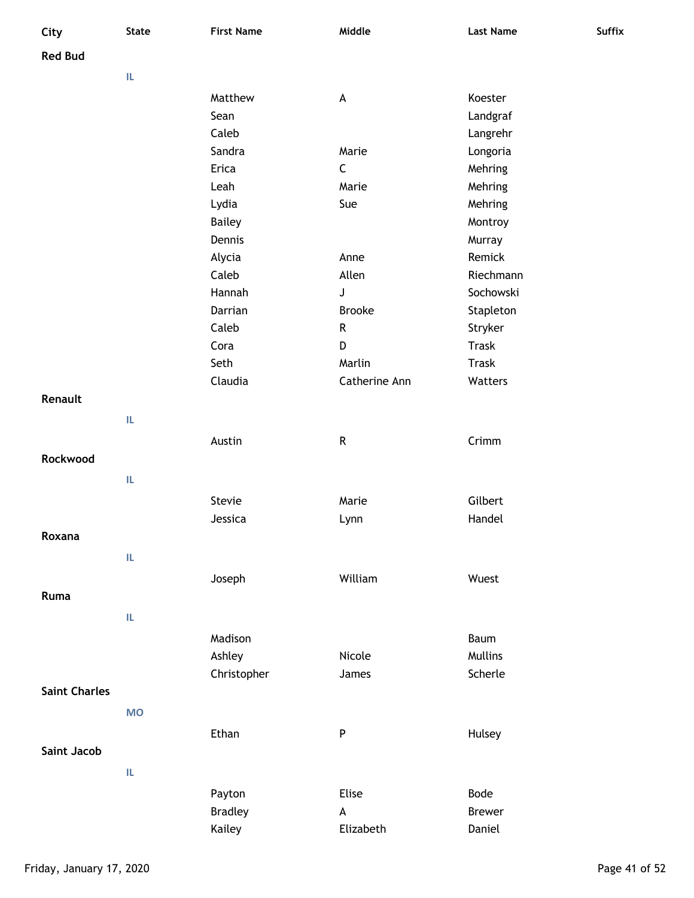| City | State | First Name | Middle | Last Name | Suffix |
|---|---|---|---|---|---|
| **Red Bud** | | | | | |
| | IL | | | | |
| | | Matthew | A | Koester | |
| | | Sean | | Landgraf | |
| | | Caleb | | Langrehr | |
| | | Sandra | Marie | Longoria | |
| | | Erica | C | Mehring | |
| | | Leah | Marie | Mehring | |
| | | Lydia | Sue | Mehring | |
| | | Bailey | | Montroy | |
| | | Dennis | | Murray | |
| | | Alycia | Anne | Remick | |
| | | Caleb | Allen | Riechmann | |
| | | Hannah | J | Sochowski | |
| | | Darrian | Brooke | Stapleton | |
| | | Caleb | R | Stryker | |
| | | Cora | D | Trask | |
| | | Seth | Marlin | Trask | |
| | | Claudia | Catherine Ann | Watters | |
| **Renault** | | | | | |
| | IL | | | | |
| | | Austin | R | Crimm | |
| **Rockwood** | | | | | |
| | IL | | | | |
| | | Stevie | Marie | Gilbert | |
| | | Jessica | Lynn | Handel | |
| **Roxana** | | | | | |
| | IL | | | | |
| | | Joseph | William | Wuest | |
| **Ruma** | | | | | |
| | IL | | | | |
| | | Madison | | Baum | |
| | | Ashley | Nicole | Mullins | |
| | | Christopher | James | Scherle | |
| **Saint Charles** | | | | | |
| | MO | | | | |
| | | Ethan | P | Hulsey | |
| **Saint Jacob** | | | | | |
| | IL | | | | |
| | | Payton | Elise | Bode | |
| | | Bradley | A | Brewer | |
| | | Kailey | Elizabeth | Daniel | |

Friday, January 17, 2020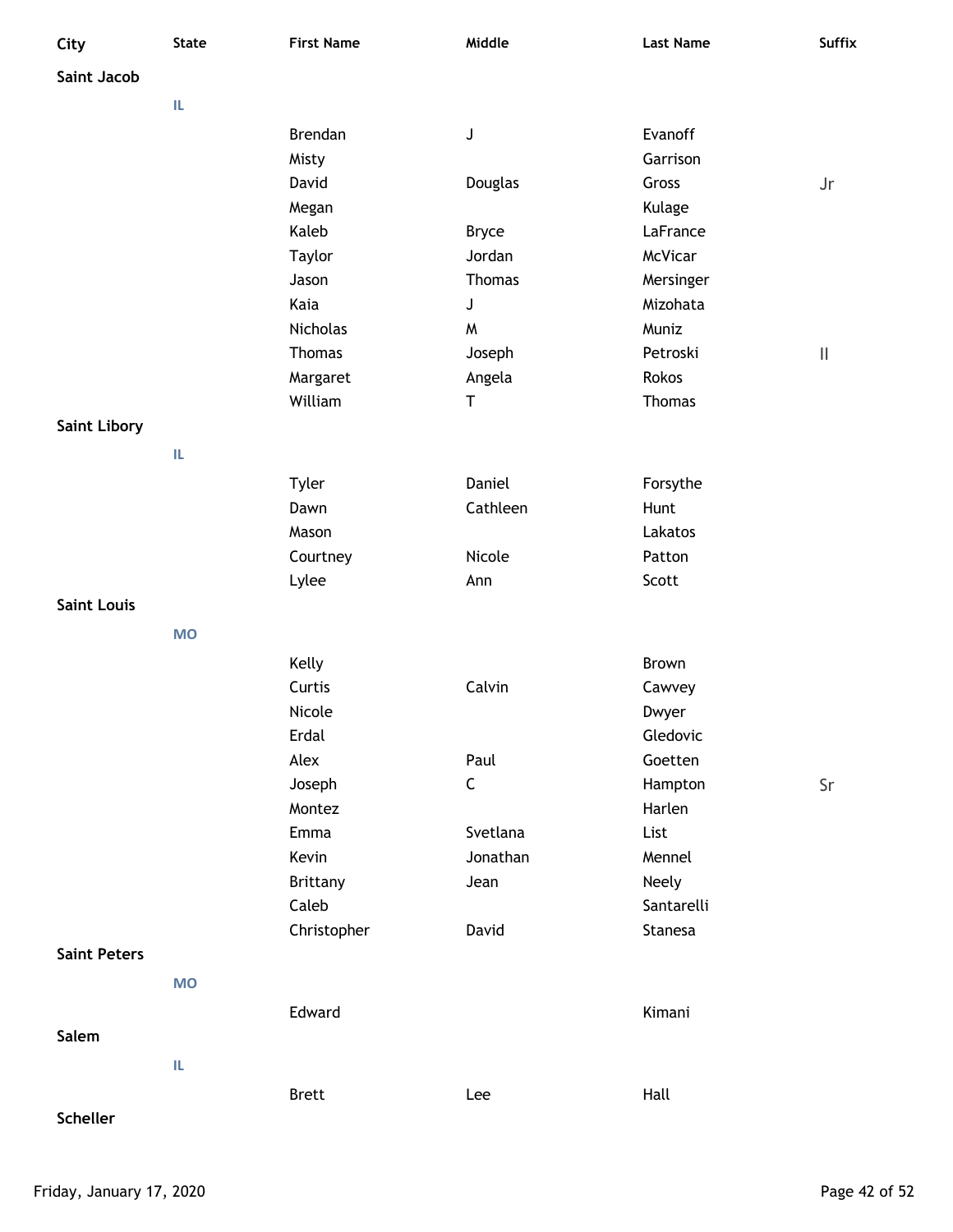| City | State | First Name | Middle | Last Name | Suffix |
|---|---|---|---|---|---|
| **Saint Jacob** | | | | | |
| | IL | | | | |
| | | Brendan | J | Evanoff | |
| | | Misty | | Garrison | |
| | | David | Douglas | Gross | Jr |
| | | Megan | | Kulage | |
| | | Kaleb | Bryce | LaFrance | |
| | | Taylor | Jordan | McVicar | |
| | | Jason | Thomas | Mersinger | |
| | | Kaia | J | Mizohata | |
| | | Nicholas | M | Muniz | |
| | | Thomas | Joseph | Petroski | II |
| | | Margaret | Angela | Rokos | |
| | | William | T | Thomas | |
| **Saint Libory** | | | | | |
| | IL | | | | |
| | | Tyler | Daniel | Forsythe | |
| | | Dawn | Cathleen | Hunt | |
| | | Mason | | Lakatos | |
| | | Courtney | Nicole | Patton | |
| | | Lylee | Ann | Scott | |
| **Saint Louis** | | | | | |
| | MO | | | | |
| | | Kelly | | Brown | |
| | | Curtis | Calvin | Cawvey | |
| | | Nicole | | Dwyer | |
| | | Erdal | | Gledovic | |
| | | Alex | Paul | Goetten | |
| | | Joseph | C | Hampton | Sr |
| | | Montez | | Harlen | |
| | | Emma | Svetlana | List | |
| | | Kevin | Jonathan | Mennel | |
| | | Brittany | Jean | Neely | |
| | | Caleb | | Santarelli | |
| | | Christopher | David | Stanesa | |
| **Saint Peters** | | | | | |
| | MO | | | | |
| | | Edward | | Kimani | |
| **Salem** | | | | | |
| | IL | | | | |
| | | Brett | Lee | Hall | |
| **Scheller** | | | | | |

Friday, January 17, 2020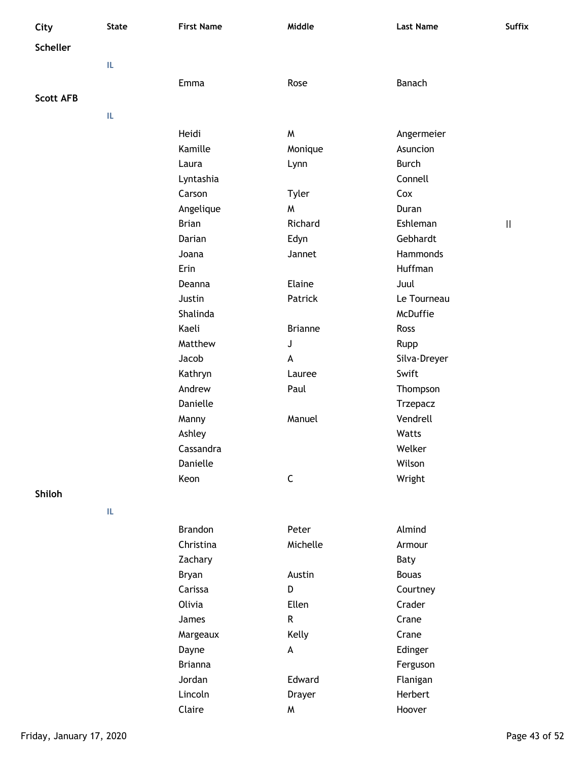| City | State | First Name | Middle | Last Name | Suffix |
|---|---|---|---|---|---|
| **Scheller** | | | | | |
| | IL | | | | |
| | | Emma | Rose | Banach | |
| **Scott AFB** | | | | | |
| | IL | | | | |
| | | Heidi | M | Angermeier | |
| | | Kamille | Monique | Asuncion | |
| | | Laura | Lynn | Burch | |
| | | Lyntashia | | Connell | |
| | | Carson | Tyler | Cox | |
| | | Angelique | M | Duran | |
| | | Brian | Richard | Eshleman | II |
| | | Darian | Edyn | Gebhardt | |
| | | Joana | Jannet | Hammonds | |
| | | Erin | | Huffman | |
| | | Deanna | Elaine | Juul | |
| | | Justin | Patrick | Le Tourneau | |
| | | Shalinda | | McDuffie | |
| | | Kaeli | Brianne | Ross | |
| | | Matthew | J | Rupp | |
| | | Jacob | A | Silva-Dreyer | |
| | | Kathryn | Lauree | Swift | |
| | | Andrew | Paul | Thompson | |
| | | Danielle | | Trzepacz | |
| | | Manny | Manuel | Vendrell | |
| | | Ashley | | Watts | |
| | | Cassandra | | Welker | |
| | | Danielle | | Wilson | |
| | | Keon | C | Wright | |
| **Shiloh** | | | | | |
| | IL | | | | |
| | | Brandon | Peter | Almind | |
| | | Christina | Michelle | Armour | |
| | | Zachary | | Baty | |
| | | Bryan | Austin | Bouas | |
| | | Carissa | D | Courtney | |
| | | Olivia | Ellen | Crader | |
| | | James | R | Crane | |
| | | Margeaux | Kelly | Crane | |
| | | Dayne | A | Edinger | |
| | | Brianna | | Ferguson | |
| | | Jordan | Edward | Flanigan | |
| | | Lincoln | Drayer | Herbert | |
| | | Claire | M | Hoover | |

Friday, January 17, 2020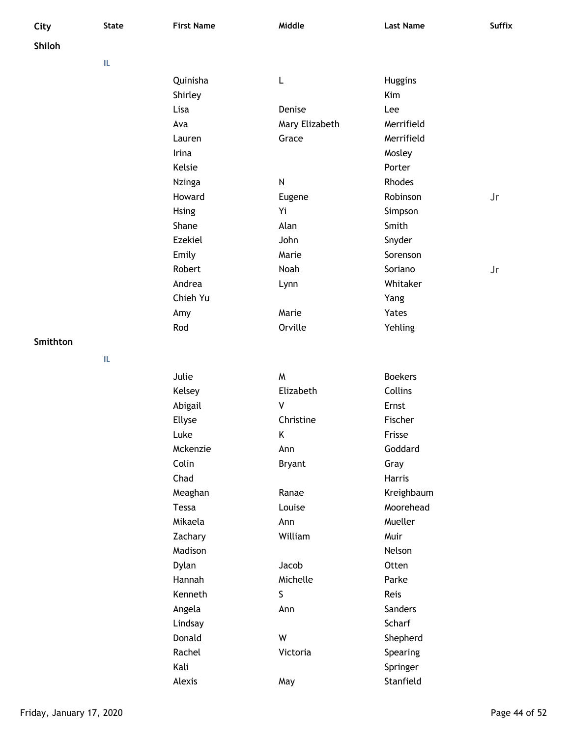| City | State | First Name | Middle | Last Name | Suffix |
|---|---|---|---|---|---|
| **Shiloh** | | | | | |
| | **IL** | | | | |
| | | Quinisha | L | Huggins | |
| | | Shirley | | Kim | |
| | | Lisa | Denise | Lee | |
| | | Ava | Mary Elizabeth | Merrifield | |
| | | Lauren | Grace | Merrifield | |
| | | Irina | | Mosley | |
| | | Kelsie | | Porter | |
| | | Nzinga | N | Rhodes | |
| | | Howard | Eugene | Robinson | Jr |
| | | Hsing | Yi | Simpson | |
| | | Shane | Alan | Smith | |
| | | Ezekiel | John | Snyder | |
| | | Emily | Marie | Sorenson | |
| | | Robert | Noah | Soriano | Jr |
| | | Andrea | Lynn | Whitaker | |
| | | Chieh Yu | | Yang | |
| | | Amy | Marie | Yates | |
| | | Rod | Orville | Yehling | |
| **Smithton** | | | | | |
| | **IL** | | | | |
| | | Julie | M | Boekers | |
| | | Kelsey | Elizabeth | Collins | |
| | | Abigail | V | Ernst | |
| | | Ellyse | Christine | Fischer | |
| | | Luke | K | Frisse | |
| | | Mckenzie | Ann | Goddard | |
| | | Colin | Bryant | Gray | |
| | | Chad | | Harris | |
| | | Meaghan | Ranae | Kreighbaum | |
| | | Tessa | Louise | Moorehead | |
| | | Mikaela | Ann | Mueller | |
| | | Zachary | William | Muir | |
| | | Madison | | Nelson | |
| | | Dylan | Jacob | Otten | |
| | | Hannah | Michelle | Parke | |
| | | Kenneth | S | Reis | |
| | | Angela | Ann | Sanders | |
| | | Lindsay | | Scharf | |
| | | Donald | W | Shepherd | |
| | | Rachel | Victoria | Spearing | |
| | | Kali | | Springer | |
| | | Alexis | May | Stanfield | |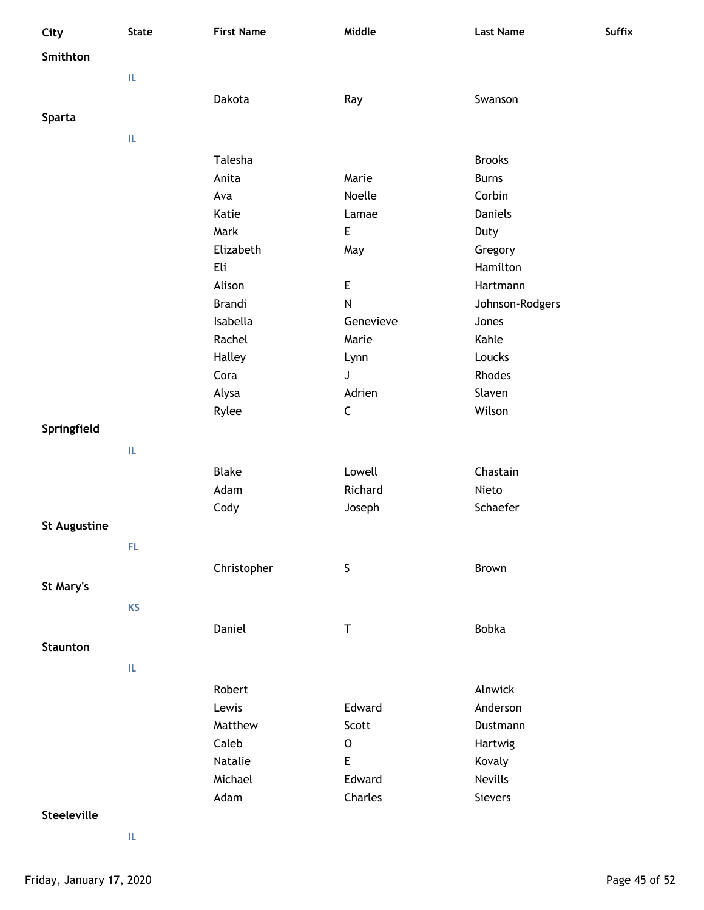| City | State | First Name | Middle | Last Name | Suffix |
| --- | --- | --- | --- | --- | --- |
| **Smithton** | | | | | |
| | **IL** | | | | |
| | | Dakota | Ray | Swanson | |
| **Sparta** | | | | | |
| | **IL** | | | | |
| | | Talesha | | Brooks | |
| | | Anita | Marie | Burns | |
| | | Ava | Noelle | Corbin | |
| | | Katie | Lamae | Daniels | |
| | | Mark | E | Duty | |
| | | Elizabeth | May | Gregory | |
| | | Eli | | Hamilton | |
| | | Alison | E | Hartmann | |
| | | Brandi | N | Johnson-Rodgers | |
| | | Isabella | Genevieve | Jones | |
| | | Rachel | Marie | Kahle | |
| | | Halley | Lynn | Loucks | |
| | | Cora | J | Rhodes | |
| | | Alysa | Adrien | Slaven | |
| | | Rylee | C | Wilson | |
| **Springfield** | | | | | |
| | **IL** | | | | |
| | | Blake | Lowell | Chastain | |
| | | Adam | Richard | Nieto | |
| | | Cody | Joseph | Schaefer | |
| **St Augustine** | | | | | |
| | **FL** | | | | |
| | | Christopher | S | Brown | |
| **St Mary's** | | | | | |
| | **KS** | | | | |
| | | Daniel | T | Bobka | |
| **Staunton** | | | | | |
| | **IL** | | | | |
| | | Robert | | Alnwick | |
| | | Lewis | Edward | Anderson | |
| | | Matthew | Scott | Dustmann | |
| | | Caleb | O | Hartwig | |
| | | Natalie | E | Kovaly | |
| | | Michael | Edward | Nevills | |
| | | Adam | Charles | Sievers | |
| **Steeleville** | | | | | |
| | **IL** | | | | |

Friday, January 17, 2020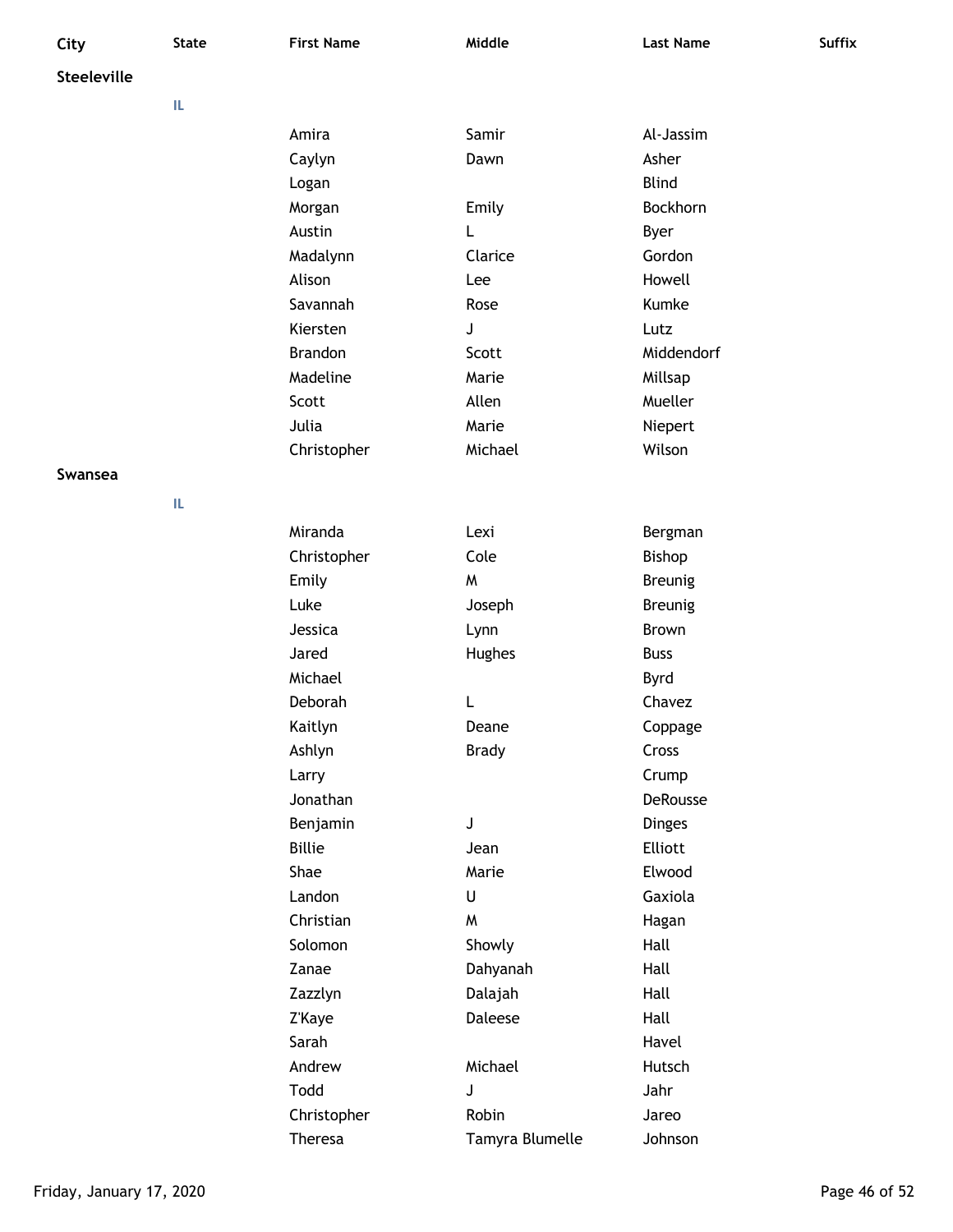| City | State | First Name | Middle | Last Name | Suffix |
|---|---|---|---|---|---|
| Steeleville | | | | | |
| | IL | | | | |
| | | Amira | Samir | Al-Jassim | |
| | | Caylyn | Dawn | Asher | |
| | | Logan | | Blind | |
| | | Morgan | Emily | Bockhorn | |
| | | Austin | L | Byer | |
| | | Madalynn | Clarice | Gordon | |
| | | Alison | Lee | Howell | |
| | | Savannah | Rose | Kumke | |
| | | Kiersten | J | Lutz | |
| | | Brandon | Scott | Middendorf | |
| | | Madeline | Marie | Millsap | |
| | | Scott | Allen | Mueller | |
| | | Julia | Marie | Niepert | |
| | | Christopher | Michael | Wilson | |
| Swansea | | | | | |
| | IL | | | | |
| | | Miranda | Lexi | Bergman | |
| | | Christopher | Cole | Bishop | |
| | | Emily | M | Breunig | |
| | | Luke | Joseph | Breunig | |
| | | Jessica | Lynn | Brown | |
| | | Jared | Hughes | Buss | |
| | | Michael | | Byrd | |
| | | Deborah | L | Chavez | |
| | | Kaitlyn | Deane | Coppage | |
| | | Ashlyn | Brady | Cross | |
| | | Larry | | Crump | |
| | | Jonathan | | DeRousse | |
| | | Benjamin | J | Dinges | |
| | | Billie | Jean | Elliott | |
| | | Shae | Marie | Elwood | |
| | | Landon | U | Gaxiola | |
| | | Christian | M | Hagan | |
| | | Solomon | Showly | Hall | |
| | | Zanae | Dahyanah | Hall | |
| | | Zazzlyn | Dalajah | Hall | |
| | | Z'Kaye | Daleese | Hall | |
| | | Sarah | | Havel | |
| | | Andrew | Michael | Hutsch | |
| | | Todd | J | Jahr | |
| | | Christopher | Robin | Jareo | |
| | | Theresa | Tamyra Blumelle | Johnson | |

Friday, January 17, 2020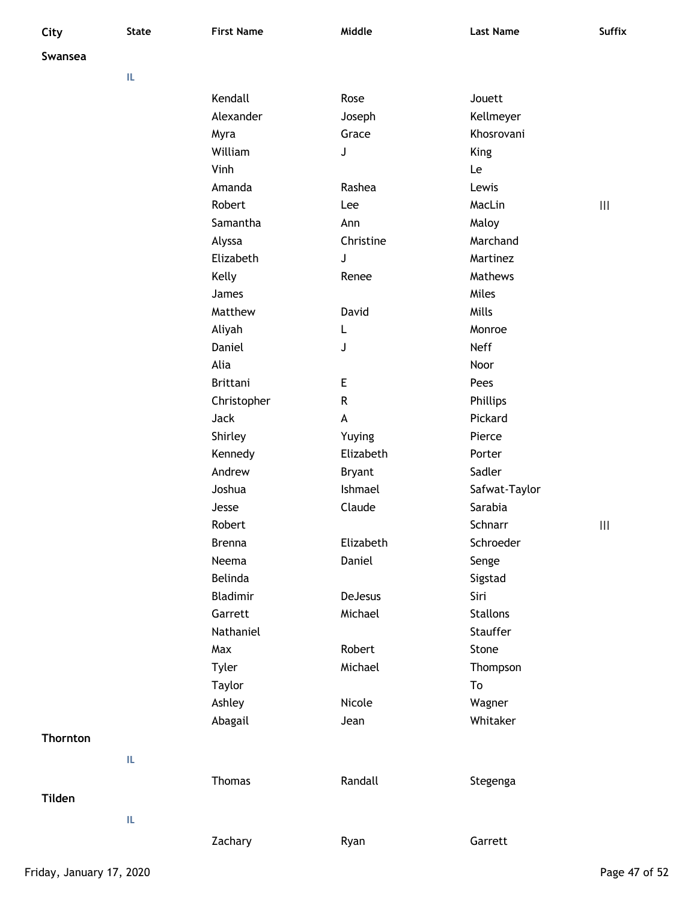| City | State | First Name | Middle | Last Name | Suffix |
|---|---|---|---|---|---|
| **Swansea** | | | | | |
| | IL | | | | |
| | | Kendall | Rose | Jouett | |
| | | Alexander | Joseph | Kellmeyer | |
| | | Myra | Grace | Khosrovani | |
| | | William | J | King | |
| | | Vinh | | Le | |
| | | Amanda | Rashea | Lewis | |
| | | Robert | Lee | MacLin | III |
| | | Samantha | Ann | Maloy | |
| | | Alyssa | Christine | Marchand | |
| | | Elizabeth | J | Martinez | |
| | | Kelly | Renee | Mathews | |
| | | James | | Miles | |
| | | Matthew | David | Mills | |
| | | Aliyah | L | Monroe | |
| | | Daniel | J | Neff | |
| | | Alia | | Noor | |
| | | Brittani | E | Pees | |
| | | Christopher | R | Phillips | |
| | | Jack | A | Pickard | |
| | | Shirley | Yuying | Pierce | |
| | | Kennedy | Elizabeth | Porter | |
| | | Andrew | Bryant | Sadler | |
| | | Joshua | Ishmael | Safwat-Taylor | |
| | | Jesse | Claude | Sarabia | |
| | | Robert | | Schnarr | III |
| | | Brenna | Elizabeth | Schroeder | |
| | | Neema | Daniel | Senge | |
| | | Belinda | | Sigstad | |
| | | Bladimir | DeJesus | Siri | |
| | | Garrett | Michael | Stallons | |
| | | Nathaniel | | Stauffer | |
| | | Max | Robert | Stone | |
| | | Tyler | Michael | Thompson | |
| | | Taylor | | To | |
| | | Ashley | Nicole | Wagner | |
| | | Abagail | Jean | Whitaker | |
| **Thornton** | | | | | |
| | IL | | | | |
| | | Thomas | Randall | Stegenga | |
| **Tilden** | | | | | |
| | IL | | | | |
| | | Zachary | Ryan | Garrett | |

Friday, January 17, 2020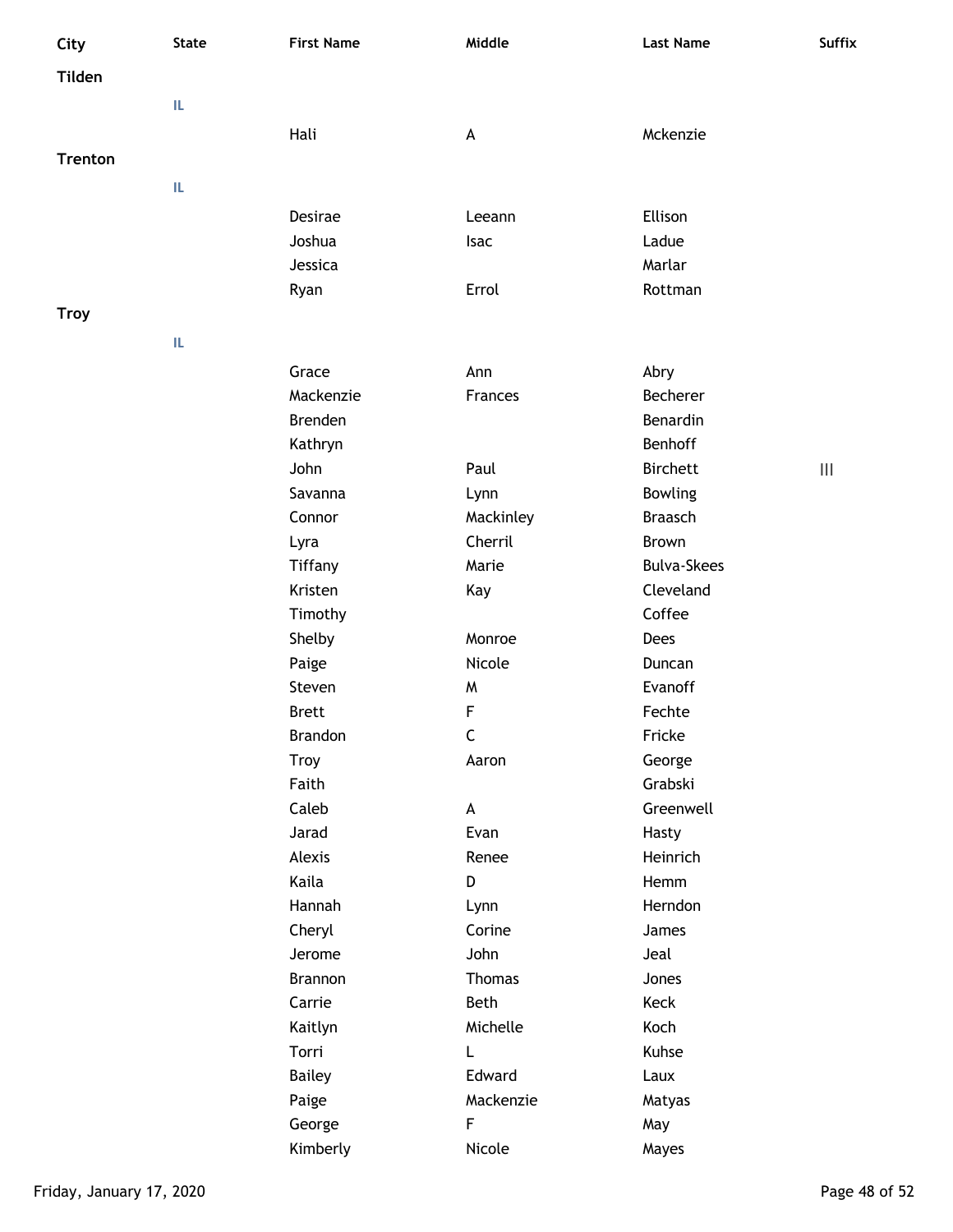| City | State | First Name | Middle | Last Name | Suffix |
|---|---|---|---|---|---|
| **Tilden** | | | | | |
| | **IL** | | | | |
| | | Hali | A | Mckenzie | |
| **Trenton** | | | | | |
| | **IL** | | | | |
| | | Desirae | Leeann | Ellison | |
| | | Joshua | Isac | Ladue | |
| | | Jessica | | Marlar | |
| | | Ryan | Errol | Rottman | |
| **Troy** | | | | | |
| | **IL** | | | | |
| | | Grace | Ann | Abry | |
| | | Mackenzie | Frances | Becherer | |
| | | Brenden | | Benardin | |
| | | Kathryn | | Benhoff | |
| | | John | Paul | Birchett | III |
| | | Savanna | Lynn | Bowling | |
| | | Connor | Mackinley | Braasch | |
| | | Lyra | Cherril | Brown | |
| | | Tiffany | Marie | Bulva-Skees | |
| | | Kristen | Kay | Cleveland | |
| | | Timothy | | Coffee | |
| | | Shelby | Monroe | Dees | |
| | | Paige | Nicole | Duncan | |
| | | Steven | M | Evanoff | |
| | | Brett | F | Fechte | |
| | | Brandon | C | Fricke | |
| | | Troy | Aaron | George | |
| | | Faith | | Grabski | |
| | | Caleb | A | Greenwell | |
| | | Jarad | Evan | Hasty | |
| | | Alexis | Renee | Heinrich | |
| | | Kaila | D | Hemm | |
| | | Hannah | Lynn | Herndon | |
| | | Cheryl | Corine | James | |
| | | Jerome | John | Jeal | |
| | | Brannon | Thomas | Jones | |
| | | Carrie | Beth | Keck | |
| | | Kaitlyn | Michelle | Koch | |
| | | Torri | L | Kuhse | |
| | | Bailey | Edward | Laux | |
| | | Paige | Mackenzie | Matyas | |
| | | George | F | May | |
| | | Kimberly | Nicole | Mayes | |

Friday, January 17, 2020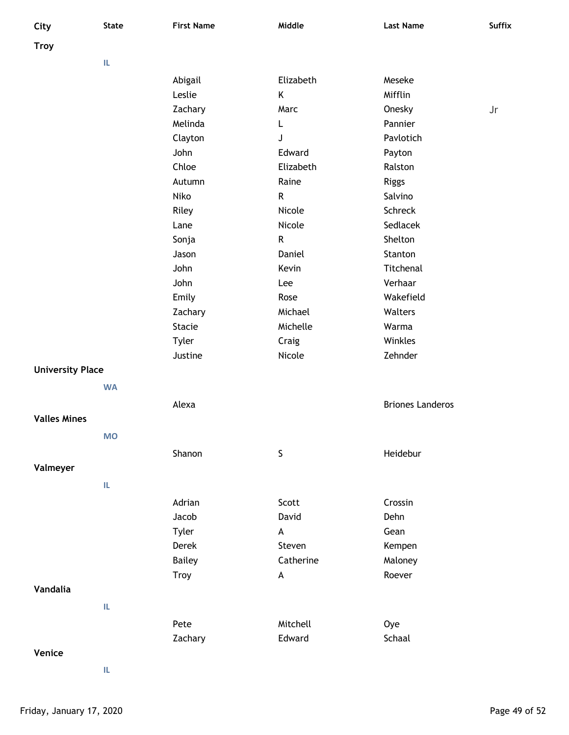| City | State | First Name | Middle | Last Name | Suffix |
|---|---|---|---|---|---|
| **Troy** | | | | | |
| | **IL** | | | | |
| | | Abigail | Elizabeth | Meseke | |
| | | Leslie | K | Mifflin | |
| | | Zachary | Marc | Onesky | Jr |
| | | Melinda | L | Pannier | |
| | | Clayton | J | Pavlotich | |
| | | John | Edward | Payton | |
| | | Chloe | Elizabeth | Ralston | |
| | | Autumn | Raine | Riggs | |
| | | Niko | R | Salvino | |
| | | Riley | Nicole | Schreck | |
| | | Lane | Nicole | Sedlacek | |
| | | Sonja | R | Shelton | |
| | | Jason | Daniel | Stanton | |
| | | John | Kevin | Titchenal | |
| | | John | Lee | Verhaar | |
| | | Emily | Rose | Wakefield | |
| | | Zachary | Michael | Walters | |
| | | Stacie | Michelle | Warma | |
| | | Tyler | Craig | Winkles | |
| | | Justine | Nicole | Zehnder | |
| **University Place** | | | | | |
| | **WA** | | | | |
| | | Alexa | | Briones Landeros | |
| **Valles Mines** | | | | | |
| | **MO** | | | | |
| | | Shanon | S | Heidebur | |
| **Valmeyer** | | | | | |
| | **IL** | | | | |
| | | Adrian | Scott | Crossin | |
| | | Jacob | David | Dehn | |
| | | Tyler | A | Gean | |
| | | Derek | Steven | Kempen | |
| | | Bailey | Catherine | Maloney | |
| | | Troy | A | Roever | |
| **Vandalia** | | | | | |
| | **IL** | | | | |
| | | Pete | Mitchell | Oye | |
| | | Zachary | Edward | Schaal | |
| **Venice** | | | | | |
| | **IL** | | | | |

Friday, January 17, 2020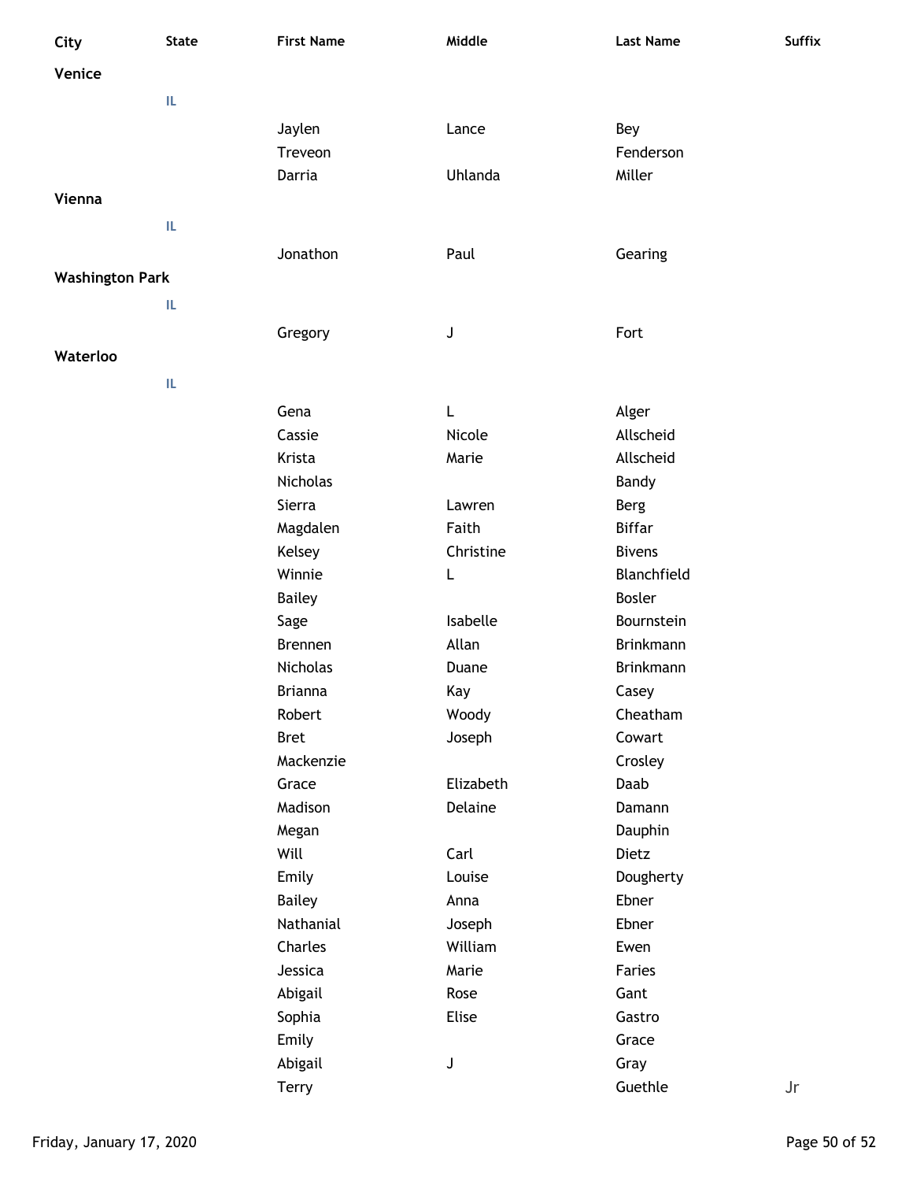| City | State | First Name | Middle | Last Name | Suffix |
|---|---|---|---|---|---|
| **Venice** | | | | | |
| | **IL** | | | | |
| | | Jaylen | Lance | Bey | |
| | | Treveon | | Fenderson | |
| | | Darria | Uhlanda | Miller | |
| **Vienna** | | | | | |
| | **IL** | | | | |
| | | Jonathon | Paul | Gearing | |
| **Washington Park** | | | | | |
| | **IL** | | | | |
| | | Gregory | J | Fort | |
| **Waterloo** | | | | | |
| | **IL** | | | | |
| | | Gena | L | Alger | |
| | | Cassie | Nicole | Allscheid | |
| | | Krista | Marie | Allscheid | |
| | | Nicholas | | Bandy | |
| | | Sierra | Lawren | Berg | |
| | | Magdalen | Faith | Biffar | |
| | | Kelsey | Christine | Bivens | |
| | | Winnie | L | Blanchfield | |
| | | Bailey | | Bosler | |
| | | Sage | Isabelle | Bournstein | |
| | | Brennen | Allan | Brinkmann | |
| | | Nicholas | Duane | Brinkmann | |
| | | Brianna | Kay | Casey | |
| | | Robert | Woody | Cheatham | |
| | | Bret | Joseph | Cowart | |
| | | Mackenzie | | Crosley | |
| | | Grace | Elizabeth | Daab | |
| | | Madison | Delaine | Damann | |
| | | Megan | | Dauphin | |
| | | Will | Carl | Dietz | |
| | | Emily | Louise | Dougherty | |
| | | Bailey | Anna | Ebner | |
| | | Nathanial | Joseph | Ebner | |
| | | Charles | William | Ewen | |
| | | Jessica | Marie | Faries | |
| | | Abigail | Rose | Gant | |
| | | Sophia | Elise | Gastro | |
| | | Emily | | Grace | |
| | | Abigail | J | Gray | |
| | | Terry | | Guethle | Jr |

Friday, January 17, 2020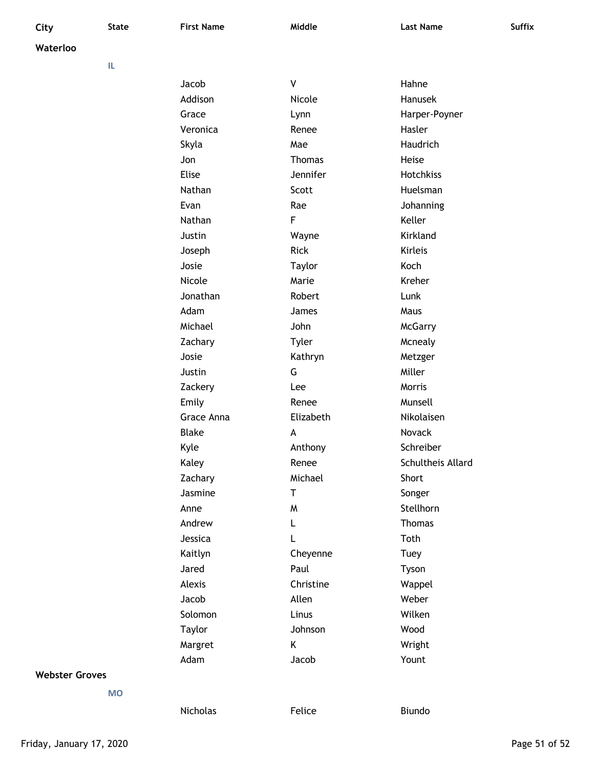| City | State | First Name | Middle | Last Name | Suffix |
|---|---|---|---|---|---|
| **Waterloo** | | | | | |
| | IL | | | | |
| | | Jacob | V | Hahne | |
| | | Addison | Nicole | Hanusek | |
| | | Grace | Lynn | Harper-Poyner | |
| | | Veronica | Renee | Hasler | |
| | | Skyla | Mae | Haudrich | |
| | | Jon | Thomas | Heise | |
| | | Elise | Jennifer | Hotchkiss | |
| | | Nathan | Scott | Huelsman | |
| | | Evan | Rae | Johanning | |
| | | Nathan | F | Keller | |
| | | Justin | Wayne | Kirkland | |
| | | Joseph | Rick | Kirleis | |
| | | Josie | Taylor | Koch | |
| | | Nicole | Marie | Kreher | |
| | | Jonathan | Robert | Lunk | |
| | | Adam | James | Maus | |
| | | Michael | John | McGarry | |
| | | Zachary | Tyler | Mcnealy | |
| | | Josie | Kathryn | Metzger | |
| | | Justin | G | Miller | |
| | | Zackery | Lee | Morris | |
| | | Emily | Renee | Munsell | |
| | | Grace Anna | Elizabeth | Nikolaisen | |
| | | Blake | A | Novack | |
| | | Kyle | Anthony | Schreiber | |
| | | Kaley | Renee | Schultheis Allard | |
| | | Zachary | Michael | Short | |
| | | Jasmine | T | Songer | |
| | | Anne | M | Stellhorn | |
| | | Andrew | L | Thomas | |
| | | Jessica | L | Toth | |
| | | Kaitlyn | Cheyenne | Tuey | |
| | | Jared | Paul | Tyson | |
| | | Alexis | Christine | Wappel | |
| | | Jacob | Allen | Weber | |
| | | Solomon | Linus | Wilken | |
| | | Taylor | Johnson | Wood | |
| | | Margret | K | Wright | |
| | | Adam | Jacob | Yount | |
| **Webster Groves** | | | | | |
| | MO | | | | |
| | | Nicholas | Felice | Biundo | |

Friday, January 17, 2020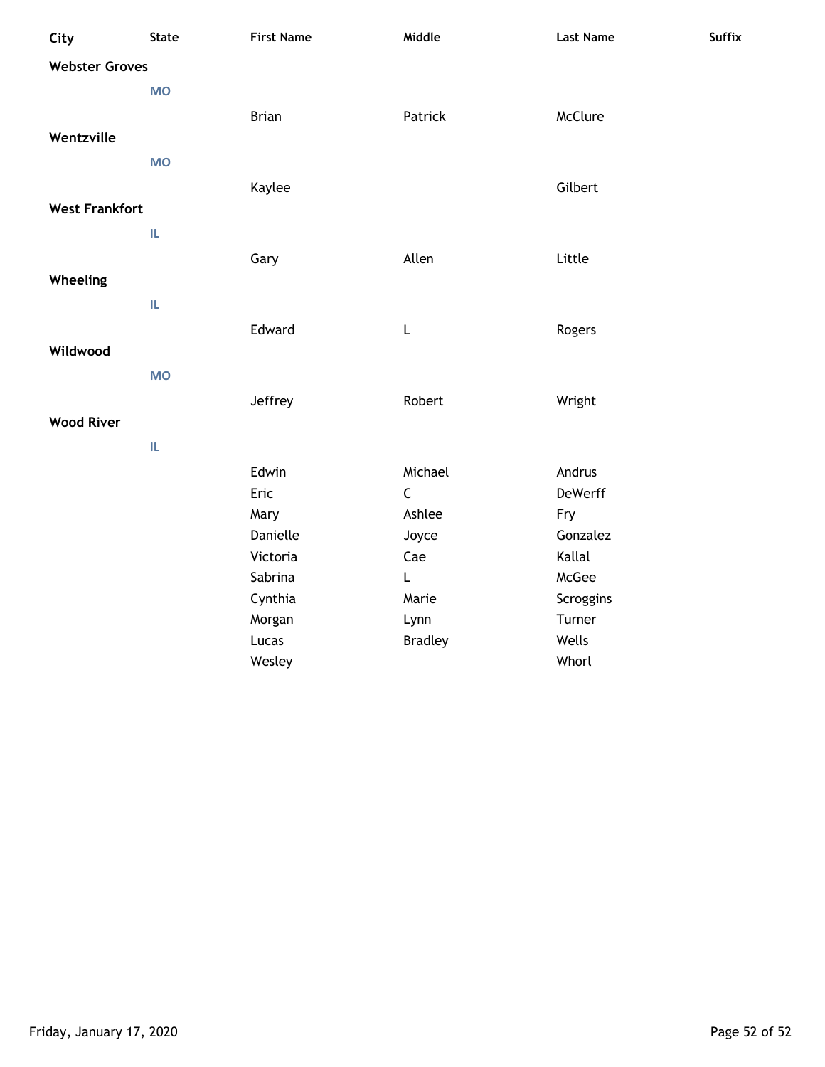| City | State | First Name | Middle | Last Name | Suffix |
|---|---|---|---|---|---|
| **Webster Groves** | | | | | |
| | MO | | | | |
| | | Brian | Patrick | McClure | |
| **Wentzville** | | | | | |
| | MO | | | | |
| | | Kaylee | | Gilbert | |
| **West Frankfort** | | | | | |
| | IL | | | | |
| | | Gary | Allen | Little | |
| **Wheeling** | | | | | |
| | IL | | | | |
| | | Edward | L | Rogers | |
| **Wildwood** | | | | | |
| | MO | | | | |
| | | Jeffrey | Robert | Wright | |
| **Wood River** | | | | | |
| | IL | | | | |
| | | Edwin | Michael | Andrus | |
| | | Eric | C | DeWerff | |
| | | Mary | Ashlee | Fry | |
| | | Danielle | Joyce | Gonzalez | |
| | | Victoria | Cae | Kallal | |
| | | Sabrina | L | McGee | |
| | | Cynthia | Marie | Scroggins | |
| | | Morgan | Lynn | Turner | |
| | | Lucas | Bradley | Wells | |
| | | Wesley | | Whorl | |

Friday, January 17, 2020